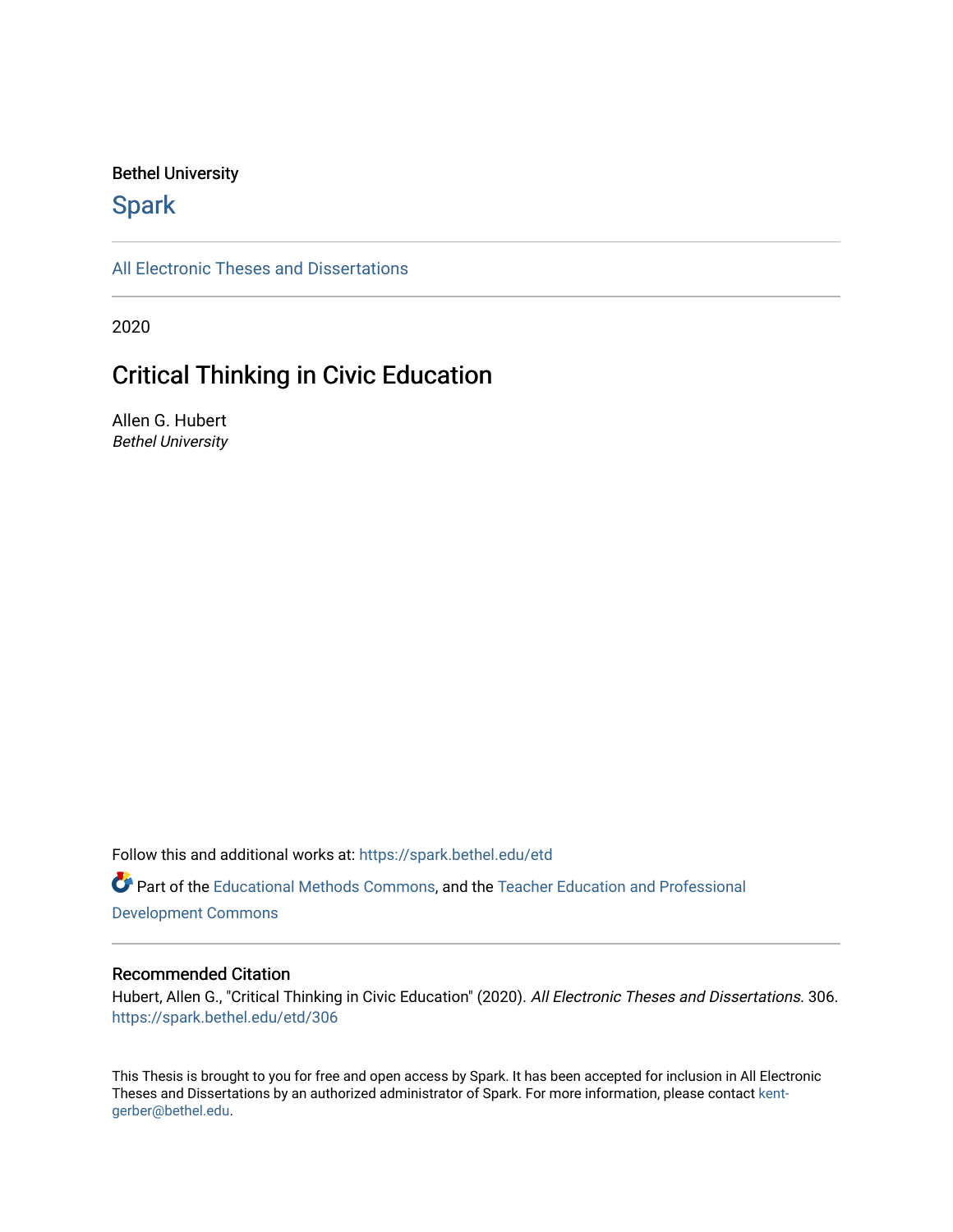Bethel University

# Spark

All Electronic Theses and Dissertations

2020

## Critical Thinking in Civic Education

Allen G. Hubert
*Bethel University*

Follow this and additional works at: https://spark.bethel.edu/etd

Part of the Educational Methods Commons, and the Teacher Education and Professional Development Commons

### Recommended Citation

Hubert, Allen G., "Critical Thinking in Civic Education" (2020). *All Electronic Theses and Dissertations*. 306. https://spark.bethel.edu/etd/306

This Thesis is brought to you for free and open access by Spark. It has been accepted for inclusion in All Electronic Theses and Dissertations by an authorized administrator of Spark. For more information, please contact kent-gerber@bethel.edu.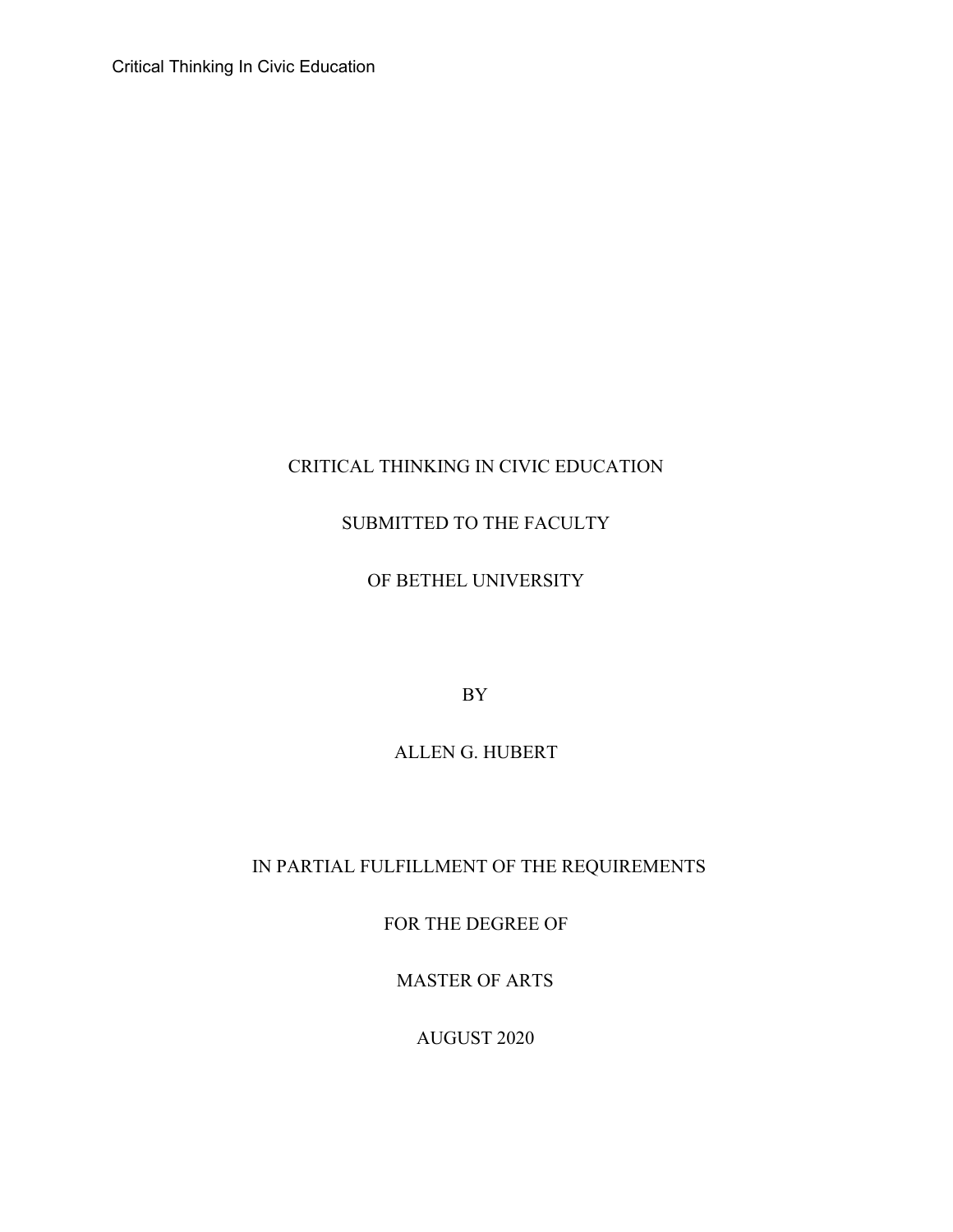CRITICAL THINKING IN CIVIC EDUCATION

SUBMITTED TO THE FACULTY

OF BETHEL UNIVERSITY

BY

ALLEN G. HUBERT

IN PARTIAL FULFILLMENT OF THE REQUIREMENTS

FOR THE DEGREE OF

MASTER OF ARTS

AUGUST 2020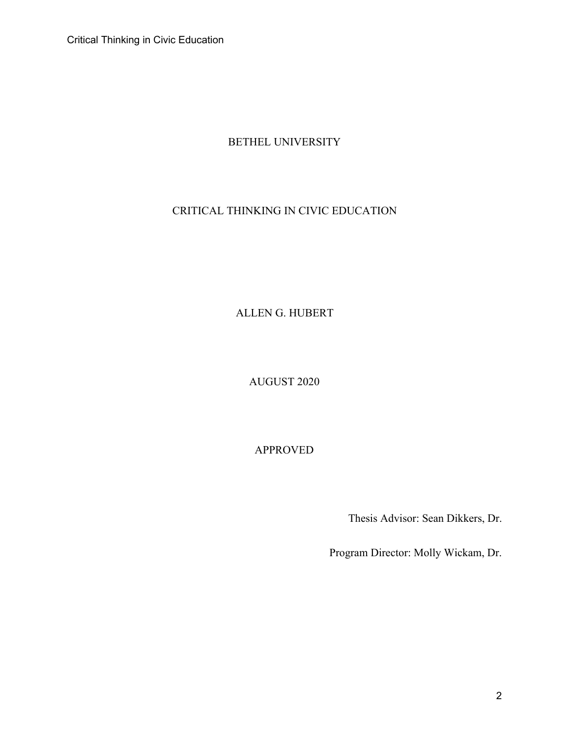BETHEL UNIVERSITY

CRITICAL THINKING IN CIVIC EDUCATION

ALLEN G. HUBERT

AUGUST 2020

APPROVED

Thesis Advisor: Sean Dikkers, Dr.

Program Director: Molly Wickam, Dr.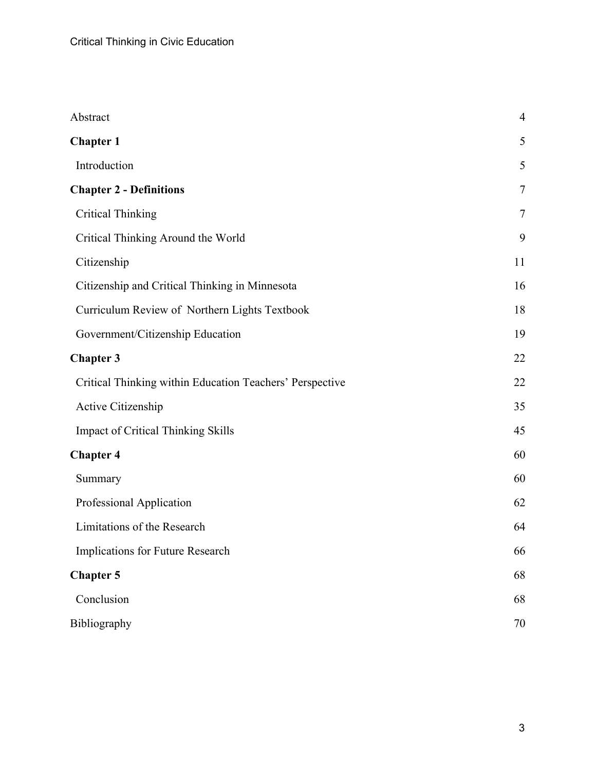| | |
|---|---|
| Abstract | 4 |
| **Chapter 1** | 5 |
| Introduction | 5 |
| **Chapter 2 - Definitions** | 7 |
| Critical Thinking | 7 |
| Critical Thinking Around the World | 9 |
| Citizenship | 11 |
| Citizenship and Critical Thinking in Minnesota | 16 |
| Curriculum Review of Northern Lights Textbook | 18 |
| Government/Citizenship Education | 19 |
| **Chapter 3** | 22 |
| Critical Thinking within Education Teachers' Perspective | 22 |
| Active Citizenship | 35 |
| Impact of Critical Thinking Skills | 45 |
| **Chapter 4** | 60 |
| Summary | 60 |
| Professional Application | 62 |
| Limitations of the Research | 64 |
| Implications for Future Research | 66 |
| **Chapter 5** | 68 |
| Conclusion | 68 |
| Bibliography | 70 |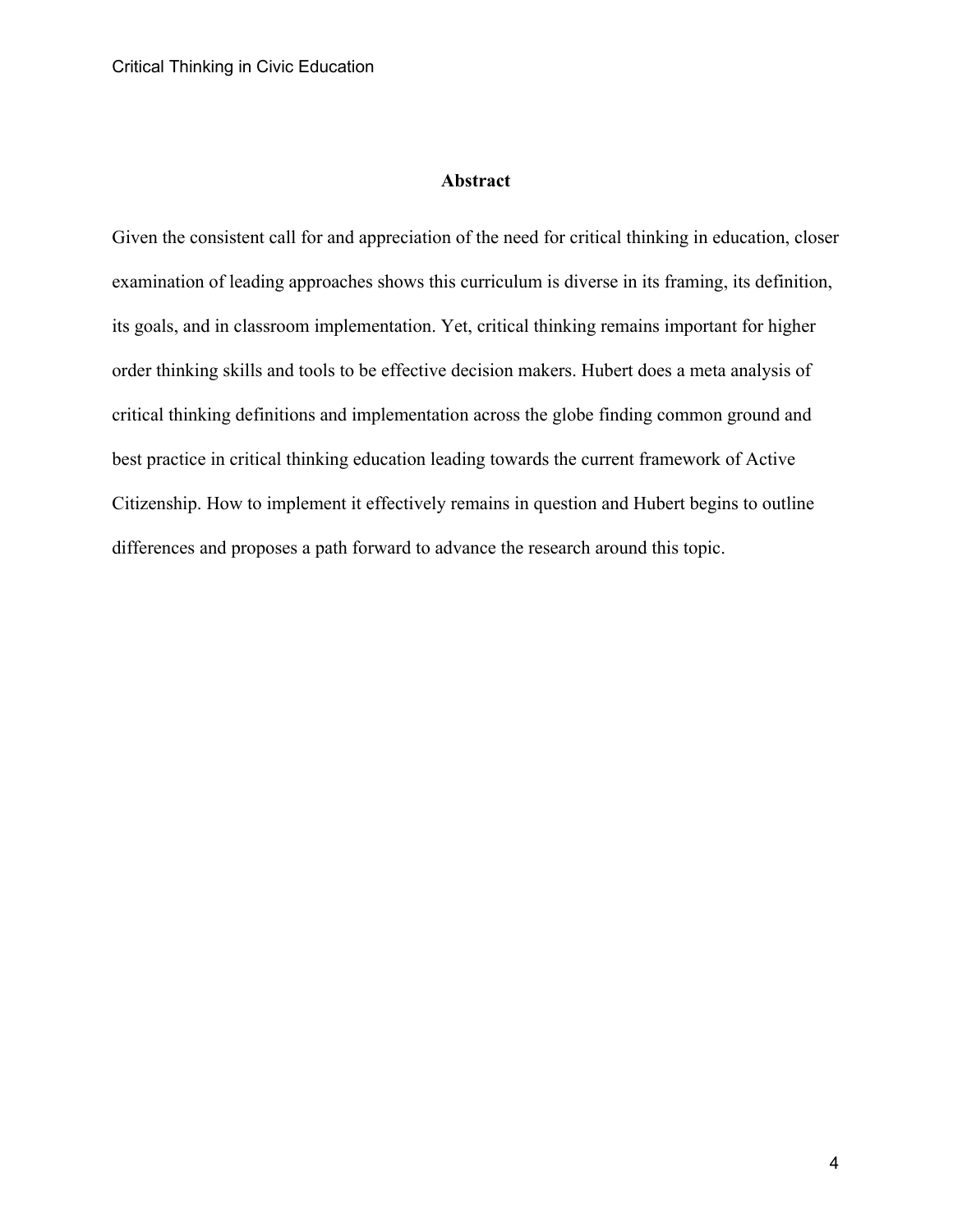## Abstract

Given the consistent call for and appreciation of the need for critical thinking in education, closer examination of leading approaches shows this curriculum is diverse in its framing, its definition, its goals, and in classroom implementation. Yet, critical thinking remains important for higher order thinking skills and tools to be effective decision makers. Hubert does a meta analysis of critical thinking definitions and implementation across the globe finding common ground and best practice in critical thinking education leading towards the current framework of Active Citizenship. How to implement it effectively remains in question and Hubert begins to outline differences and proposes a path forward to advance the research around this topic.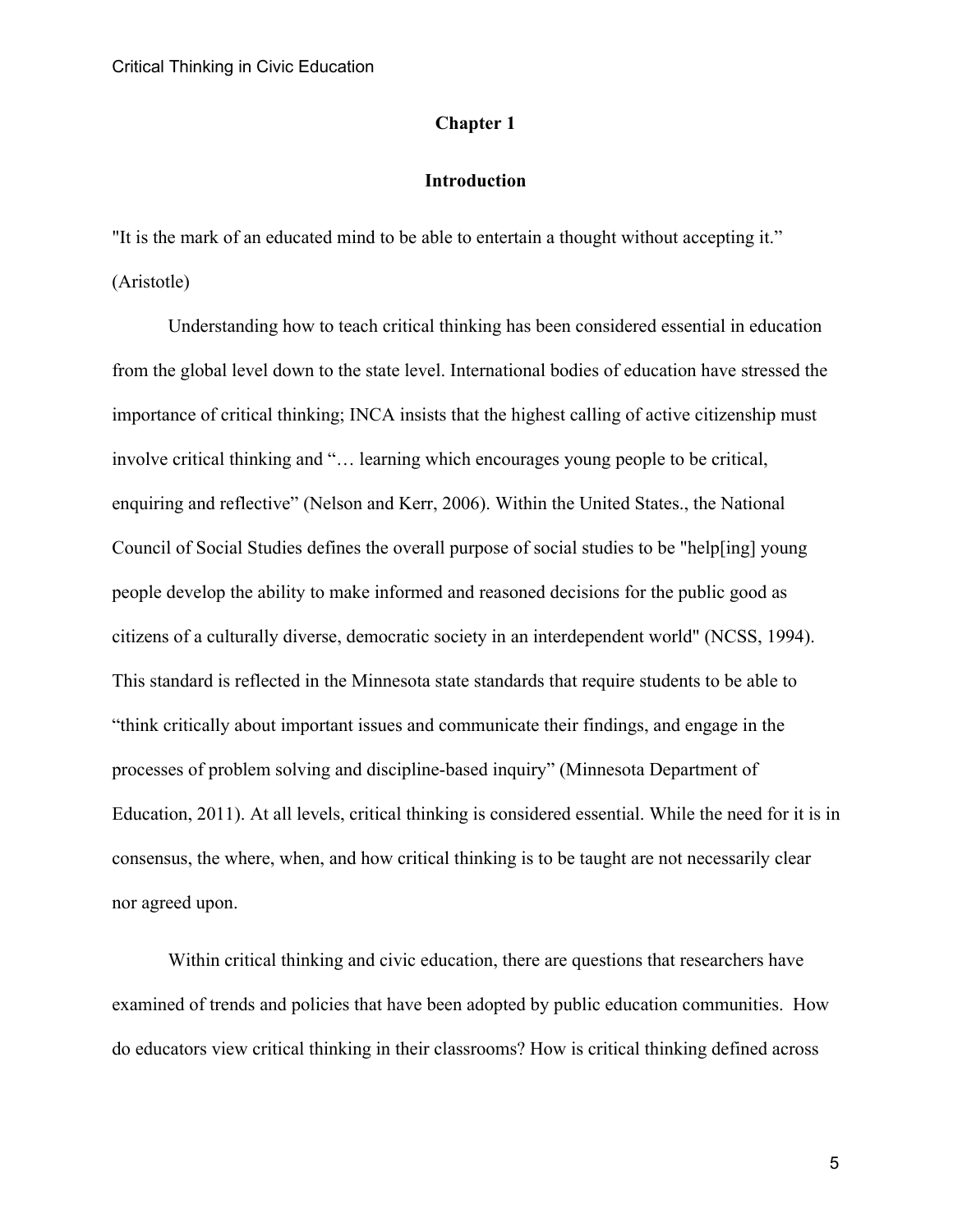# Chapter 1

## Introduction

"It is the mark of an educated mind to be able to entertain a thought without accepting it." (Aristotle)

Understanding how to teach critical thinking has been considered essential in education from the global level down to the state level. International bodies of education have stressed the importance of critical thinking; INCA insists that the highest calling of active citizenship must involve critical thinking and "… learning which encourages young people to be critical, enquiring and reflective" (Nelson and Kerr, 2006). Within the United States., the National Council of Social Studies defines the overall purpose of social studies to be "help[ing] young people develop the ability to make informed and reasoned decisions for the public good as citizens of a culturally diverse, democratic society in an interdependent world" (NCSS, 1994). This standard is reflected in the Minnesota state standards that require students to be able to "think critically about important issues and communicate their findings, and engage in the processes of problem solving and discipline-based inquiry" (Minnesota Department of Education, 2011). At all levels, critical thinking is considered essential. While the need for it is in consensus, the where, when, and how critical thinking is to be taught are not necessarily clear nor agreed upon.

Within critical thinking and civic education, there are questions that researchers have examined of trends and policies that have been adopted by public education communities. How do educators view critical thinking in their classrooms? How is critical thinking defined across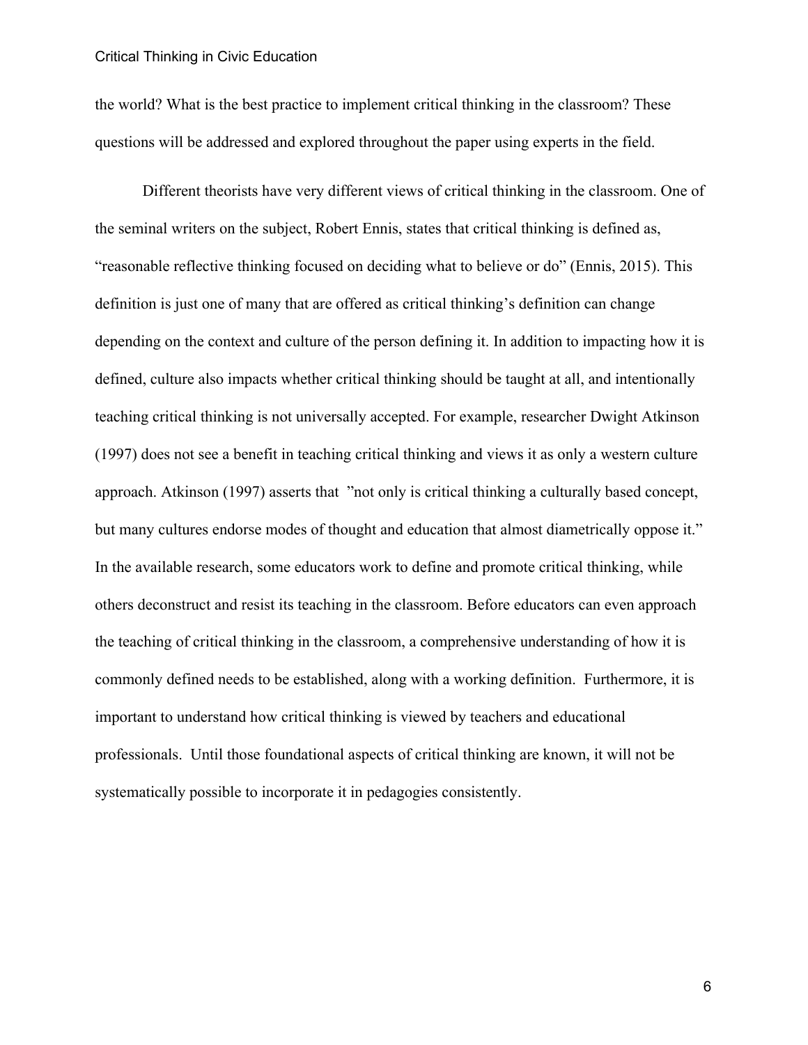the world? What is the best practice to implement critical thinking in the classroom? These questions will be addressed and explored throughout the paper using experts in the field.

Different theorists have very different views of critical thinking in the classroom. One of the seminal writers on the subject, Robert Ennis, states that critical thinking is defined as, "reasonable reflective thinking focused on deciding what to believe or do" (Ennis, 2015). This definition is just one of many that are offered as critical thinking's definition can change depending on the context and culture of the person defining it. In addition to impacting how it is defined, culture also impacts whether critical thinking should be taught at all, and intentionally teaching critical thinking is not universally accepted. For example, researcher Dwight Atkinson (1997) does not see a benefit in teaching critical thinking and views it as only a western culture approach. Atkinson (1997) asserts that "not only is critical thinking a culturally based concept, but many cultures endorse modes of thought and education that almost diametrically oppose it." In the available research, some educators work to define and promote critical thinking, while others deconstruct and resist its teaching in the classroom. Before educators can even approach the teaching of critical thinking in the classroom, a comprehensive understanding of how it is commonly defined needs to be established, along with a working definition. Furthermore, it is important to understand how critical thinking is viewed by teachers and educational professionals. Until those foundational aspects of critical thinking are known, it will not be systematically possible to incorporate it in pedagogies consistently.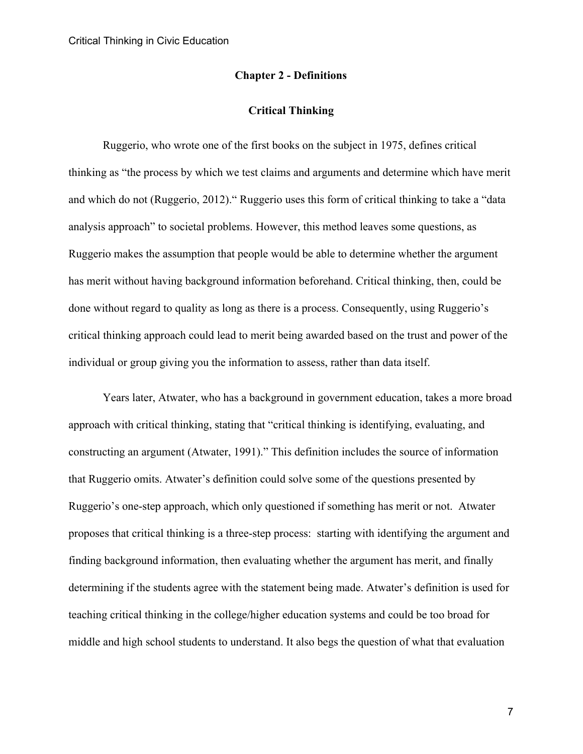## Chapter 2 - Definitions

### Critical Thinking

Ruggerio, who wrote one of the first books on the subject in 1975, defines critical thinking as "the process by which we test claims and arguments and determine which have merit and which do not (Ruggerio, 2012)." Ruggerio uses this form of critical thinking to take a "data analysis approach" to societal problems. However, this method leaves some questions, as Ruggerio makes the assumption that people would be able to determine whether the argument has merit without having background information beforehand. Critical thinking, then, could be done without regard to quality as long as there is a process. Consequently, using Ruggerio's critical thinking approach could lead to merit being awarded based on the trust and power of the individual or group giving you the information to assess, rather than data itself.

Years later, Atwater, who has a background in government education, takes a more broad approach with critical thinking, stating that "critical thinking is identifying, evaluating, and constructing an argument (Atwater, 1991)." This definition includes the source of information that Ruggerio omits. Atwater's definition could solve some of the questions presented by Ruggerio's one-step approach, which only questioned if something has merit or not. Atwater proposes that critical thinking is a three-step process: starting with identifying the argument and finding background information, then evaluating whether the argument has merit, and finally determining if the students agree with the statement being made. Atwater's definition is used for teaching critical thinking in the college/higher education systems and could be too broad for middle and high school students to understand. It also begs the question of what that evaluation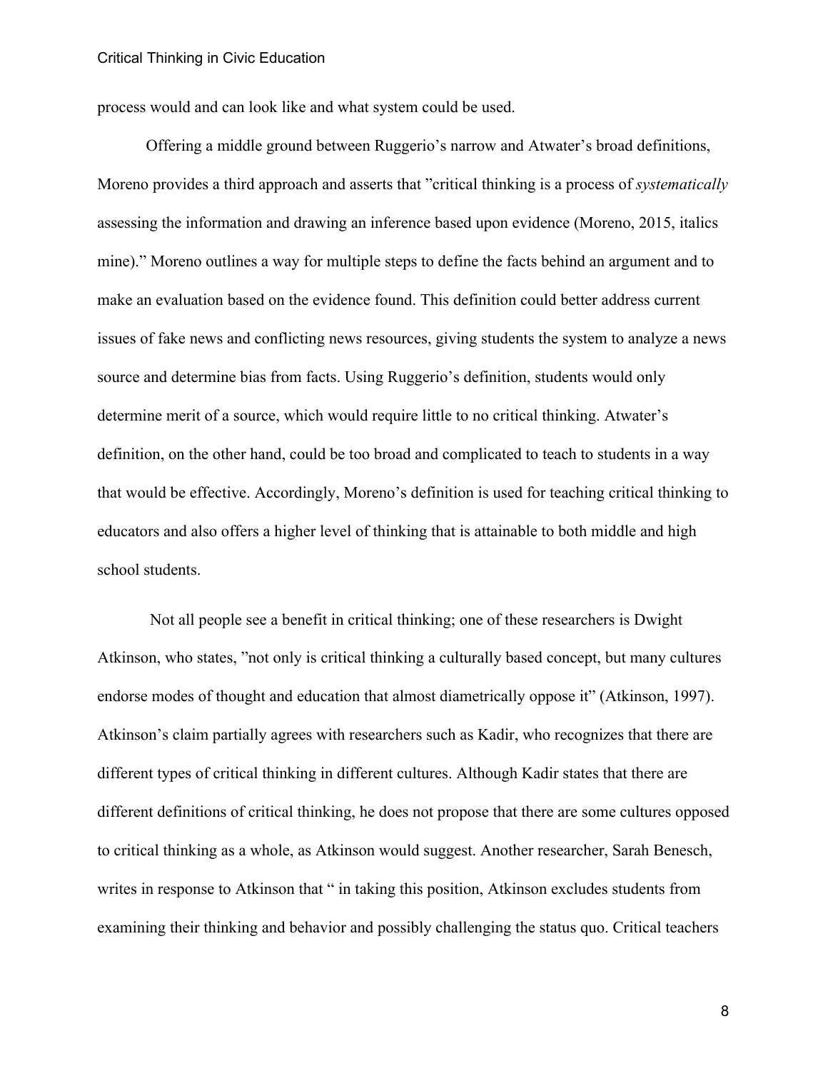process would and can look like and what system could be used.

Offering a middle ground between Ruggerio's narrow and Atwater's broad definitions, Moreno provides a third approach and asserts that "critical thinking is a process of *systematically* assessing the information and drawing an inference based upon evidence (Moreno, 2015, italics mine)." Moreno outlines a way for multiple steps to define the facts behind an argument and to make an evaluation based on the evidence found. This definition could better address current issues of fake news and conflicting news resources, giving students the system to analyze a news source and determine bias from facts. Using Ruggerio's definition, students would only determine merit of a source, which would require little to no critical thinking. Atwater's definition, on the other hand, could be too broad and complicated to teach to students in a way that would be effective. Accordingly, Moreno's definition is used for teaching critical thinking to educators and also offers a higher level of thinking that is attainable to both middle and high school students.

Not all people see a benefit in critical thinking; one of these researchers is Dwight Atkinson, who states, "not only is critical thinking a culturally based concept, but many cultures endorse modes of thought and education that almost diametrically oppose it" (Atkinson, 1997). Atkinson's claim partially agrees with researchers such as Kadir, who recognizes that there are different types of critical thinking in different cultures. Although Kadir states that there are different definitions of critical thinking, he does not propose that there are some cultures opposed to critical thinking as a whole, as Atkinson would suggest. Another researcher, Sarah Benesch, writes in response to Atkinson that " in taking this position, Atkinson excludes students from examining their thinking and behavior and possibly challenging the status quo. Critical teachers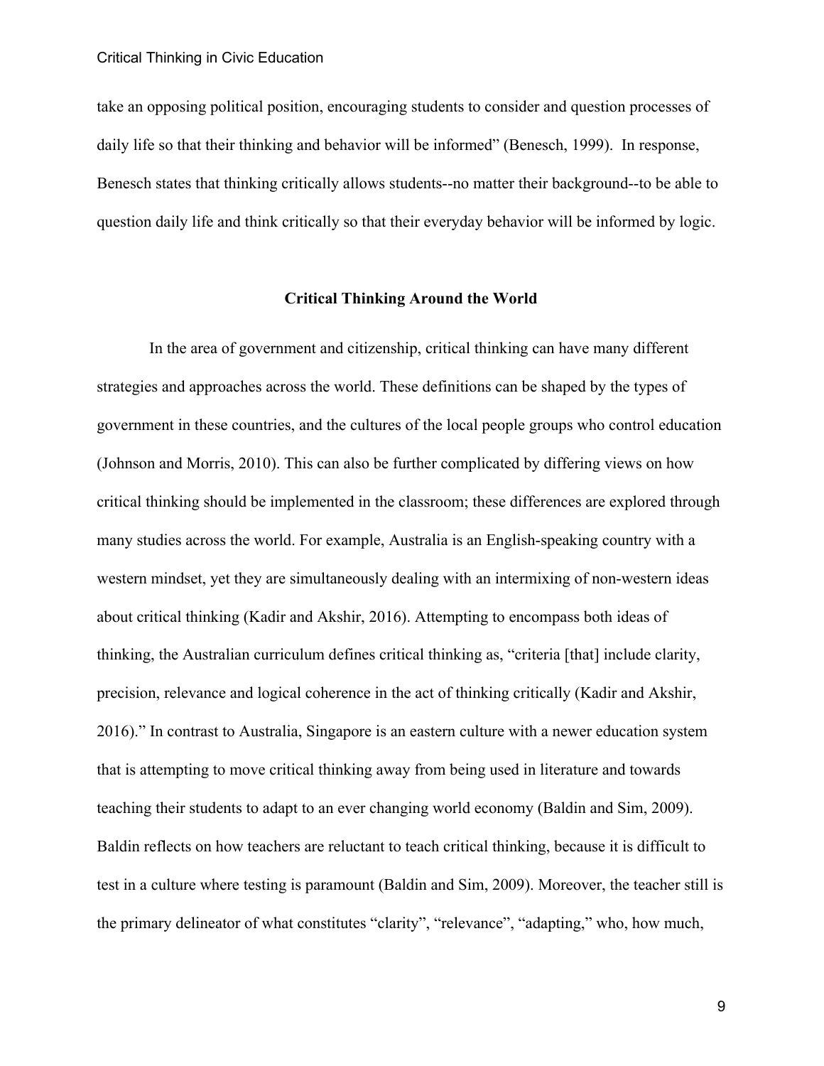take an opposing political position, encouraging students to consider and question processes of daily life so that their thinking and behavior will be informed" (Benesch, 1999). In response, Benesch states that thinking critically allows students--no matter their background--to be able to question daily life and think critically so that their everyday behavior will be informed by logic.

## Critical Thinking Around the World

In the area of government and citizenship, critical thinking can have many different strategies and approaches across the world. These definitions can be shaped by the types of government in these countries, and the cultures of the local people groups who control education (Johnson and Morris, 2010). This can also be further complicated by differing views on how critical thinking should be implemented in the classroom; these differences are explored through many studies across the world. For example, Australia is an English-speaking country with a western mindset, yet they are simultaneously dealing with an intermixing of non-western ideas about critical thinking (Kadir and Akshir, 2016). Attempting to encompass both ideas of thinking, the Australian curriculum defines critical thinking as, "criteria [that] include clarity, precision, relevance and logical coherence in the act of thinking critically (Kadir and Akshir, 2016)." In contrast to Australia, Singapore is an eastern culture with a newer education system that is attempting to move critical thinking away from being used in literature and towards teaching their students to adapt to an ever changing world economy (Baldin and Sim, 2009). Baldin reflects on how teachers are reluctant to teach critical thinking, because it is difficult to test in a culture where testing is paramount (Baldin and Sim, 2009). Moreover, the teacher still is the primary delineator of what constitutes "clarity", "relevance", "adapting," who, how much,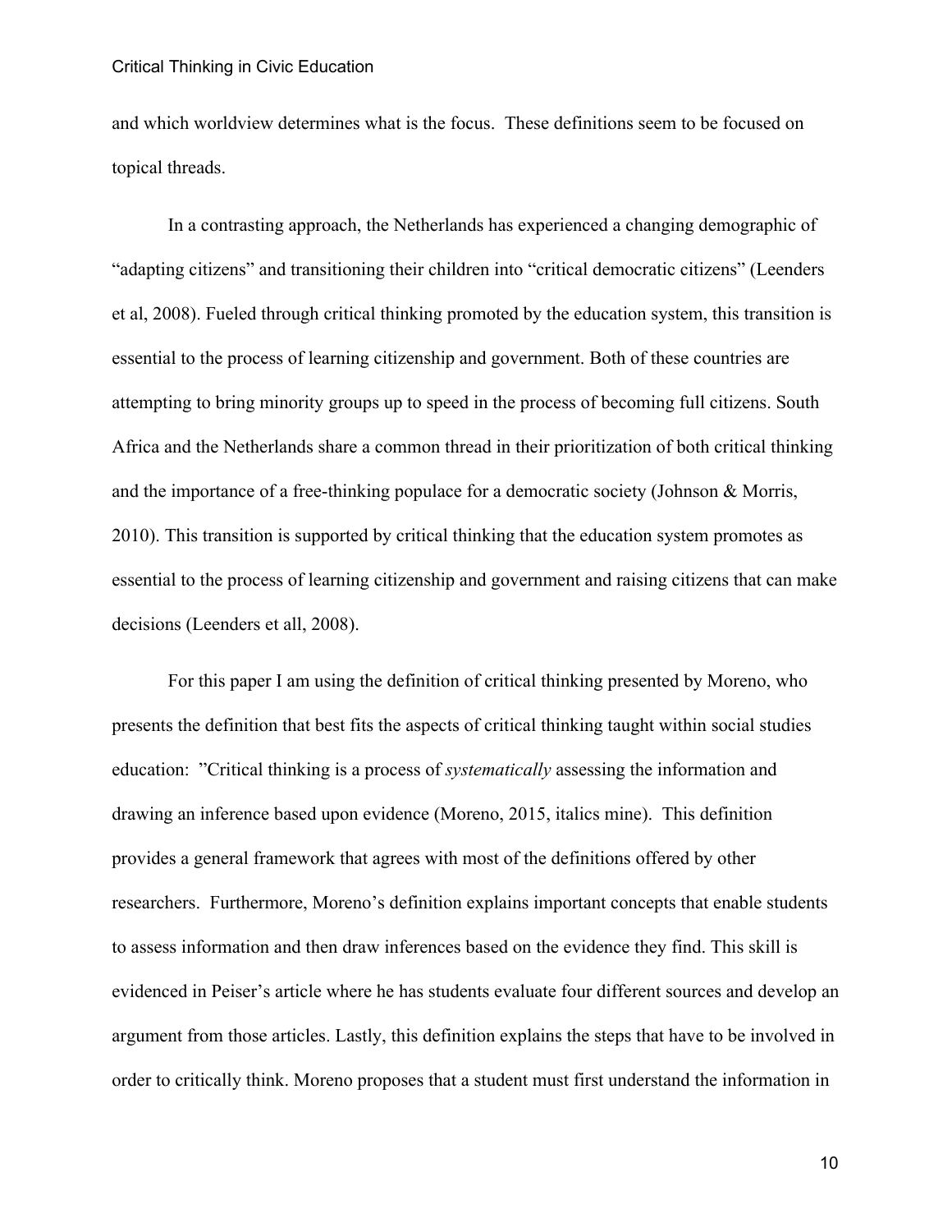and which worldview determines what is the focus.  These definitions seem to be focused on topical threads.

In a contrasting approach, the Netherlands has experienced a changing demographic of "adapting citizens" and transitioning their children into "critical democratic citizens" (Leenders et al, 2008). Fueled through critical thinking promoted by the education system, this transition is essential to the process of learning citizenship and government. Both of these countries are attempting to bring minority groups up to speed in the process of becoming full citizens. South Africa and the Netherlands share a common thread in their prioritization of both critical thinking and the importance of a free-thinking populace for a democratic society (Johnson & Morris, 2010). This transition is supported by critical thinking that the education system promotes as essential to the process of learning citizenship and government and raising citizens that can make decisions (Leenders et all, 2008).

For this paper I am using the definition of critical thinking presented by Moreno, who presents the definition that best fits the aspects of critical thinking taught within social studies education:  "Critical thinking is a process of *systematically* assessing the information and drawing an inference based upon evidence (Moreno, 2015, italics mine).  This definition provides a general framework that agrees with most of the definitions offered by other researchers.  Furthermore, Moreno's definition explains important concepts that enable students to assess information and then draw inferences based on the evidence they find. This skill is evidenced in Peiser's article where he has students evaluate four different sources and develop an argument from those articles. Lastly, this definition explains the steps that have to be involved in order to critically think. Moreno proposes that a student must first understand the information in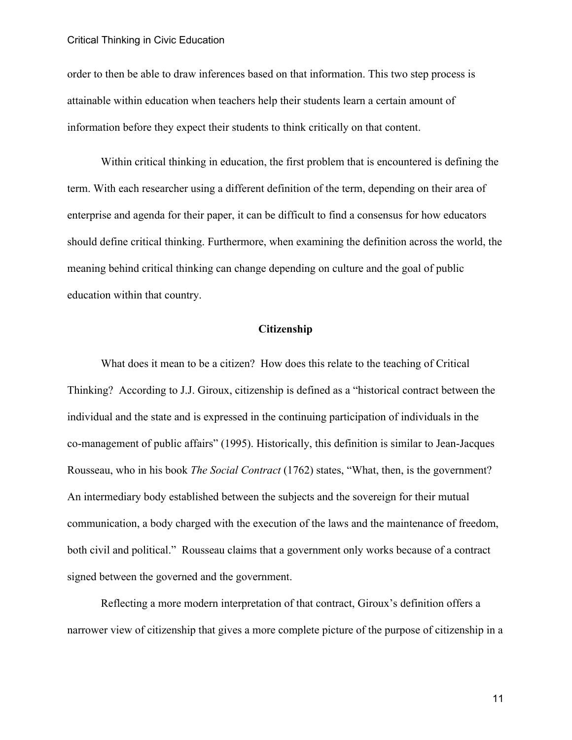order to then be able to draw inferences based on that information. This two step process is attainable within education when teachers help their students learn a certain amount of information before they expect their students to think critically on that content.

Within critical thinking in education, the first problem that is encountered is defining the term. With each researcher using a different definition of the term, depending on their area of enterprise and agenda for their paper, it can be difficult to find a consensus for how educators should define critical thinking. Furthermore, when examining the definition across the world, the meaning behind critical thinking can change depending on culture and the goal of public education within that country.

## Citizenship

What does it mean to be a citizen? How does this relate to the teaching of Critical Thinking? According to J.J. Giroux, citizenship is defined as a "historical contract between the individual and the state and is expressed in the continuing participation of individuals in the co-management of public affairs" (1995). Historically, this definition is similar to Jean-Jacques Rousseau, who in his book *The Social Contract* (1762) states, "What, then, is the government? An intermediary body established between the subjects and the sovereign for their mutual communication, a body charged with the execution of the laws and the maintenance of freedom, both civil and political." Rousseau claims that a government only works because of a contract signed between the governed and the government.

Reflecting a more modern interpretation of that contract, Giroux's definition offers a narrower view of citizenship that gives a more complete picture of the purpose of citizenship in a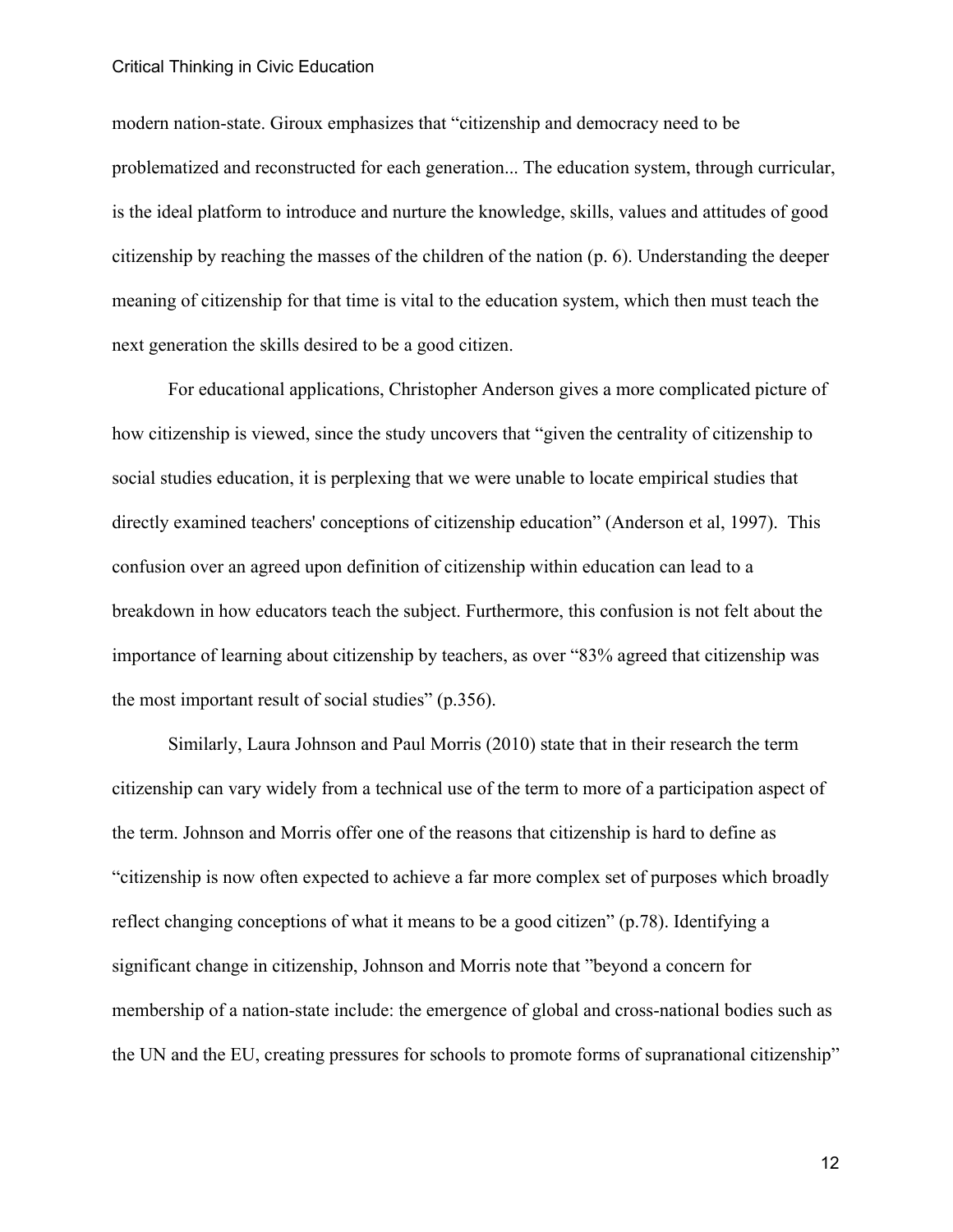modern nation-state. Giroux emphasizes that "citizenship and democracy need to be problematized and reconstructed for each generation... The education system, through curricular, is the ideal platform to introduce and nurture the knowledge, skills, values and attitudes of good citizenship by reaching the masses of the children of the nation (p. 6). Understanding the deeper meaning of citizenship for that time is vital to the education system, which then must teach the next generation the skills desired to be a good citizen.

For educational applications, Christopher Anderson gives a more complicated picture of how citizenship is viewed, since the study uncovers that "given the centrality of citizenship to social studies education, it is perplexing that we were unable to locate empirical studies that directly examined teachers' conceptions of citizenship education" (Anderson et al, 1997). This confusion over an agreed upon definition of citizenship within education can lead to a breakdown in how educators teach the subject. Furthermore, this confusion is not felt about the importance of learning about citizenship by teachers, as over "83% agreed that citizenship was the most important result of social studies" (p.356).

Similarly, Laura Johnson and Paul Morris (2010) state that in their research the term citizenship can vary widely from a technical use of the term to more of a participation aspect of the term. Johnson and Morris offer one of the reasons that citizenship is hard to define as "citizenship is now often expected to achieve a far more complex set of purposes which broadly reflect changing conceptions of what it means to be a good citizen" (p.78). Identifying a significant change in citizenship, Johnson and Morris note that "beyond a concern for membership of a nation-state include: the emergence of global and cross-national bodies such as the UN and the EU, creating pressures for schools to promote forms of supranational citizenship"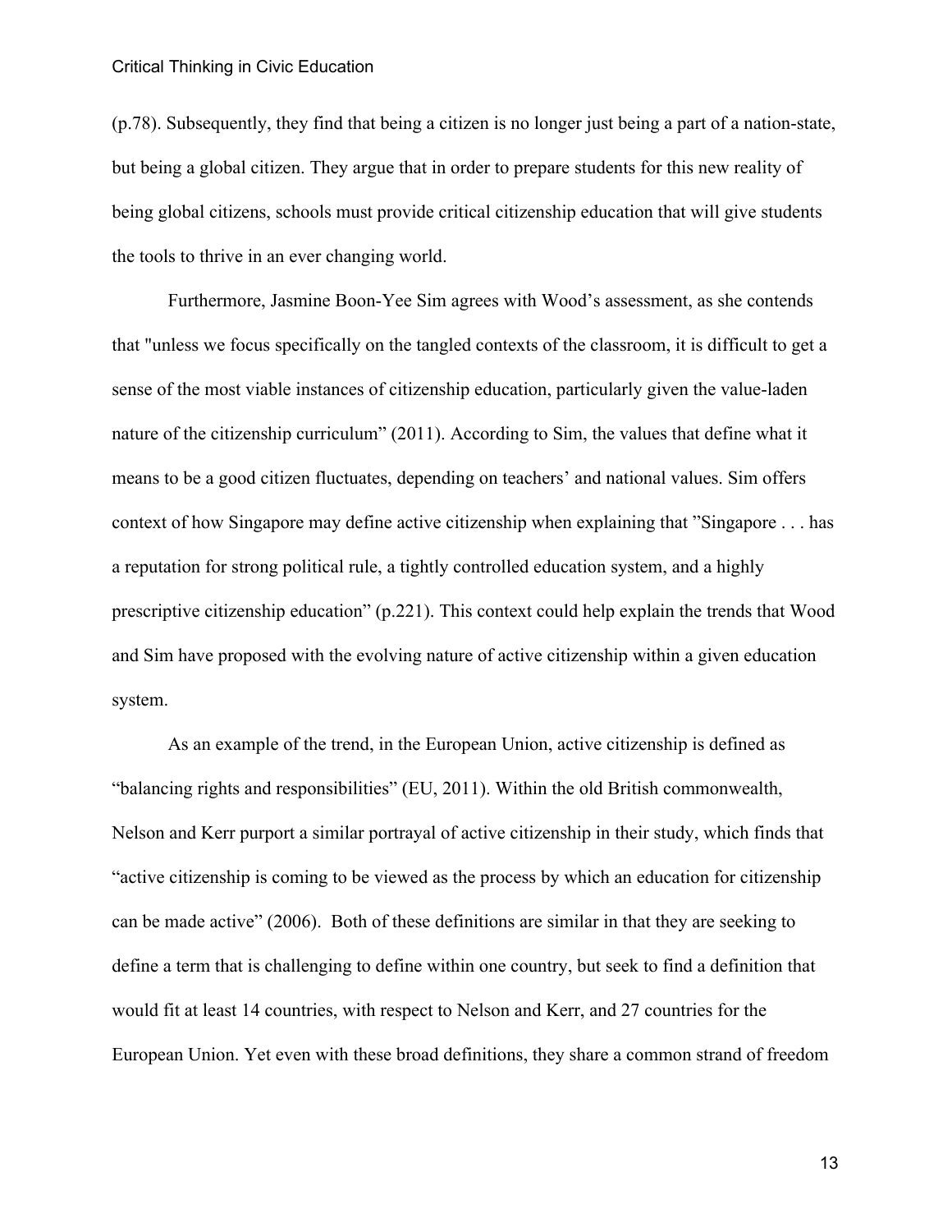(p.78). Subsequently, they find that being a citizen is no longer just being a part of a nation-state, but being a global citizen. They argue that in order to prepare students for this new reality of being global citizens, schools must provide critical citizenship education that will give students the tools to thrive in an ever changing world.

Furthermore, Jasmine Boon-Yee Sim agrees with Wood's assessment, as she contends that "unless we focus specifically on the tangled contexts of the classroom, it is difficult to get a sense of the most viable instances of citizenship education, particularly given the value-laden nature of the citizenship curriculum" (2011). According to Sim, the values that define what it means to be a good citizen fluctuates, depending on teachers' and national values. Sim offers context of how Singapore may define active citizenship when explaining that "Singapore . . . has a reputation for strong political rule, a tightly controlled education system, and a highly prescriptive citizenship education" (p.221). This context could help explain the trends that Wood and Sim have proposed with the evolving nature of active citizenship within a given education system.

As an example of the trend, in the European Union, active citizenship is defined as "balancing rights and responsibilities" (EU, 2011). Within the old British commonwealth, Nelson and Kerr purport a similar portrayal of active citizenship in their study, which finds that "active citizenship is coming to be viewed as the process by which an education for citizenship can be made active" (2006). Both of these definitions are similar in that they are seeking to define a term that is challenging to define within one country, but seek to find a definition that would fit at least 14 countries, with respect to Nelson and Kerr, and 27 countries for the European Union. Yet even with these broad definitions, they share a common strand of freedom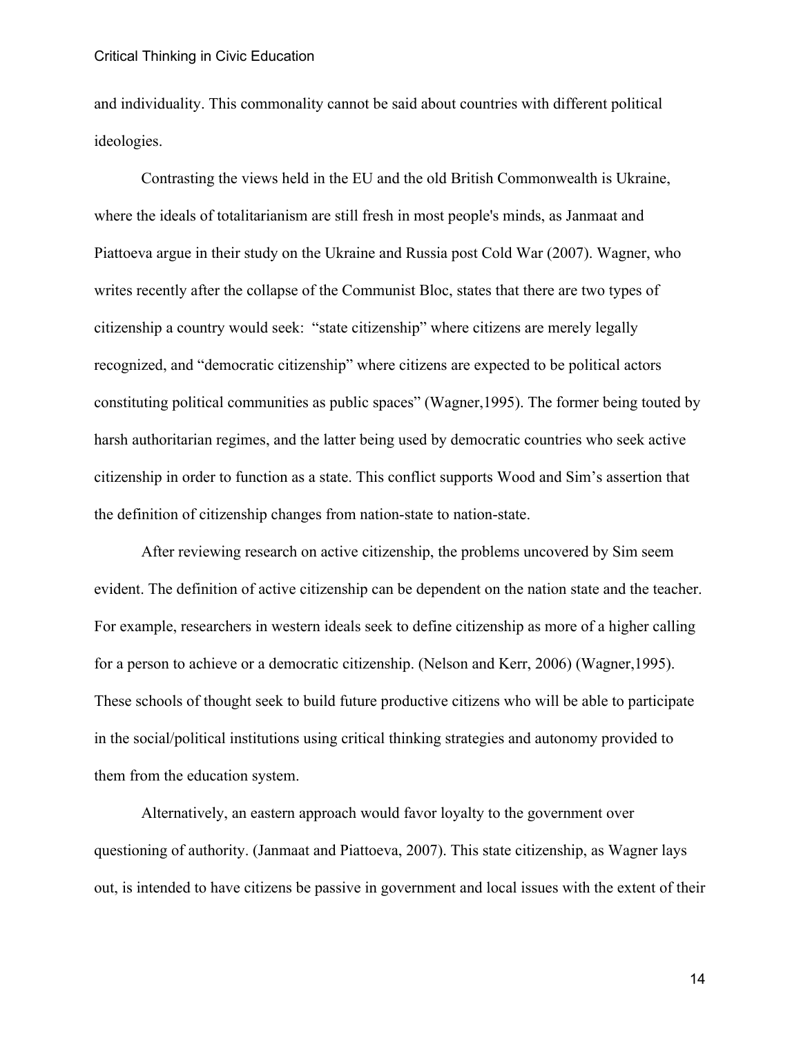and individuality. This commonality cannot be said about countries with different political ideologies.

Contrasting the views held in the EU and the old British Commonwealth is Ukraine, where the ideals of totalitarianism are still fresh in most people's minds, as Janmaat and Piattoeva argue in their study on the Ukraine and Russia post Cold War (2007). Wagner, who writes recently after the collapse of the Communist Bloc, states that there are two types of citizenship a country would seek:  "state citizenship" where citizens are merely legally recognized, and "democratic citizenship" where citizens are expected to be political actors constituting political communities as public spaces" (Wagner,1995). The former being touted by harsh authoritarian regimes, and the latter being used by democratic countries who seek active citizenship in order to function as a state. This conflict supports Wood and Sim's assertion that the definition of citizenship changes from nation-state to nation-state.

After reviewing research on active citizenship, the problems uncovered by Sim seem evident. The definition of active citizenship can be dependent on the nation state and the teacher. For example, researchers in western ideals seek to define citizenship as more of a higher calling for a person to achieve or a democratic citizenship. (Nelson and Kerr, 2006) (Wagner,1995). These schools of thought seek to build future productive citizens who will be able to participate in the social/political institutions using critical thinking strategies and autonomy provided to them from the education system.

Alternatively, an eastern approach would favor loyalty to the government over questioning of authority. (Janmaat and Piattoeva, 2007). This state citizenship, as Wagner lays out, is intended to have citizens be passive in government and local issues with the extent of their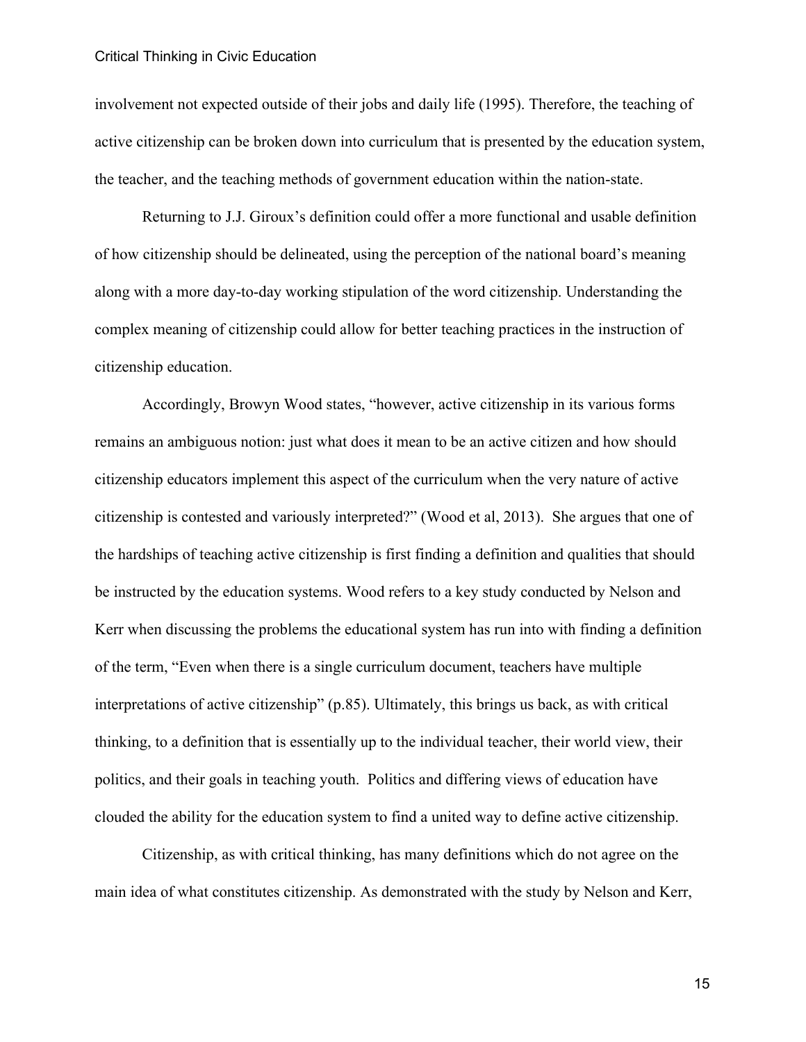involvement not expected outside of their jobs and daily life (1995). Therefore, the teaching of active citizenship can be broken down into curriculum that is presented by the education system, the teacher, and the teaching methods of government education within the nation-state.

Returning to J.J. Giroux's definition could offer a more functional and usable definition of how citizenship should be delineated, using the perception of the national board's meaning along with a more day-to-day working stipulation of the word citizenship. Understanding the complex meaning of citizenship could allow for better teaching practices in the instruction of citizenship education.

Accordingly, Browyn Wood states, "however, active citizenship in its various forms remains an ambiguous notion: just what does it mean to be an active citizen and how should citizenship educators implement this aspect of the curriculum when the very nature of active citizenship is contested and variously interpreted?" (Wood et al, 2013). She argues that one of the hardships of teaching active citizenship is first finding a definition and qualities that should be instructed by the education systems. Wood refers to a key study conducted by Nelson and Kerr when discussing the problems the educational system has run into with finding a definition of the term, "Even when there is a single curriculum document, teachers have multiple interpretations of active citizenship" (p.85). Ultimately, this brings us back, as with critical thinking, to a definition that is essentially up to the individual teacher, their world view, their politics, and their goals in teaching youth. Politics and differing views of education have clouded the ability for the education system to find a united way to define active citizenship.

Citizenship, as with critical thinking, has many definitions which do not agree on the main idea of what constitutes citizenship. As demonstrated with the study by Nelson and Kerr,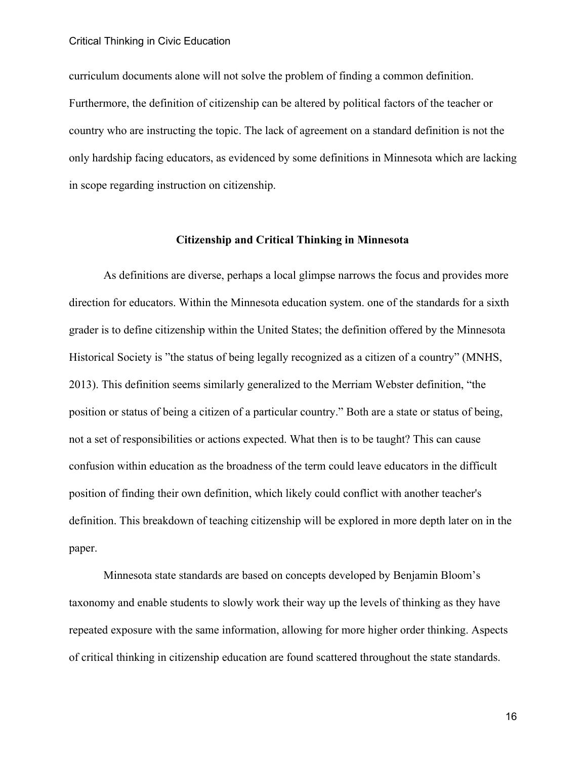curriculum documents alone will not solve the problem of finding a common definition. Furthermore, the definition of citizenship can be altered by political factors of the teacher or country who are instructing the topic. The lack of agreement on a standard definition is not the only hardship facing educators, as evidenced by some definitions in Minnesota which are lacking in scope regarding instruction on citizenship.

## Citizenship and Critical Thinking in Minnesota

As definitions are diverse, perhaps a local glimpse narrows the focus and provides more direction for educators. Within the Minnesota education system. one of the standards for a sixth grader is to define citizenship within the United States; the definition offered by the Minnesota Historical Society is ”the status of being legally recognized as a citizen of a country” (MNHS, 2013). This definition seems similarly generalized to the Merriam Webster definition, “the position or status of being a citizen of a particular country.” Both are a state or status of being, not a set of responsibilities or actions expected. What then is to be taught? This can cause confusion within education as the broadness of the term could leave educators in the difficult position of finding their own definition, which likely could conflict with another teacher's definition. This breakdown of teaching citizenship will be explored in more depth later on in the paper.

Minnesota state standards are based on concepts developed by Benjamin Bloom’s taxonomy and enable students to slowly work their way up the levels of thinking as they have repeated exposure with the same information, allowing for more higher order thinking. Aspects of critical thinking in citizenship education are found scattered throughout the state standards.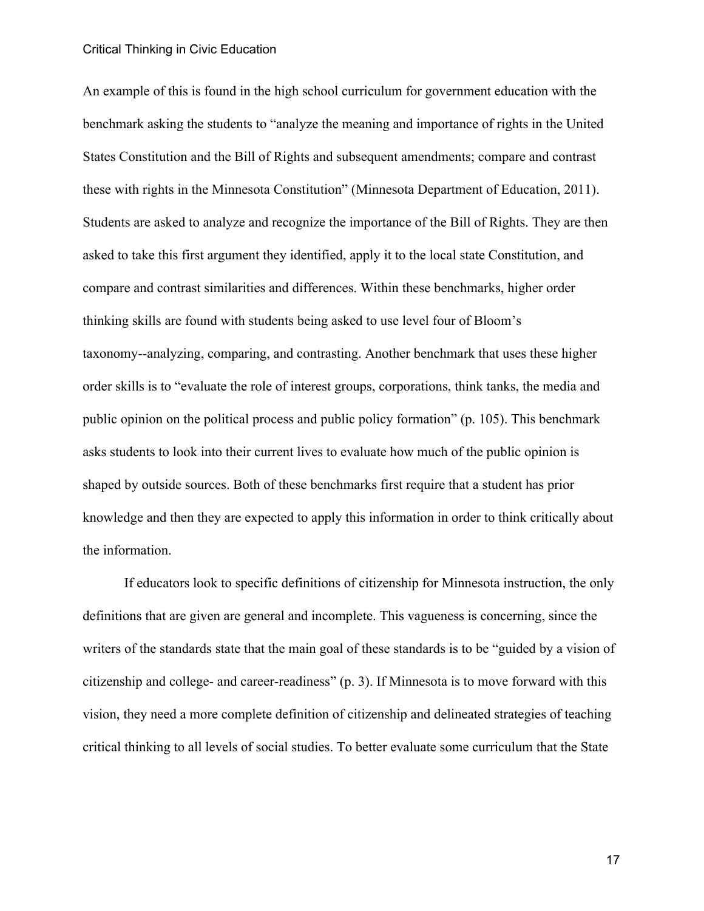An example of this is found in the high school curriculum for government education with the benchmark asking the students to "analyze the meaning and importance of rights in the United States Constitution and the Bill of Rights and subsequent amendments; compare and contrast these with rights in the Minnesota Constitution" (Minnesota Department of Education, 2011). Students are asked to analyze and recognize the importance of the Bill of Rights. They are then asked to take this first argument they identified, apply it to the local state Constitution, and compare and contrast similarities and differences. Within these benchmarks, higher order thinking skills are found with students being asked to use level four of Bloom's taxonomy--analyzing, comparing, and contrasting. Another benchmark that uses these higher order skills is to "evaluate the role of interest groups, corporations, think tanks, the media and public opinion on the political process and public policy formation" (p. 105). This benchmark asks students to look into their current lives to evaluate how much of the public opinion is shaped by outside sources. Both of these benchmarks first require that a student has prior knowledge and then they are expected to apply this information in order to think critically about the information.

If educators look to specific definitions of citizenship for Minnesota instruction, the only definitions that are given are general and incomplete. This vagueness is concerning, since the writers of the standards state that the main goal of these standards is to be "guided by a vision of citizenship and college- and career-readiness" (p. 3). If Minnesota is to move forward with this vision, they need a more complete definition of citizenship and delineated strategies of teaching critical thinking to all levels of social studies. To better evaluate some curriculum that the State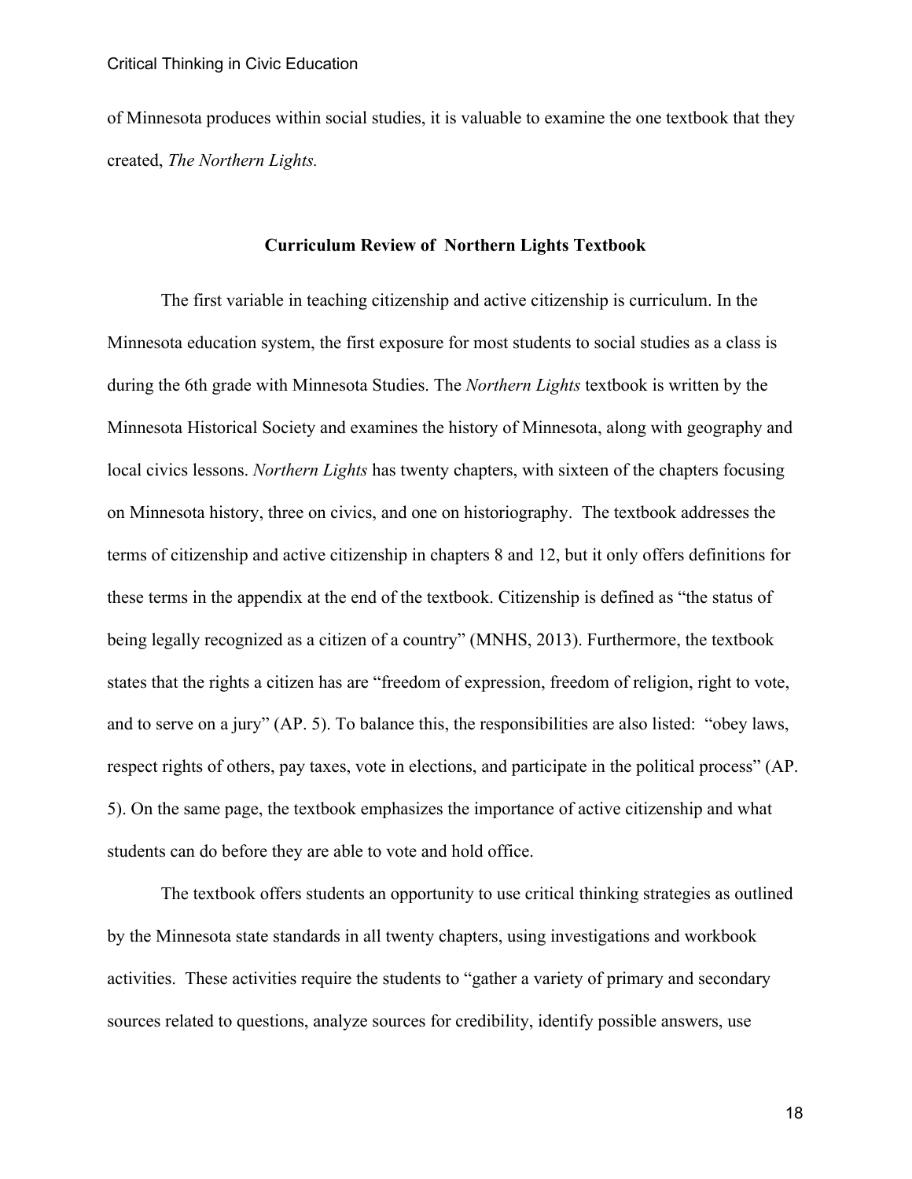of Minnesota produces within social studies, it is valuable to examine the one textbook that they created, *The Northern Lights.*

## Curriculum Review of Northern Lights Textbook

The first variable in teaching citizenship and active citizenship is curriculum. In the Minnesota education system, the first exposure for most students to social studies as a class is during the 6th grade with Minnesota Studies. The *Northern Lights* textbook is written by the Minnesota Historical Society and examines the history of Minnesota, along with geography and local civics lessons. *Northern Lights* has twenty chapters, with sixteen of the chapters focusing on Minnesota history, three on civics, and one on historiography. The textbook addresses the terms of citizenship and active citizenship in chapters 8 and 12, but it only offers definitions for these terms in the appendix at the end of the textbook. Citizenship is defined as "the status of being legally recognized as a citizen of a country" (MNHS, 2013). Furthermore, the textbook states that the rights a citizen has are "freedom of expression, freedom of religion, right to vote, and to serve on a jury" (AP. 5). To balance this, the responsibilities are also listed: "obey laws, respect rights of others, pay taxes, vote in elections, and participate in the political process" (AP. 5). On the same page, the textbook emphasizes the importance of active citizenship and what students can do before they are able to vote and hold office.

The textbook offers students an opportunity to use critical thinking strategies as outlined by the Minnesota state standards in all twenty chapters, using investigations and workbook activities. These activities require the students to "gather a variety of primary and secondary sources related to questions, analyze sources for credibility, identify possible answers, use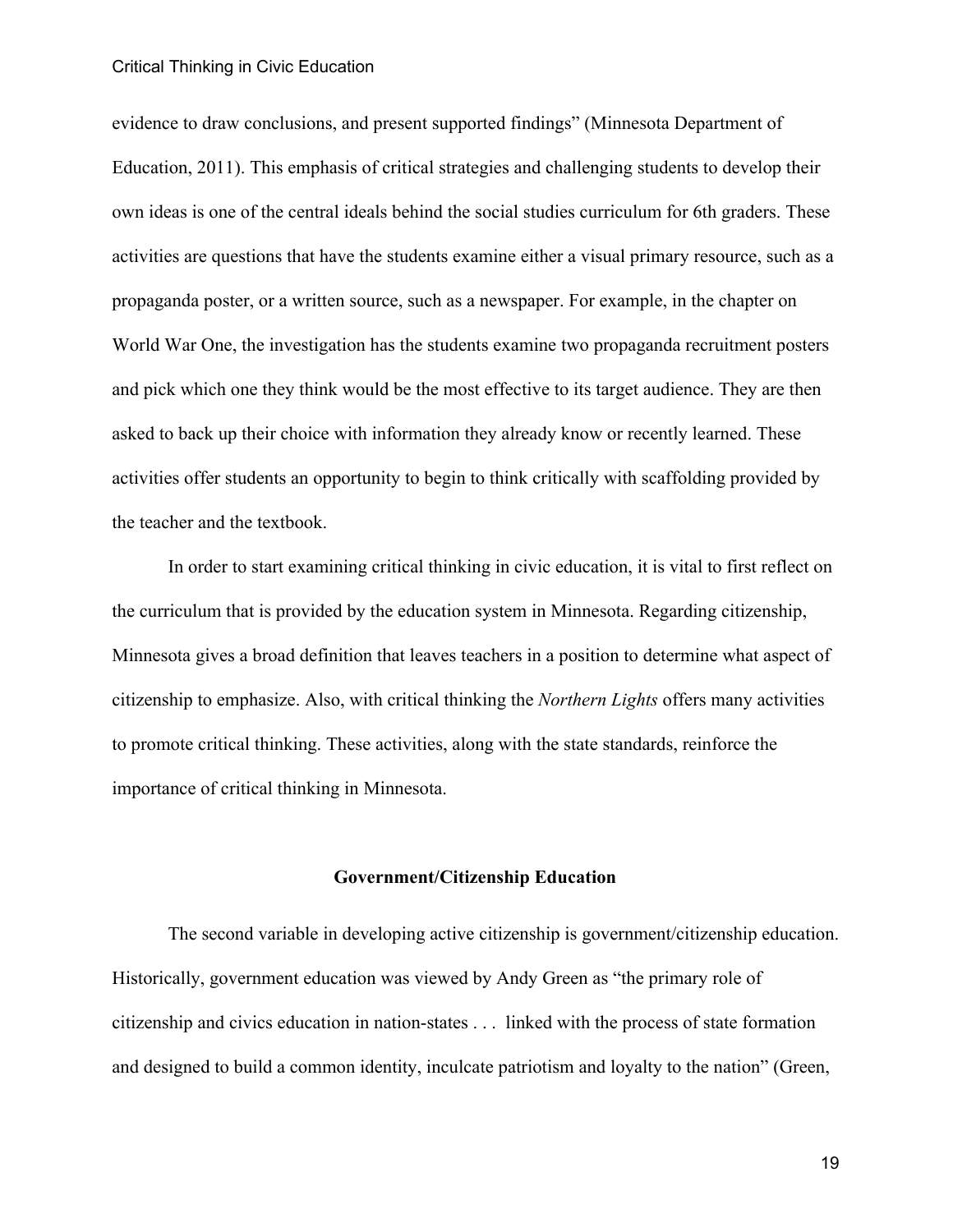evidence to draw conclusions, and present supported findings" (Minnesota Department of Education, 2011). This emphasis of critical strategies and challenging students to develop their own ideas is one of the central ideals behind the social studies curriculum for 6th graders. These activities are questions that have the students examine either a visual primary resource, such as a propaganda poster, or a written source, such as a newspaper. For example, in the chapter on World War One, the investigation has the students examine two propaganda recruitment posters and pick which one they think would be the most effective to its target audience. They are then asked to back up their choice with information they already know or recently learned. These activities offer students an opportunity to begin to think critically with scaffolding provided by the teacher and the textbook.

In order to start examining critical thinking in civic education, it is vital to first reflect on the curriculum that is provided by the education system in Minnesota. Regarding citizenship, Minnesota gives a broad definition that leaves teachers in a position to determine what aspect of citizenship to emphasize. Also, with critical thinking the *Northern Lights* offers many activities to promote critical thinking. These activities, along with the state standards, reinforce the importance of critical thinking in Minnesota.

## Government/Citizenship Education

The second variable in developing active citizenship is government/citizenship education. Historically, government education was viewed by Andy Green as "the primary role of citizenship and civics education in nation-states . . . linked with the process of state formation and designed to build a common identity, inculcate patriotism and loyalty to the nation" (Green,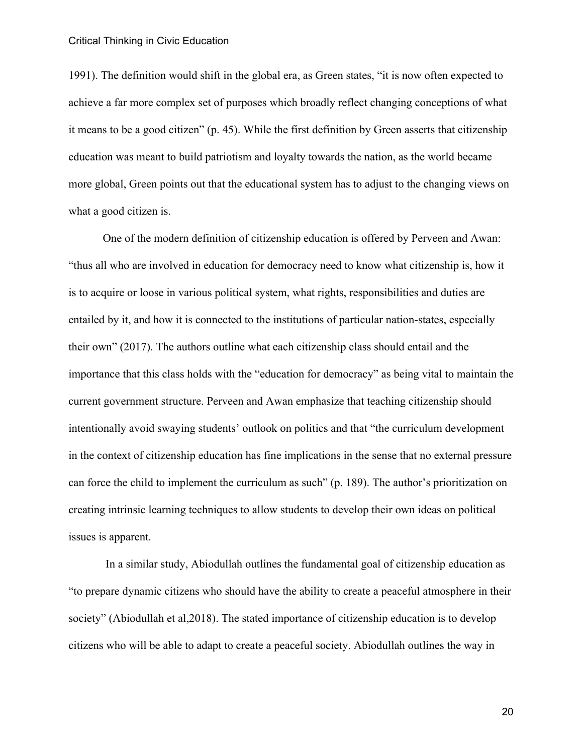1991). The definition would shift in the global era, as Green states, "it is now often expected to achieve a far more complex set of purposes which broadly reflect changing conceptions of what it means to be a good citizen" (p. 45). While the first definition by Green asserts that citizenship education was meant to build patriotism and loyalty towards the nation, as the world became more global, Green points out that the educational system has to adjust to the changing views on what a good citizen is.

One of the modern definition of citizenship education is offered by Perveen and Awan: "thus all who are involved in education for democracy need to know what citizenship is, how it is to acquire or loose in various political system, what rights, responsibilities and duties are entailed by it, and how it is connected to the institutions of particular nation-states, especially their own" (2017). The authors outline what each citizenship class should entail and the importance that this class holds with the "education for democracy" as being vital to maintain the current government structure. Perveen and Awan emphasize that teaching citizenship should intentionally avoid swaying students' outlook on politics and that "the curriculum development in the context of citizenship education has fine implications in the sense that no external pressure can force the child to implement the curriculum as such" (p. 189). The author's prioritization on creating intrinsic learning techniques to allow students to develop their own ideas on political issues is apparent.

In a similar study, Abiodullah outlines the fundamental goal of citizenship education as "to prepare dynamic citizens who should have the ability to create a peaceful atmosphere in their society" (Abiodullah et al,2018). The stated importance of citizenship education is to develop citizens who will be able to adapt to create a peaceful society. Abiodullah outlines the way in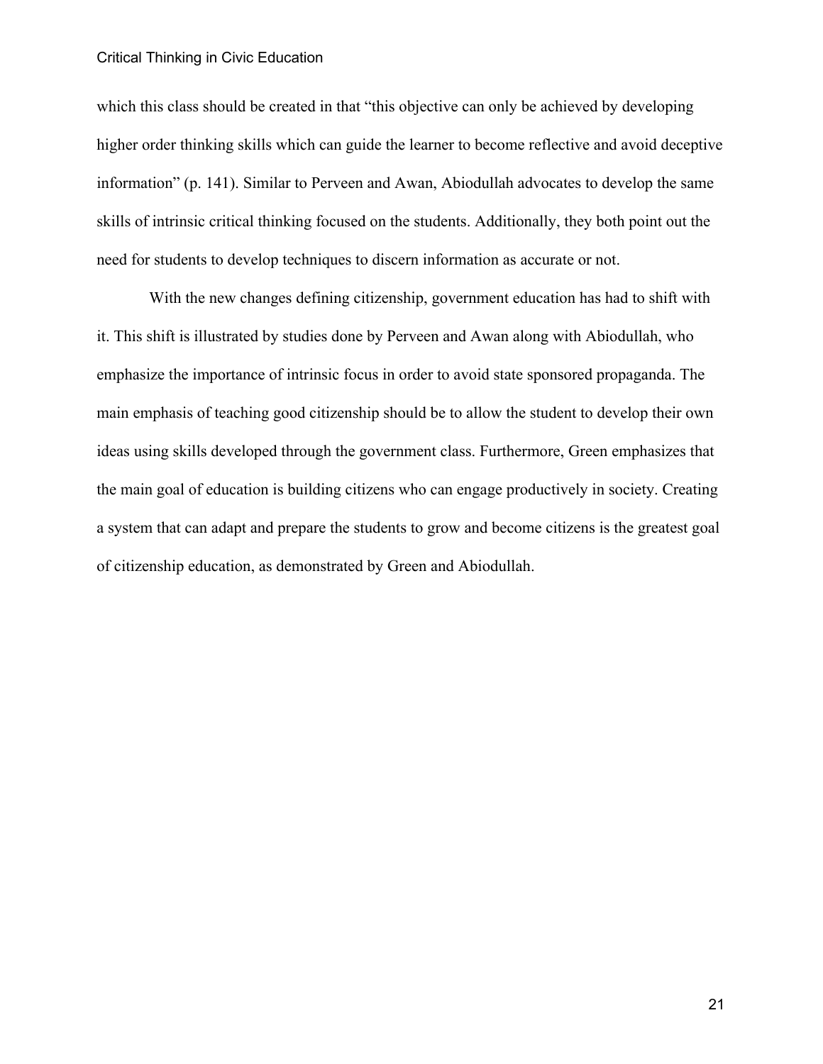which this class should be created in that "this objective can only be achieved by developing higher order thinking skills which can guide the learner to become reflective and avoid deceptive information" (p. 141). Similar to Perveen and Awan, Abiodullah advocates to develop the same skills of intrinsic critical thinking focused on the students. Additionally, they both point out the need for students to develop techniques to discern information as accurate or not.

With the new changes defining citizenship, government education has had to shift with it. This shift is illustrated by studies done by Perveen and Awan along with Abiodullah, who emphasize the importance of intrinsic focus in order to avoid state sponsored propaganda. The main emphasis of teaching good citizenship should be to allow the student to develop their own ideas using skills developed through the government class. Furthermore, Green emphasizes that the main goal of education is building citizens who can engage productively in society. Creating a system that can adapt and prepare the students to grow and become citizens is the greatest goal of citizenship education, as demonstrated by Green and Abiodullah.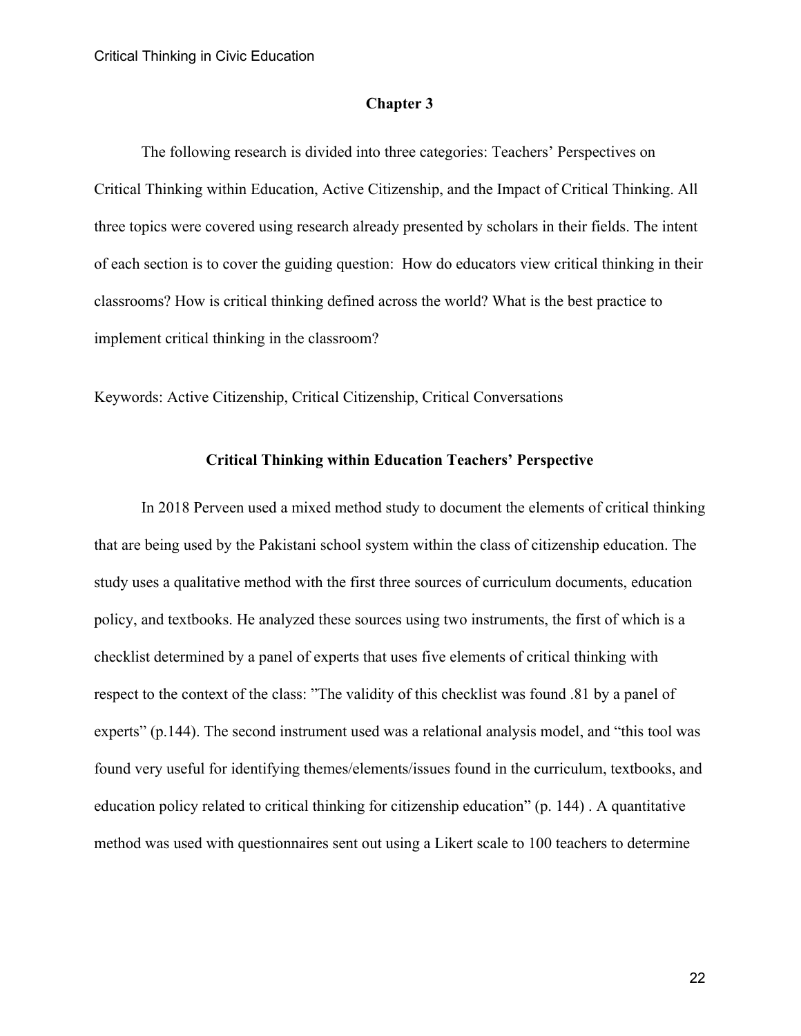## Chapter 3

The following research is divided into three categories: Teachers' Perspectives on Critical Thinking within Education, Active Citizenship, and the Impact of Critical Thinking. All three topics were covered using research already presented by scholars in their fields. The intent of each section is to cover the guiding question: How do educators view critical thinking in their classrooms? How is critical thinking defined across the world? What is the best practice to implement critical thinking in the classroom?

Keywords: Active Citizenship, Critical Citizenship, Critical Conversations

### Critical Thinking within Education Teachers' Perspective

In 2018 Perveen used a mixed method study to document the elements of critical thinking that are being used by the Pakistani school system within the class of citizenship education. The study uses a qualitative method with the first three sources of curriculum documents, education policy, and textbooks. He analyzed these sources using two instruments, the first of which is a checklist determined by a panel of experts that uses five elements of critical thinking with respect to the context of the class: "The validity of this checklist was found .81 by a panel of experts" (p.144). The second instrument used was a relational analysis model, and "this tool was found very useful for identifying themes/elements/issues found in the curriculum, textbooks, and education policy related to critical thinking for citizenship education" (p. 144) . A quantitative method was used with questionnaires sent out using a Likert scale to 100 teachers to determine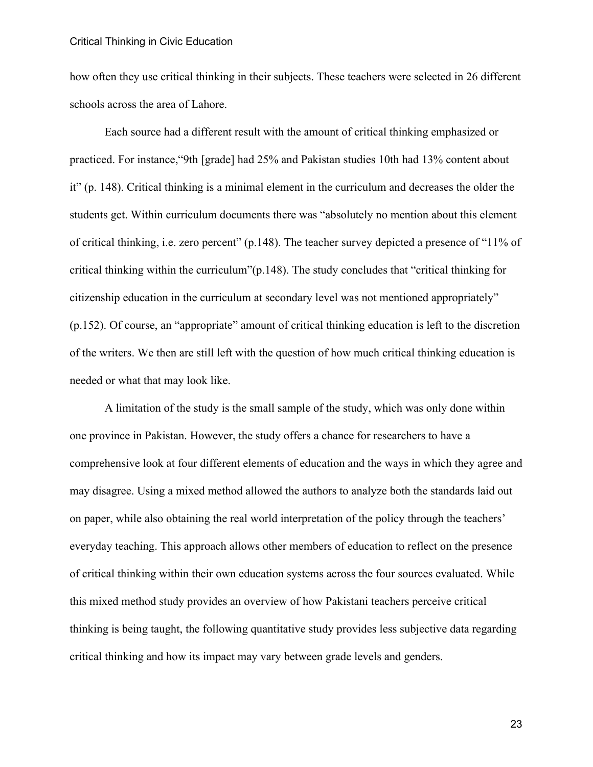how often they use critical thinking in their subjects. These teachers were selected in 26 different schools across the area of Lahore.

Each source had a different result with the amount of critical thinking emphasized or practiced. For instance,"9th [grade] had 25% and Pakistan studies 10th had 13% content about it" (p. 148). Critical thinking is a minimal element in the curriculum and decreases the older the students get. Within curriculum documents there was "absolutely no mention about this element of critical thinking, i.e. zero percent" (p.148). The teacher survey depicted a presence of "11% of critical thinking within the curriculum"(p.148). The study concludes that "critical thinking for citizenship education in the curriculum at secondary level was not mentioned appropriately" (p.152). Of course, an "appropriate" amount of critical thinking education is left to the discretion of the writers. We then are still left with the question of how much critical thinking education is needed or what that may look like.

A limitation of the study is the small sample of the study, which was only done within one province in Pakistan. However, the study offers a chance for researchers to have a comprehensive look at four different elements of education and the ways in which they agree and may disagree. Using a mixed method allowed the authors to analyze both the standards laid out on paper, while also obtaining the real world interpretation of the policy through the teachers' everyday teaching. This approach allows other members of education to reflect on the presence of critical thinking within their own education systems across the four sources evaluated. While this mixed method study provides an overview of how Pakistani teachers perceive critical thinking is being taught, the following quantitative study provides less subjective data regarding critical thinking and how its impact may vary between grade levels and genders.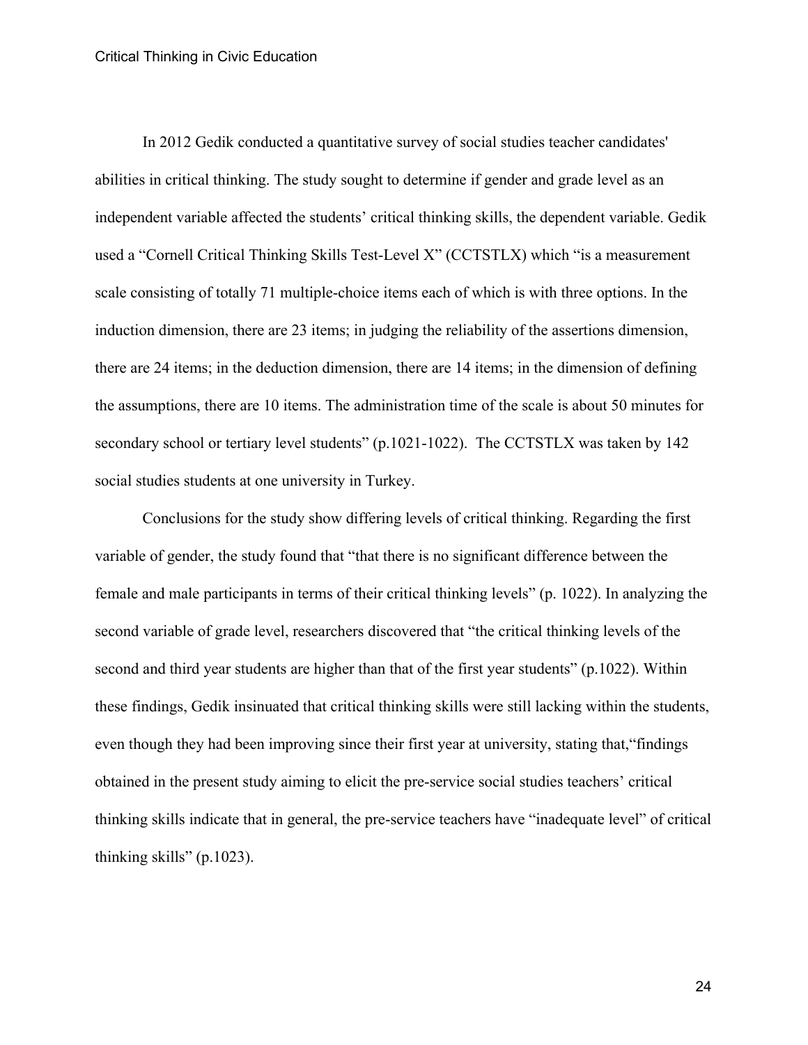In 2012 Gedik conducted a quantitative survey of social studies teacher candidates' abilities in critical thinking. The study sought to determine if gender and grade level as an independent variable affected the students' critical thinking skills, the dependent variable. Gedik used a "Cornell Critical Thinking Skills Test-Level X" (CCTSTLX) which "is a measurement scale consisting of totally 71 multiple-choice items each of which is with three options. In the induction dimension, there are 23 items; in judging the reliability of the assertions dimension, there are 24 items; in the deduction dimension, there are 14 items; in the dimension of defining the assumptions, there are 10 items. The administration time of the scale is about 50 minutes for secondary school or tertiary level students" (p.1021-1022). The CCTSTLX was taken by 142 social studies students at one university in Turkey.

Conclusions for the study show differing levels of critical thinking. Regarding the first variable of gender, the study found that "that there is no significant difference between the female and male participants in terms of their critical thinking levels" (p. 1022). In analyzing the second variable of grade level, researchers discovered that "the critical thinking levels of the second and third year students are higher than that of the first year students" (p.1022). Within these findings, Gedik insinuated that critical thinking skills were still lacking within the students, even though they had been improving since their first year at university, stating that,"findings obtained in the present study aiming to elicit the pre-service social studies teachers' critical thinking skills indicate that in general, the pre-service teachers have "inadequate level" of critical thinking skills" (p.1023).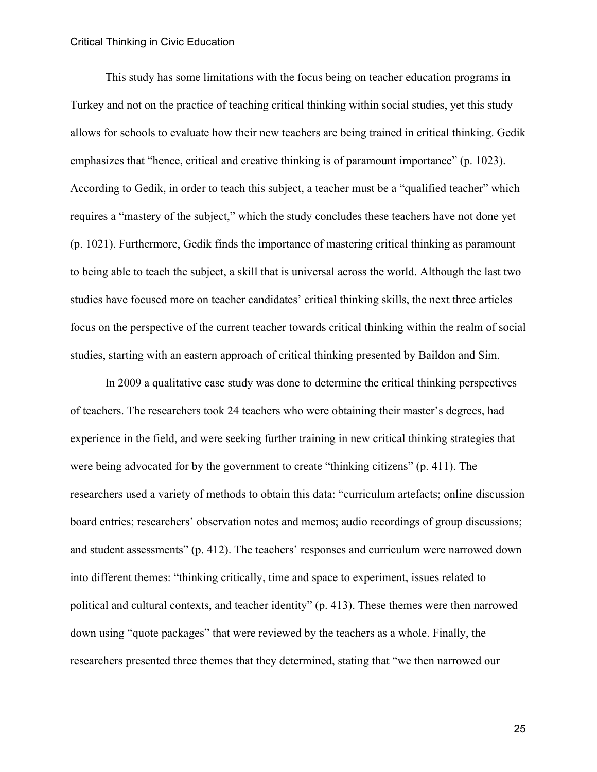This study has some limitations with the focus being on teacher education programs in Turkey and not on the practice of teaching critical thinking within social studies, yet this study allows for schools to evaluate how their new teachers are being trained in critical thinking. Gedik emphasizes that "hence, critical and creative thinking is of paramount importance" (p. 1023). According to Gedik, in order to teach this subject, a teacher must be a "qualified teacher" which requires a "mastery of the subject," which the study concludes these teachers have not done yet (p. 1021). Furthermore, Gedik finds the importance of mastering critical thinking as paramount to being able to teach the subject, a skill that is universal across the world. Although the last two studies have focused more on teacher candidates' critical thinking skills, the next three articles focus on the perspective of the current teacher towards critical thinking within the realm of social studies, starting with an eastern approach of critical thinking presented by Baildon and Sim.

In 2009 a qualitative case study was done to determine the critical thinking perspectives of teachers. The researchers took 24 teachers who were obtaining their master's degrees, had experience in the field, and were seeking further training in new critical thinking strategies that were being advocated for by the government to create "thinking citizens" (p. 411). The researchers used a variety of methods to obtain this data: "curriculum artefacts; online discussion board entries; researchers' observation notes and memos; audio recordings of group discussions; and student assessments" (p. 412). The teachers' responses and curriculum were narrowed down into different themes: "thinking critically, time and space to experiment, issues related to political and cultural contexts, and teacher identity" (p. 413). These themes were then narrowed down using "quote packages" that were reviewed by the teachers as a whole. Finally, the researchers presented three themes that they determined, stating that "we then narrowed our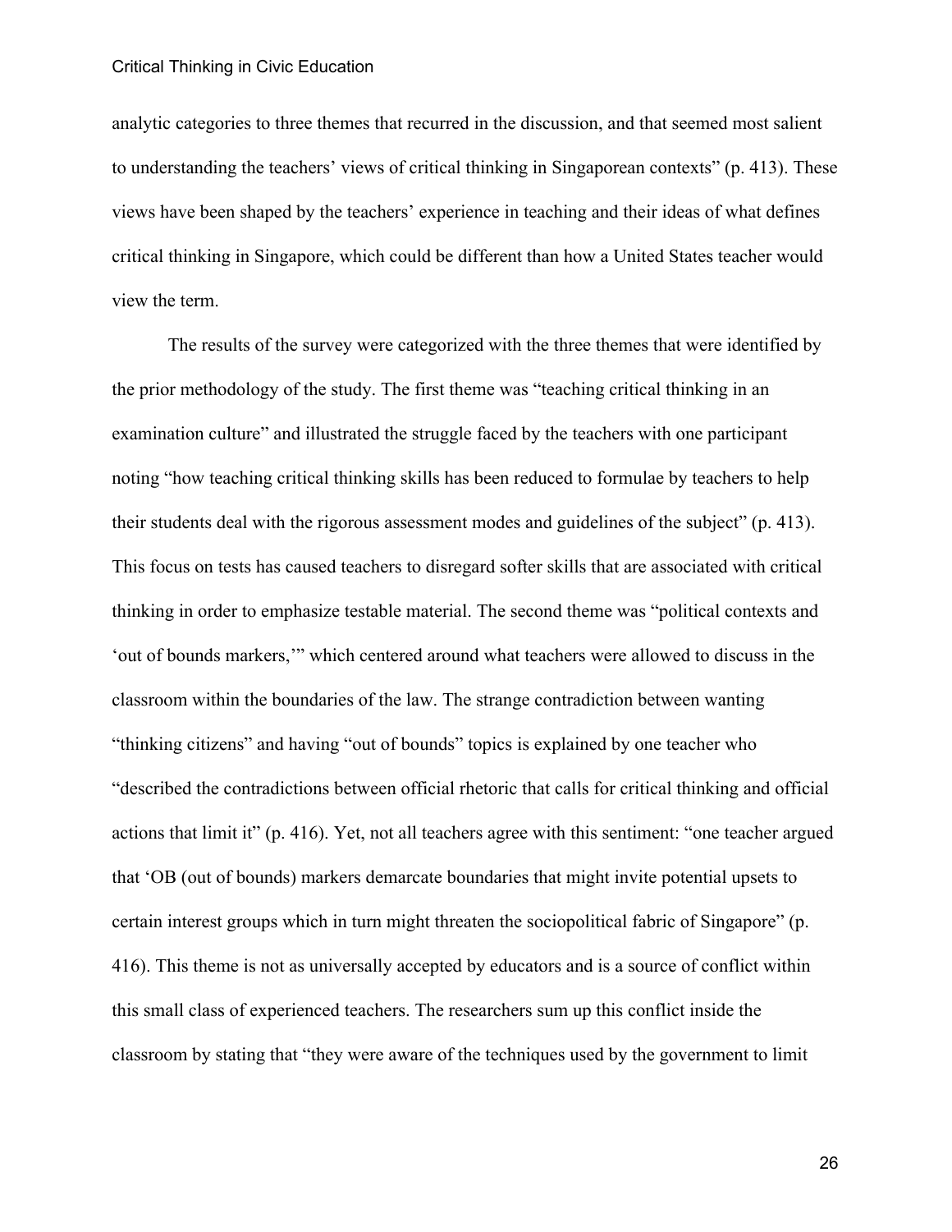analytic categories to three themes that recurred in the discussion, and that seemed most salient to understanding the teachers' views of critical thinking in Singaporean contexts" (p. 413). These views have been shaped by the teachers' experience in teaching and their ideas of what defines critical thinking in Singapore, which could be different than how a United States teacher would view the term.

The results of the survey were categorized with the three themes that were identified by the prior methodology of the study. The first theme was "teaching critical thinking in an examination culture" and illustrated the struggle faced by the teachers with one participant noting "how teaching critical thinking skills has been reduced to formulae by teachers to help their students deal with the rigorous assessment modes and guidelines of the subject" (p. 413). This focus on tests has caused teachers to disregard softer skills that are associated with critical thinking in order to emphasize testable material. The second theme was "political contexts and 'out of bounds markers,'" which centered around what teachers were allowed to discuss in the classroom within the boundaries of the law. The strange contradiction between wanting "thinking citizens" and having "out of bounds" topics is explained by one teacher who "described the contradictions between official rhetoric that calls for critical thinking and official actions that limit it" (p. 416). Yet, not all teachers agree with this sentiment: "one teacher argued that 'OB (out of bounds) markers demarcate boundaries that might invite potential upsets to certain interest groups which in turn might threaten the sociopolitical fabric of Singapore" (p. 416). This theme is not as universally accepted by educators and is a source of conflict within this small class of experienced teachers. The researchers sum up this conflict inside the classroom by stating that "they were aware of the techniques used by the government to limit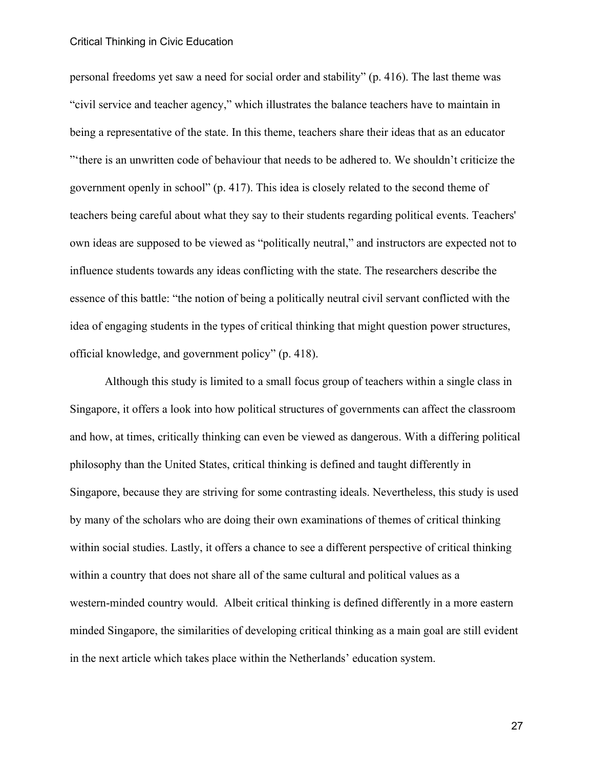personal freedoms yet saw a need for social order and stability" (p. 416). The last theme was "civil service and teacher agency," which illustrates the balance teachers have to maintain in being a representative of the state. In this theme, teachers share their ideas that as an educator "'there is an unwritten code of behaviour that needs to be adhered to. We shouldn't criticize the government openly in school" (p. 417). This idea is closely related to the second theme of teachers being careful about what they say to their students regarding political events. Teachers' own ideas are supposed to be viewed as "politically neutral," and instructors are expected not to influence students towards any ideas conflicting with the state. The researchers describe the essence of this battle: "the notion of being a politically neutral civil servant conflicted with the idea of engaging students in the types of critical thinking that might question power structures, official knowledge, and government policy" (p. 418).

Although this study is limited to a small focus group of teachers within a single class in Singapore, it offers a look into how political structures of governments can affect the classroom and how, at times, critically thinking can even be viewed as dangerous. With a differing political philosophy than the United States, critical thinking is defined and taught differently in Singapore, because they are striving for some contrasting ideals. Nevertheless, this study is used by many of the scholars who are doing their own examinations of themes of critical thinking within social studies. Lastly, it offers a chance to see a different perspective of critical thinking within a country that does not share all of the same cultural and political values as a western-minded country would. Albeit critical thinking is defined differently in a more eastern minded Singapore, the similarities of developing critical thinking as a main goal are still evident in the next article which takes place within the Netherlands' education system.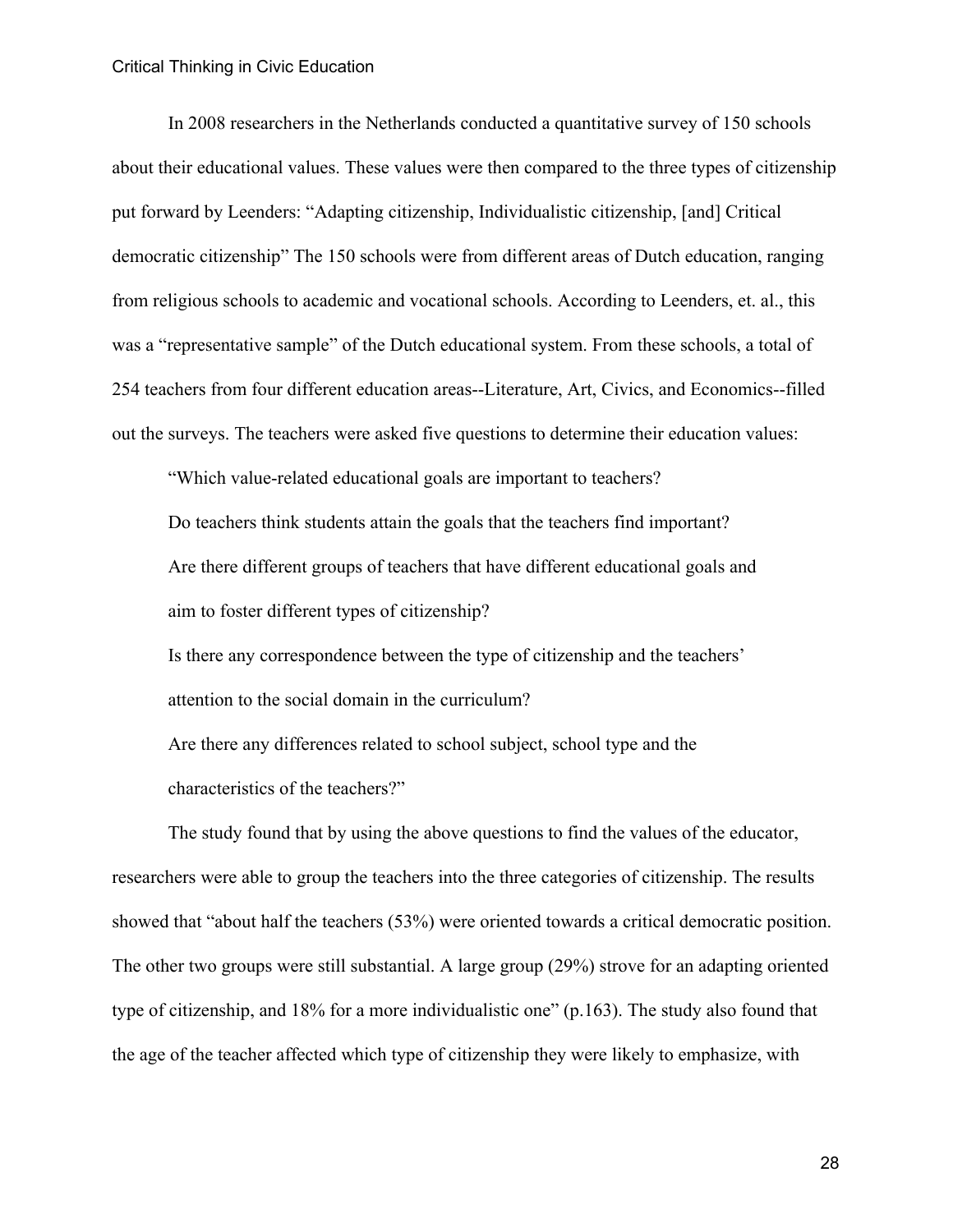In 2008 researchers in the Netherlands conducted a quantitative survey of 150 schools about their educational values. These values were then compared to the three types of citizenship put forward by Leenders: "Adapting citizenship, Individualistic citizenship, [and] Critical democratic citizenship" The 150 schools were from different areas of Dutch education, ranging from religious schools to academic and vocational schools. According to Leenders, et. al., this was a "representative sample" of the Dutch educational system. From these schools, a total of 254 teachers from four different education areas--Literature, Art, Civics, and Economics--filled out the surveys. The teachers were asked five questions to determine their education values:

> "Which value-related educational goals are important to teachers?
>
> Do teachers think students attain the goals that the teachers find important?
>
> Are there different groups of teachers that have different educational goals and aim to foster different types of citizenship?
>
> Is there any correspondence between the type of citizenship and the teachers' attention to the social domain in the curriculum?
>
> Are there any differences related to school subject, school type and the characteristics of the teachers?"

The study found that by using the above questions to find the values of the educator, researchers were able to group the teachers into the three categories of citizenship. The results showed that "about half the teachers (53%) were oriented towards a critical democratic position. The other two groups were still substantial. A large group (29%) strove for an adapting oriented type of citizenship, and 18% for a more individualistic one" (p.163). The study also found that the age of the teacher affected which type of citizenship they were likely to emphasize, with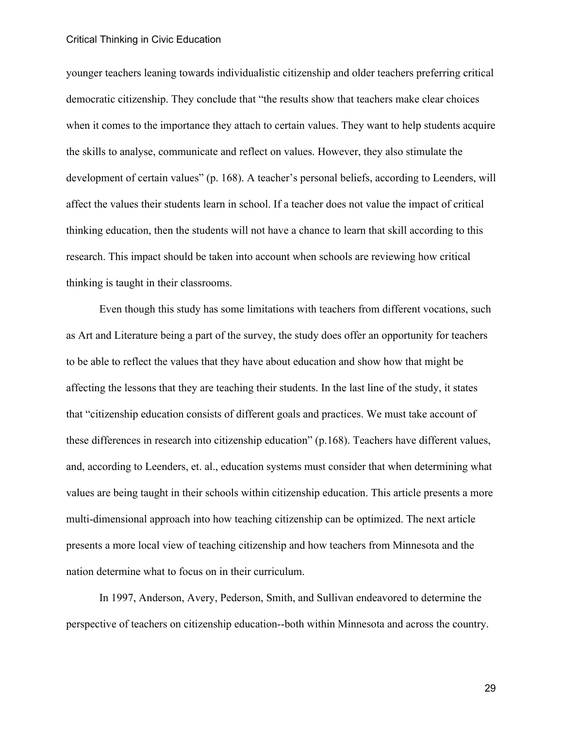younger teachers leaning towards individualistic citizenship and older teachers preferring critical democratic citizenship. They conclude that "the results show that teachers make clear choices when it comes to the importance they attach to certain values. They want to help students acquire the skills to analyse, communicate and reflect on values. However, they also stimulate the development of certain values" (p. 168). A teacher's personal beliefs, according to Leenders, will affect the values their students learn in school. If a teacher does not value the impact of critical thinking education, then the students will not have a chance to learn that skill according to this research. This impact should be taken into account when schools are reviewing how critical thinking is taught in their classrooms.

Even though this study has some limitations with teachers from different vocations, such as Art and Literature being a part of the survey, the study does offer an opportunity for teachers to be able to reflect the values that they have about education and show how that might be affecting the lessons that they are teaching their students. In the last line of the study, it states that "citizenship education consists of different goals and practices. We must take account of these differences in research into citizenship education" (p.168). Teachers have different values, and, according to Leenders, et. al., education systems must consider that when determining what values are being taught in their schools within citizenship education. This article presents a more multi-dimensional approach into how teaching citizenship can be optimized. The next article presents a more local view of teaching citizenship and how teachers from Minnesota and the nation determine what to focus on in their curriculum.

In 1997, Anderson, Avery, Pederson, Smith, and Sullivan endeavored to determine the perspective of teachers on citizenship education--both within Minnesota and across the country.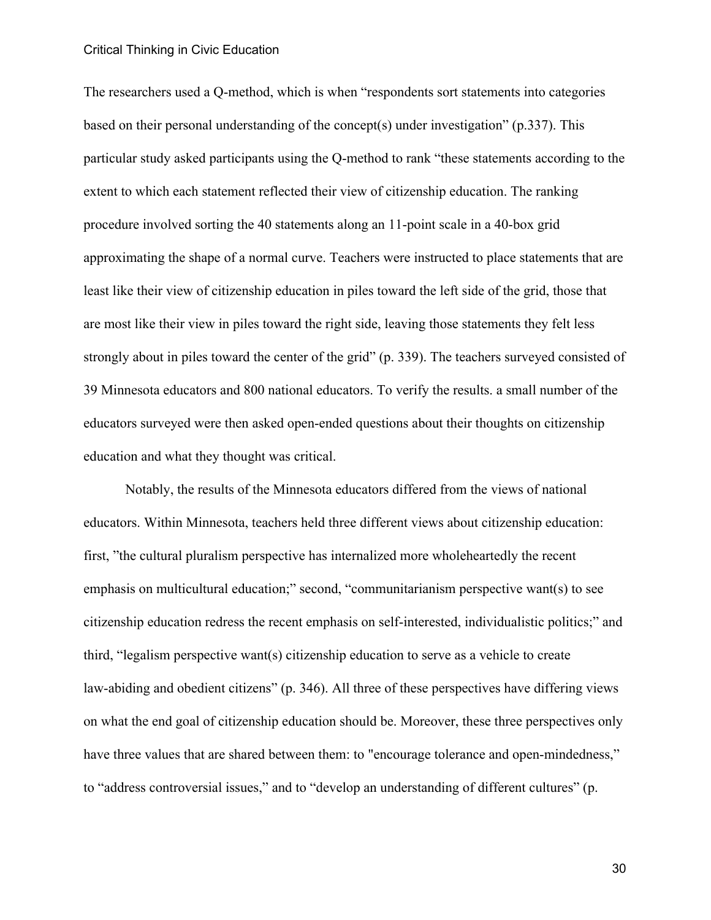The researchers used a Q-method, which is when “respondents sort statements into categories based on their personal understanding of the concept(s) under investigation” (p.337). This particular study asked participants using the Q-method to rank “these statements according to the extent to which each statement reflected their view of citizenship education. The ranking procedure involved sorting the 40 statements along an 11-point scale in a 40-box grid approximating the shape of a normal curve. Teachers were instructed to place statements that are least like their view of citizenship education in piles toward the left side of the grid, those that are most like their view in piles toward the right side, leaving those statements they felt less strongly about in piles toward the center of the grid” (p. 339). The teachers surveyed consisted of 39 Minnesota educators and 800 national educators. To verify the results. a small number of the educators surveyed were then asked open-ended questions about their thoughts on citizenship education and what they thought was critical.

Notably, the results of the Minnesota educators differed from the views of national educators. Within Minnesota, teachers held three different views about citizenship education: first, ”the cultural pluralism perspective has internalized more wholeheartedly the recent emphasis on multicultural education;” second, “communitarianism perspective want(s) to see citizenship education redress the recent emphasis on self-interested, individualistic politics;” and third, “legalism perspective want(s) citizenship education to serve as a vehicle to create law-abiding and obedient citizens” (p. 346). All three of these perspectives have differing views on what the end goal of citizenship education should be. Moreover, these three perspectives only have three values that are shared between them: to "encourage tolerance and open-mindedness,” to “address controversial issues,” and to “develop an understanding of different cultures” (p.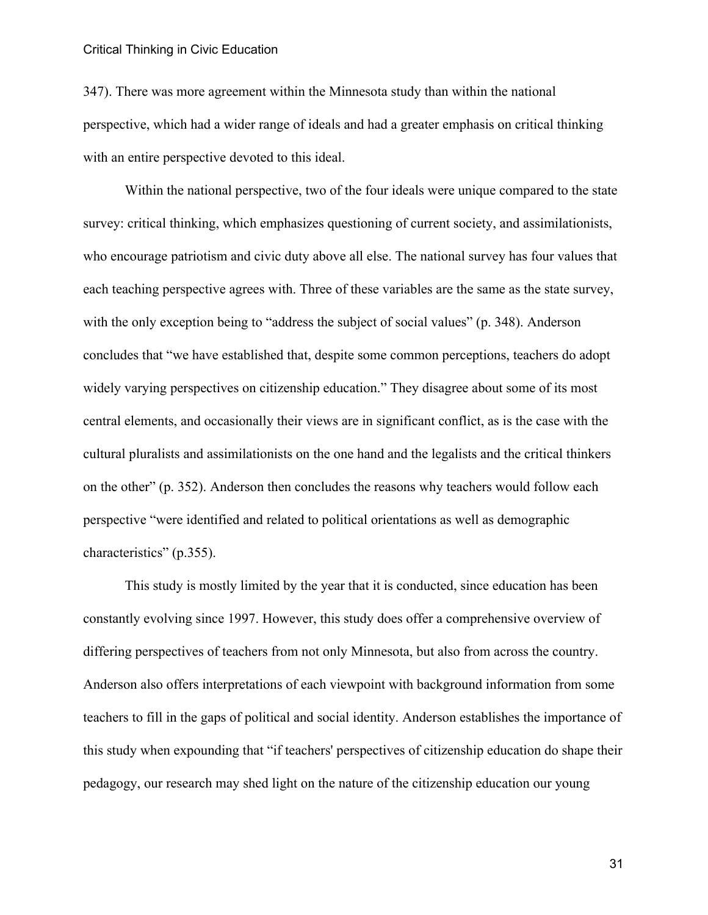347). There was more agreement within the Minnesota study than within the national perspective, which had a wider range of ideals and had a greater emphasis on critical thinking with an entire perspective devoted to this ideal.

Within the national perspective, two of the four ideals were unique compared to the state survey: critical thinking, which emphasizes questioning of current society, and assimilationists, who encourage patriotism and civic duty above all else. The national survey has four values that each teaching perspective agrees with. Three of these variables are the same as the state survey, with the only exception being to "address the subject of social values" (p. 348). Anderson concludes that "we have established that, despite some common perceptions, teachers do adopt widely varying perspectives on citizenship education." They disagree about some of its most central elements, and occasionally their views are in significant conflict, as is the case with the cultural pluralists and assimilationists on the one hand and the legalists and the critical thinkers on the other" (p. 352). Anderson then concludes the reasons why teachers would follow each perspective "were identified and related to political orientations as well as demographic characteristics" (p.355).

This study is mostly limited by the year that it is conducted, since education has been constantly evolving since 1997. However, this study does offer a comprehensive overview of differing perspectives of teachers from not only Minnesota, but also from across the country. Anderson also offers interpretations of each viewpoint with background information from some teachers to fill in the gaps of political and social identity. Anderson establishes the importance of this study when expounding that "if teachers' perspectives of citizenship education do shape their pedagogy, our research may shed light on the nature of the citizenship education our young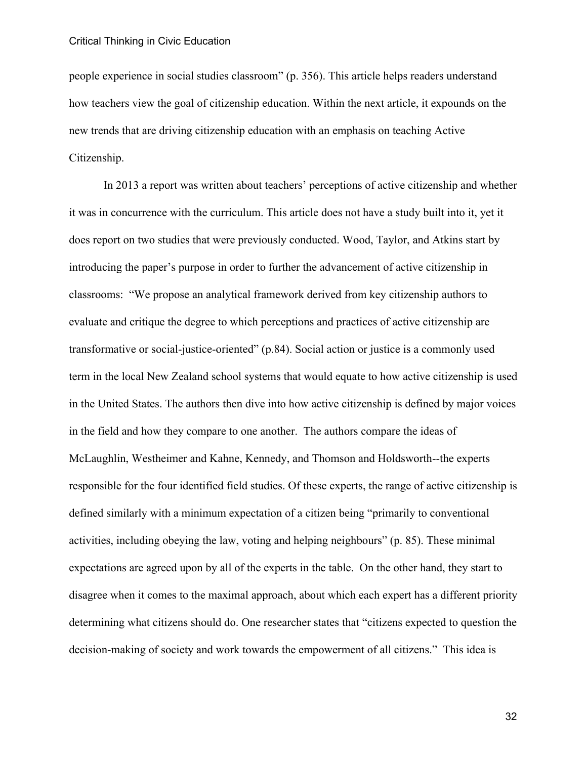people experience in social studies classroom" (p. 356). This article helps readers understand how teachers view the goal of citizenship education. Within the next article, it expounds on the new trends that are driving citizenship education with an emphasis on teaching Active Citizenship.

In 2013 a report was written about teachers' perceptions of active citizenship and whether it was in concurrence with the curriculum. This article does not have a study built into it, yet it does report on two studies that were previously conducted. Wood, Taylor, and Atkins start by introducing the paper's purpose in order to further the advancement of active citizenship in classrooms: "We propose an analytical framework derived from key citizenship authors to evaluate and critique the degree to which perceptions and practices of active citizenship are transformative or social-justice-oriented" (p.84). Social action or justice is a commonly used term in the local New Zealand school systems that would equate to how active citizenship is used in the United States. The authors then dive into how active citizenship is defined by major voices in the field and how they compare to one another. The authors compare the ideas of McLaughlin, Westheimer and Kahne, Kennedy, and Thomson and Holdsworth--the experts responsible for the four identified field studies. Of these experts, the range of active citizenship is defined similarly with a minimum expectation of a citizen being "primarily to conventional activities, including obeying the law, voting and helping neighbours" (p. 85). These minimal expectations are agreed upon by all of the experts in the table. On the other hand, they start to disagree when it comes to the maximal approach, about which each expert has a different priority determining what citizens should do. One researcher states that "citizens expected to question the decision-making of society and work towards the empowerment of all citizens." This idea is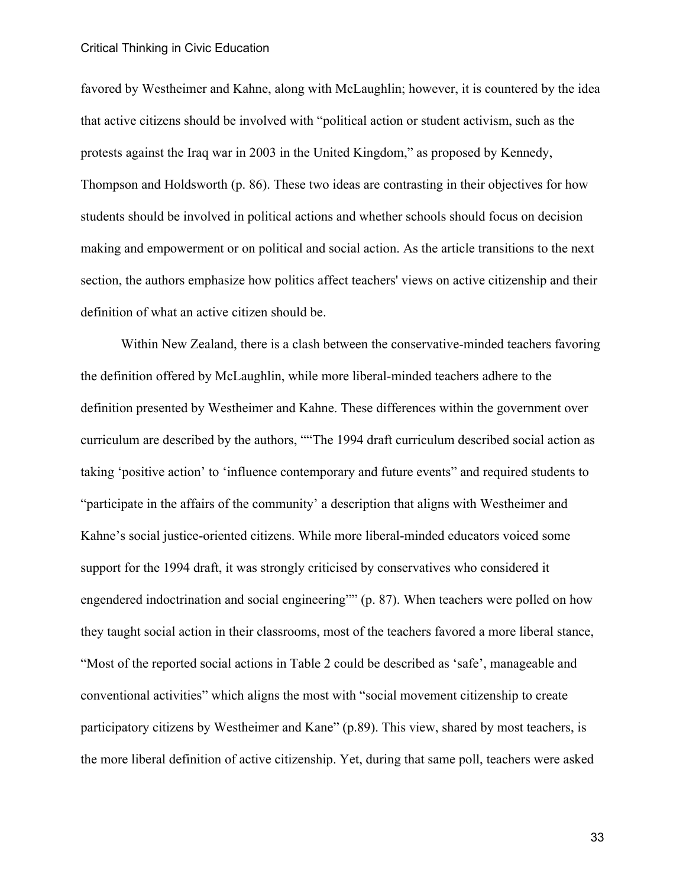favored by Westheimer and Kahne, along with McLaughlin; however, it is countered by the idea that active citizens should be involved with "political action or student activism, such as the protests against the Iraq war in 2003 in the United Kingdom," as proposed by Kennedy, Thompson and Holdsworth (p. 86). These two ideas are contrasting in their objectives for how students should be involved in political actions and whether schools should focus on decision making and empowerment or on political and social action. As the article transitions to the next section, the authors emphasize how politics affect teachers' views on active citizenship and their definition of what an active citizen should be.

Within New Zealand, there is a clash between the conservative-minded teachers favoring the definition offered by McLaughlin, while more liberal-minded teachers adhere to the definition presented by Westheimer and Kahne. These differences within the government over curriculum are described by the authors, ""The 1994 draft curriculum described social action as taking 'positive action' to 'influence contemporary and future events" and required students to "participate in the affairs of the community' a description that aligns with Westheimer and Kahne's social justice-oriented citizens. While more liberal-minded educators voiced some support for the 1994 draft, it was strongly criticised by conservatives who considered it engendered indoctrination and social engineering"" (p. 87). When teachers were polled on how they taught social action in their classrooms, most of the teachers favored a more liberal stance, "Most of the reported social actions in Table 2 could be described as 'safe', manageable and conventional activities" which aligns the most with "social movement citizenship to create participatory citizens by Westheimer and Kane" (p.89). This view, shared by most teachers, is the more liberal definition of active citizenship. Yet, during that same poll, teachers were asked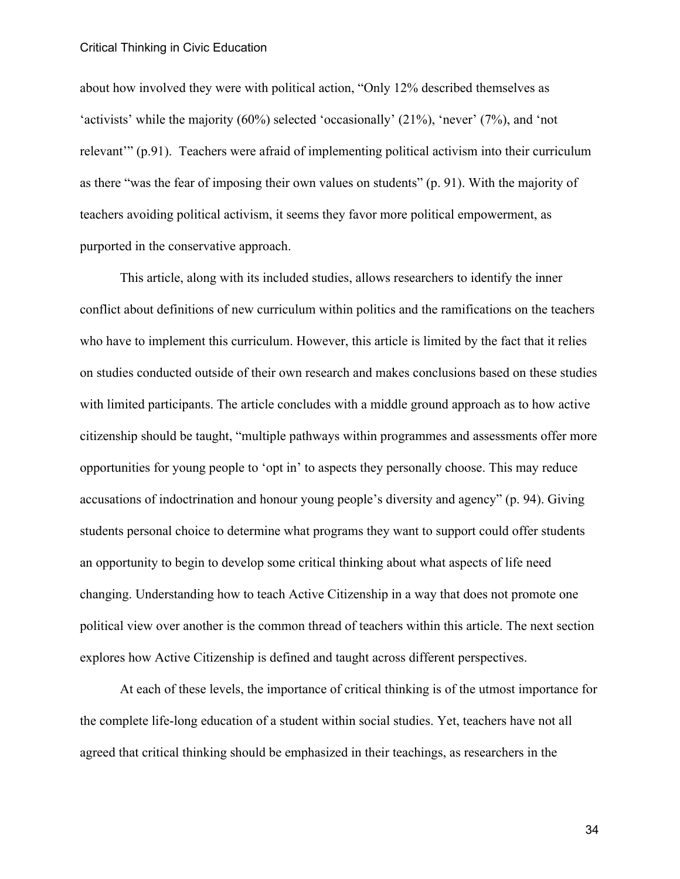about how involved they were with political action, "Only 12% described themselves as 'activists' while the majority (60%) selected 'occasionally' (21%), 'never' (7%), and 'not relevant'" (p.91). Teachers were afraid of implementing political activism into their curriculum as there "was the fear of imposing their own values on students" (p. 91). With the majority of teachers avoiding political activism, it seems they favor more political empowerment, as purported in the conservative approach.

This article, along with its included studies, allows researchers to identify the inner conflict about definitions of new curriculum within politics and the ramifications on the teachers who have to implement this curriculum. However, this article is limited by the fact that it relies on studies conducted outside of their own research and makes conclusions based on these studies with limited participants. The article concludes with a middle ground approach as to how active citizenship should be taught, "multiple pathways within programmes and assessments offer more opportunities for young people to 'opt in' to aspects they personally choose. This may reduce accusations of indoctrination and honour young people's diversity and agency" (p. 94). Giving students personal choice to determine what programs they want to support could offer students an opportunity to begin to develop some critical thinking about what aspects of life need changing. Understanding how to teach Active Citizenship in a way that does not promote one political view over another is the common thread of teachers within this article. The next section explores how Active Citizenship is defined and taught across different perspectives.

At each of these levels, the importance of critical thinking is of the utmost importance for the complete life-long education of a student within social studies. Yet, teachers have not all agreed that critical thinking should be emphasized in their teachings, as researchers in the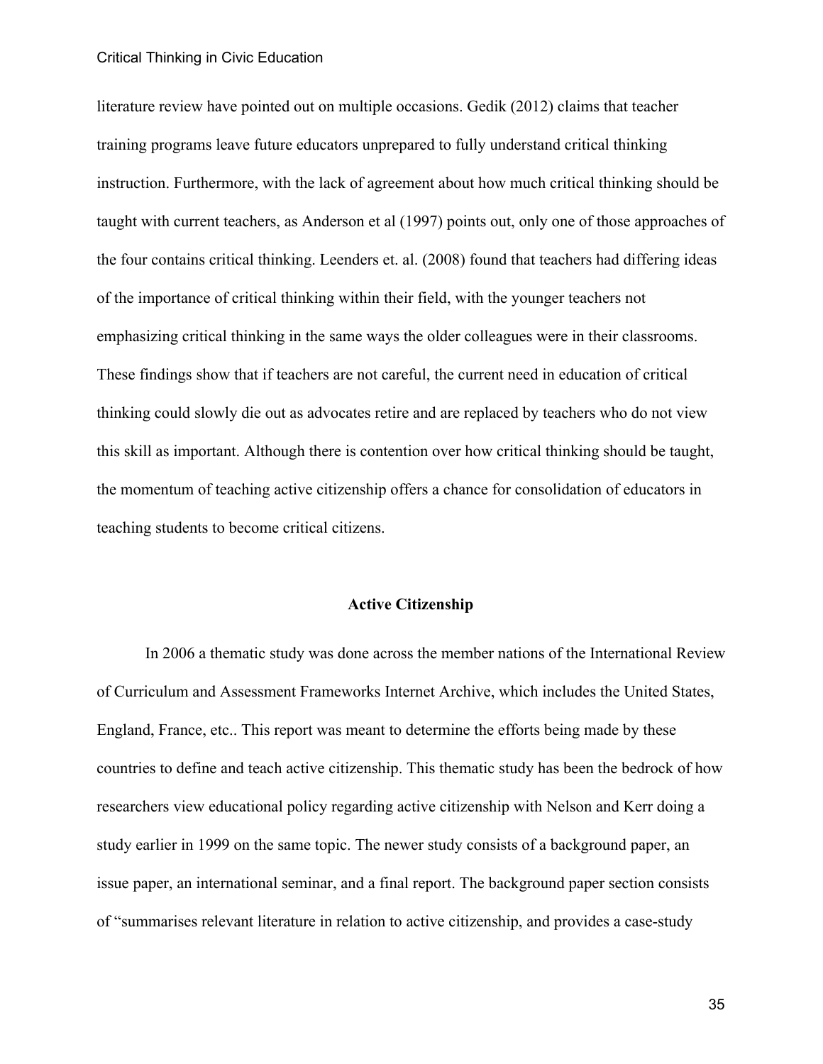literature review have pointed out on multiple occasions. Gedik (2012) claims that teacher training programs leave future educators unprepared to fully understand critical thinking instruction. Furthermore, with the lack of agreement about how much critical thinking should be taught with current teachers, as Anderson et al (1997) points out, only one of those approaches of the four contains critical thinking. Leenders et. al. (2008) found that teachers had differing ideas of the importance of critical thinking within their field, with the younger teachers not emphasizing critical thinking in the same ways the older colleagues were in their classrooms. These findings show that if teachers are not careful, the current need in education of critical thinking could slowly die out as advocates retire and are replaced by teachers who do not view this skill as important. Although there is contention over how critical thinking should be taught, the momentum of teaching active citizenship offers a chance for consolidation of educators in teaching students to become critical citizens.

## Active Citizenship

In 2006 a thematic study was done across the member nations of the International Review of Curriculum and Assessment Frameworks Internet Archive, which includes the United States, England, France, etc.. This report was meant to determine the efforts being made by these countries to define and teach active citizenship. This thematic study has been the bedrock of how researchers view educational policy regarding active citizenship with Nelson and Kerr doing a study earlier in 1999 on the same topic. The newer study consists of a background paper, an issue paper, an international seminar, and a final report. The background paper section consists of "summarises relevant literature in relation to active citizenship, and provides a case-study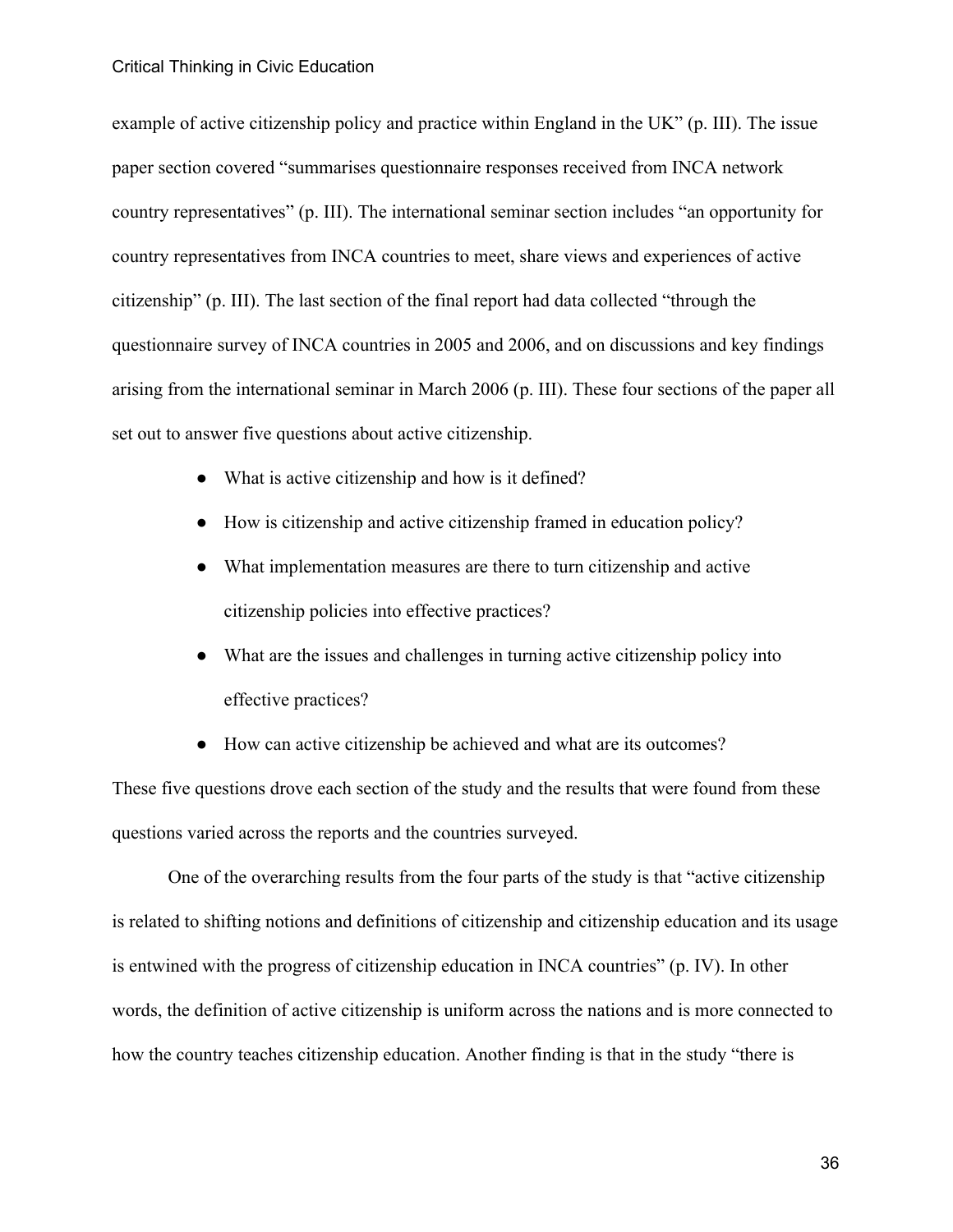example of active citizenship policy and practice within England in the UK" (p. III). The issue paper section covered "summarises questionnaire responses received from INCA network country representatives" (p. III). The international seminar section includes "an opportunity for country representatives from INCA countries to meet, share views and experiences of active citizenship" (p. III). The last section of the final report had data collected "through the questionnaire survey of INCA countries in 2005 and 2006, and on discussions and key findings arising from the international seminar in March 2006 (p. III). These four sections of the paper all set out to answer five questions about active citizenship.

- What is active citizenship and how is it defined?
- How is citizenship and active citizenship framed in education policy?
- What implementation measures are there to turn citizenship and active citizenship policies into effective practices?
- What are the issues and challenges in turning active citizenship policy into effective practices?
- How can active citizenship be achieved and what are its outcomes?

These five questions drove each section of the study and the results that were found from these questions varied across the reports and the countries surveyed.

One of the overarching results from the four parts of the study is that "active citizenship is related to shifting notions and definitions of citizenship and citizenship education and its usage is entwined with the progress of citizenship education in INCA countries" (p. IV). In other words, the definition of active citizenship is uniform across the nations and is more connected to how the country teaches citizenship education. Another finding is that in the study "there is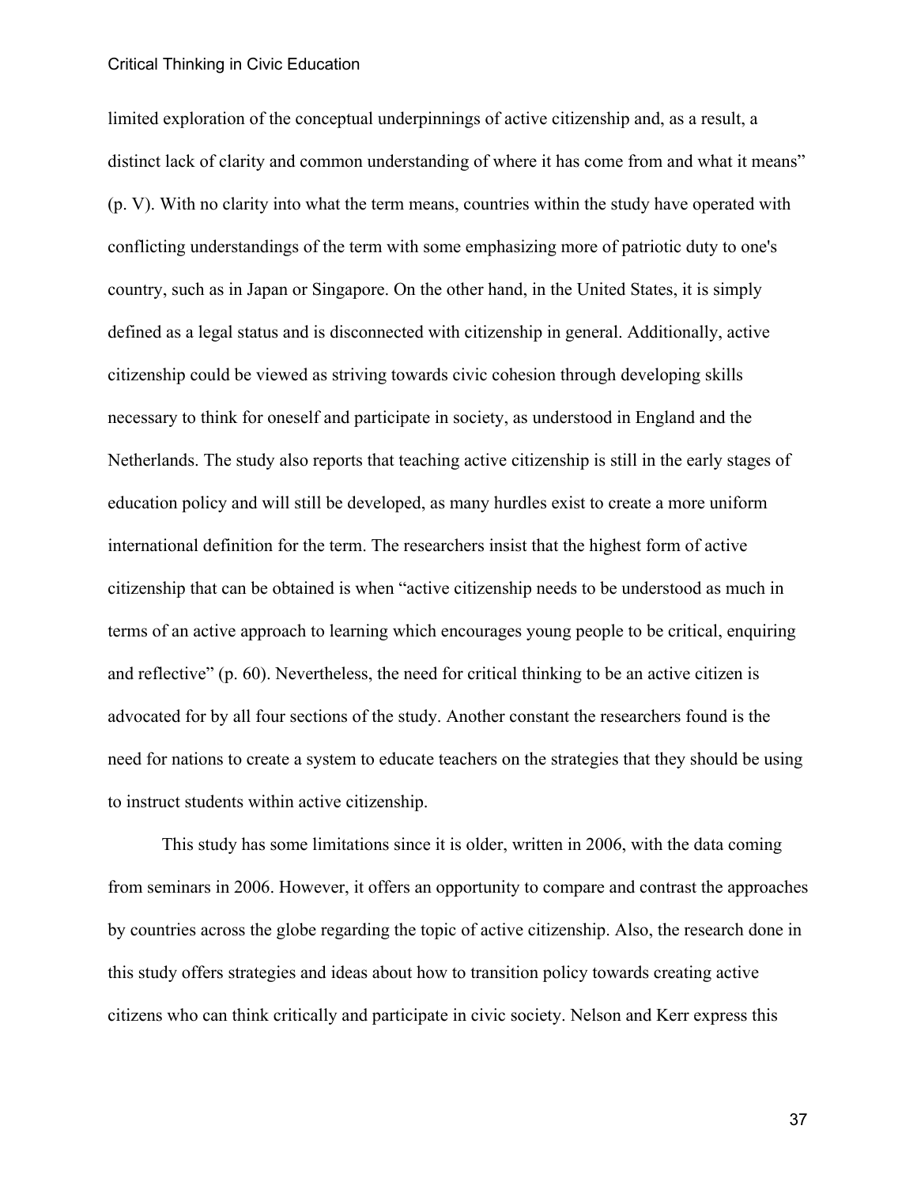limited exploration of the conceptual underpinnings of active citizenship and, as a result, a distinct lack of clarity and common understanding of where it has come from and what it means" (p. V). With no clarity into what the term means, countries within the study have operated with conflicting understandings of the term with some emphasizing more of patriotic duty to one's country, such as in Japan or Singapore. On the other hand, in the United States, it is simply defined as a legal status and is disconnected with citizenship in general. Additionally, active citizenship could be viewed as striving towards civic cohesion through developing skills necessary to think for oneself and participate in society, as understood in England and the Netherlands. The study also reports that teaching active citizenship is still in the early stages of education policy and will still be developed, as many hurdles exist to create a more uniform international definition for the term. The researchers insist that the highest form of active citizenship that can be obtained is when "active citizenship needs to be understood as much in terms of an active approach to learning which encourages young people to be critical, enquiring and reflective" (p. 60). Nevertheless, the need for critical thinking to be an active citizen is advocated for by all four sections of the study. Another constant the researchers found is the need for nations to create a system to educate teachers on the strategies that they should be using to instruct students within active citizenship.

This study has some limitations since it is older, written in 2006, with the data coming from seminars in 2006. However, it offers an opportunity to compare and contrast the approaches by countries across the globe regarding the topic of active citizenship. Also, the research done in this study offers strategies and ideas about how to transition policy towards creating active citizens who can think critically and participate in civic society. Nelson and Kerr express this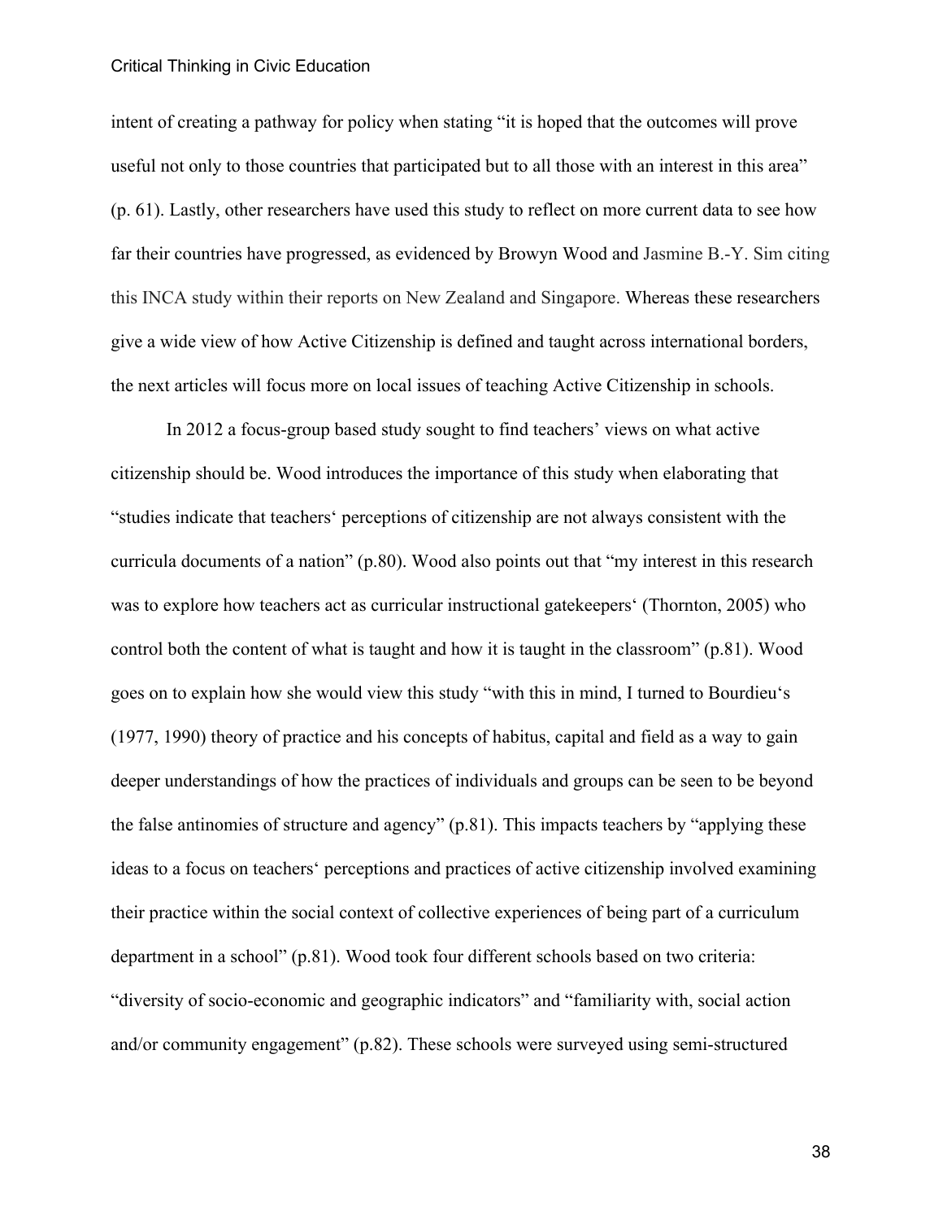intent of creating a pathway for policy when stating "it is hoped that the outcomes will prove useful not only to those countries that participated but to all those with an interest in this area" (p. 61). Lastly, other researchers have used this study to reflect on more current data to see how far their countries have progressed, as evidenced by Browyn Wood and Jasmine B.-Y. Sim citing this INCA study within their reports on New Zealand and Singapore. Whereas these researchers give a wide view of how Active Citizenship is defined and taught across international borders, the next articles will focus more on local issues of teaching Active Citizenship in schools.

In 2012 a focus-group based study sought to find teachers' views on what active citizenship should be. Wood introduces the importance of this study when elaborating that "studies indicate that teachers' perceptions of citizenship are not always consistent with the curricula documents of a nation" (p.80). Wood also points out that "my interest in this research was to explore how teachers act as curricular instructional gatekeepers' (Thornton, 2005) who control both the content of what is taught and how it is taught in the classroom" (p.81). Wood goes on to explain how she would view this study "with this in mind, I turned to Bourdieu's (1977, 1990) theory of practice and his concepts of habitus, capital and field as a way to gain deeper understandings of how the practices of individuals and groups can be seen to be beyond the false antinomies of structure and agency" (p.81). This impacts teachers by "applying these ideas to a focus on teachers' perceptions and practices of active citizenship involved examining their practice within the social context of collective experiences of being part of a curriculum department in a school" (p.81). Wood took four different schools based on two criteria: "diversity of socio-economic and geographic indicators" and "familiarity with, social action and/or community engagement" (p.82). These schools were surveyed using semi-structured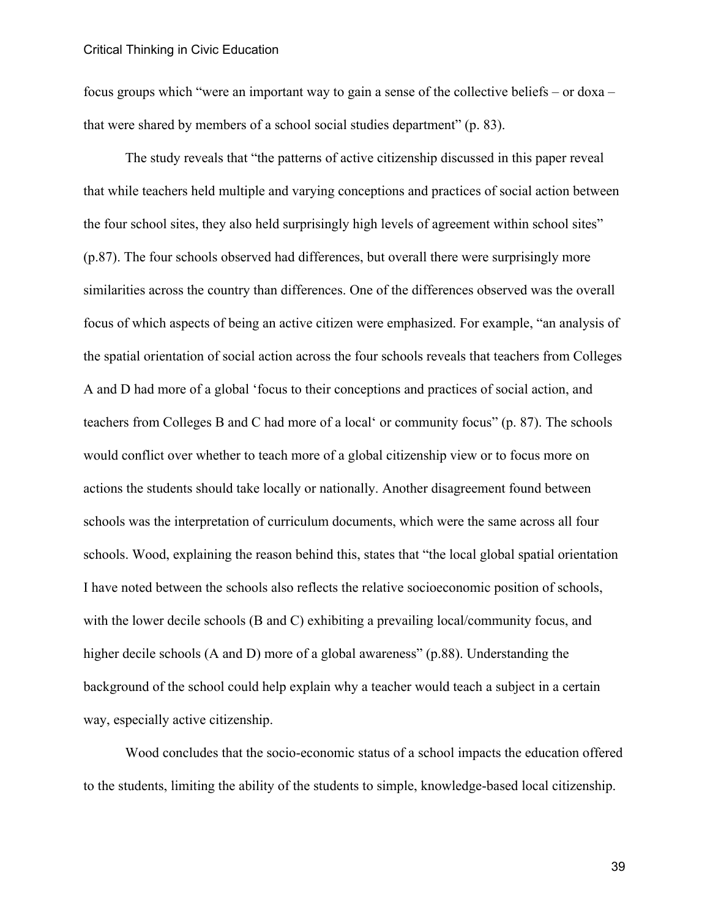focus groups which "were an important way to gain a sense of the collective beliefs – or doxa – that were shared by members of a school social studies department" (p. 83).

The study reveals that "the patterns of active citizenship discussed in this paper reveal that while teachers held multiple and varying conceptions and practices of social action between the four school sites, they also held surprisingly high levels of agreement within school sites" (p.87). The four schools observed had differences, but overall there were surprisingly more similarities across the country than differences. One of the differences observed was the overall focus of which aspects of being an active citizen were emphasized. For example, "an analysis of the spatial orientation of social action across the four schools reveals that teachers from Colleges A and D had more of a global 'focus to their conceptions and practices of social action, and teachers from Colleges B and C had more of a local' or community focus" (p. 87). The schools would conflict over whether to teach more of a global citizenship view or to focus more on actions the students should take locally or nationally. Another disagreement found between schools was the interpretation of curriculum documents, which were the same across all four schools. Wood, explaining the reason behind this, states that "the local global spatial orientation I have noted between the schools also reflects the relative socioeconomic position of schools, with the lower decile schools (B and C) exhibiting a prevailing local/community focus, and higher decile schools (A and D) more of a global awareness" (p.88). Understanding the background of the school could help explain why a teacher would teach a subject in a certain way, especially active citizenship.

Wood concludes that the socio-economic status of a school impacts the education offered to the students, limiting the ability of the students to simple, knowledge-based local citizenship.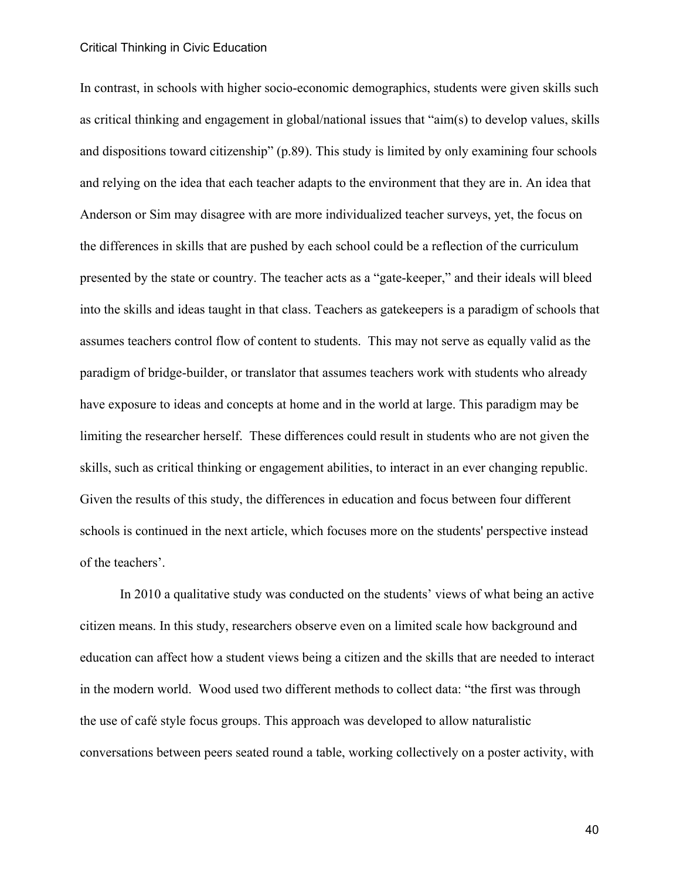In contrast, in schools with higher socio-economic demographics, students were given skills such as critical thinking and engagement in global/national issues that "aim(s) to develop values, skills and dispositions toward citizenship" (p.89). This study is limited by only examining four schools and relying on the idea that each teacher adapts to the environment that they are in. An idea that Anderson or Sim may disagree with are more individualized teacher surveys, yet, the focus on the differences in skills that are pushed by each school could be a reflection of the curriculum presented by the state or country. The teacher acts as a "gate-keeper," and their ideals will bleed into the skills and ideas taught in that class. Teachers as gatekeepers is a paradigm of schools that assumes teachers control flow of content to students. This may not serve as equally valid as the paradigm of bridge-builder, or translator that assumes teachers work with students who already have exposure to ideas and concepts at home and in the world at large. This paradigm may be limiting the researcher herself. These differences could result in students who are not given the skills, such as critical thinking or engagement abilities, to interact in an ever changing republic. Given the results of this study, the differences in education and focus between four different schools is continued in the next article, which focuses more on the students' perspective instead of the teachers'.

In 2010 a qualitative study was conducted on the students' views of what being an active citizen means. In this study, researchers observe even on a limited scale how background and education can affect how a student views being a citizen and the skills that are needed to interact in the modern world. Wood used two different methods to collect data: "the first was through the use of café style focus groups. This approach was developed to allow naturalistic conversations between peers seated round a table, working collectively on a poster activity, with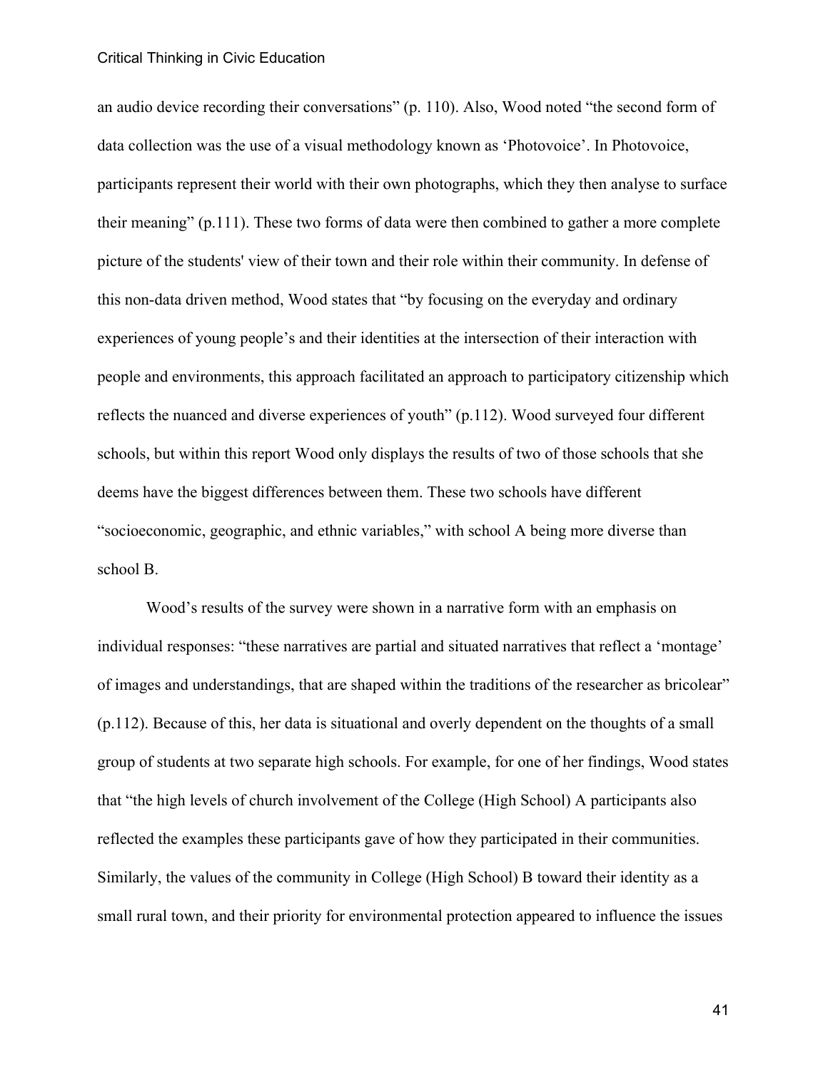an audio device recording their conversations" (p. 110). Also, Wood noted "the second form of data collection was the use of a visual methodology known as 'Photovoice'. In Photovoice, participants represent their world with their own photographs, which they then analyse to surface their meaning" (p.111). These two forms of data were then combined to gather a more complete picture of the students' view of their town and their role within their community. In defense of this non-data driven method, Wood states that "by focusing on the everyday and ordinary experiences of young people's and their identities at the intersection of their interaction with people and environments, this approach facilitated an approach to participatory citizenship which reflects the nuanced and diverse experiences of youth" (p.112). Wood surveyed four different schools, but within this report Wood only displays the results of two of those schools that she deems have the biggest differences between them. These two schools have different "socioeconomic, geographic, and ethnic variables," with school A being more diverse than school B.

Wood's results of the survey were shown in a narrative form with an emphasis on individual responses: "these narratives are partial and situated narratives that reflect a 'montage' of images and understandings, that are shaped within the traditions of the researcher as bricolear" (p.112). Because of this, her data is situational and overly dependent on the thoughts of a small group of students at two separate high schools. For example, for one of her findings, Wood states that "the high levels of church involvement of the College (High School) A participants also reflected the examples these participants gave of how they participated in their communities. Similarly, the values of the community in College (High School) B toward their identity as a small rural town, and their priority for environmental protection appeared to influence the issues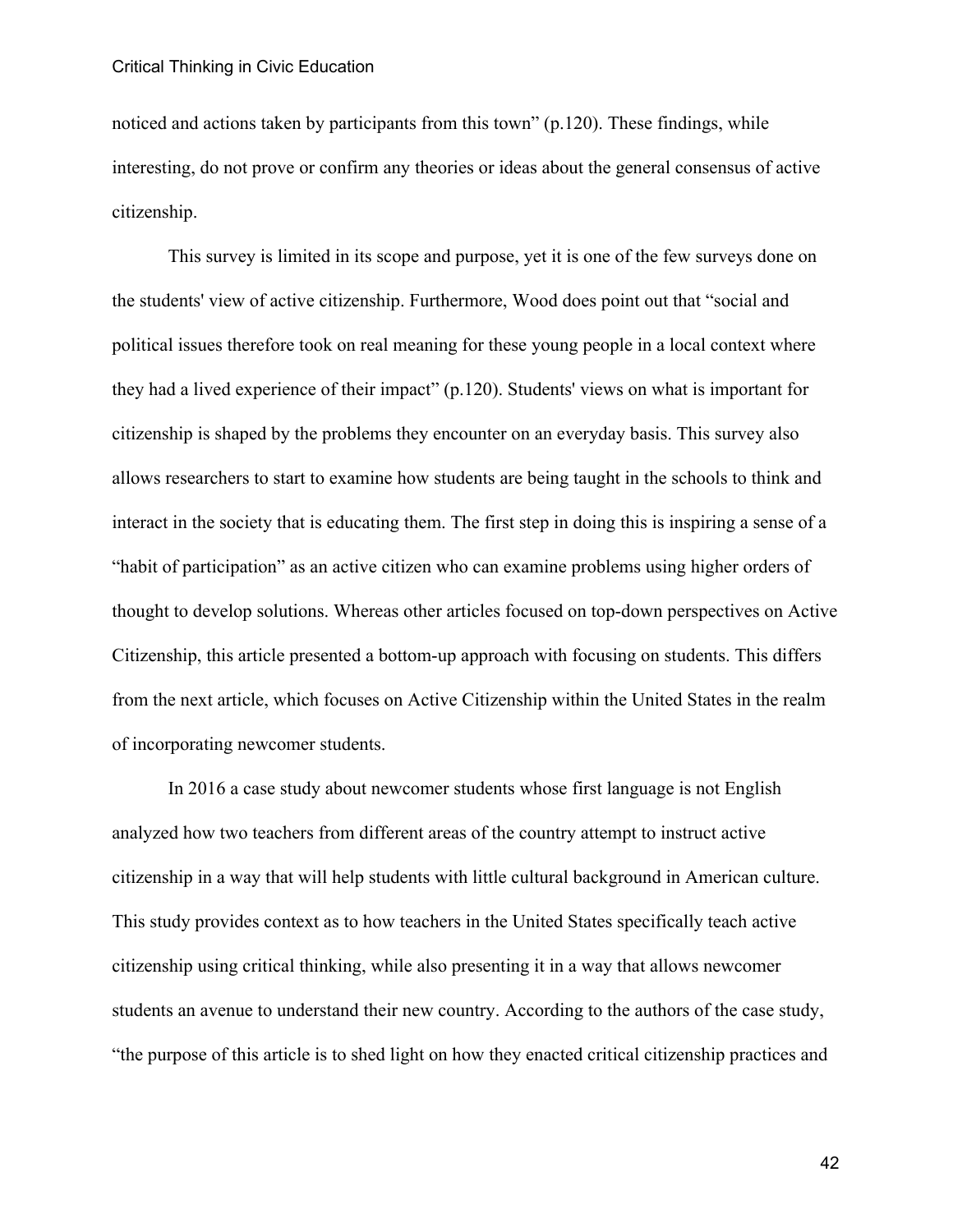noticed and actions taken by participants from this town" (p.120). These findings, while interesting, do not prove or confirm any theories or ideas about the general consensus of active citizenship.

This survey is limited in its scope and purpose, yet it is one of the few surveys done on the students' view of active citizenship. Furthermore, Wood does point out that "social and political issues therefore took on real meaning for these young people in a local context where they had a lived experience of their impact" (p.120). Students' views on what is important for citizenship is shaped by the problems they encounter on an everyday basis. This survey also allows researchers to start to examine how students are being taught in the schools to think and interact in the society that is educating them. The first step in doing this is inspiring a sense of a "habit of participation" as an active citizen who can examine problems using higher orders of thought to develop solutions. Whereas other articles focused on top-down perspectives on Active Citizenship, this article presented a bottom-up approach with focusing on students. This differs from the next article, which focuses on Active Citizenship within the United States in the realm of incorporating newcomer students.

In 2016 a case study about newcomer students whose first language is not English analyzed how two teachers from different areas of the country attempt to instruct active citizenship in a way that will help students with little cultural background in American culture. This study provides context as to how teachers in the United States specifically teach active citizenship using critical thinking, while also presenting it in a way that allows newcomer students an avenue to understand their new country. According to the authors of the case study, "the purpose of this article is to shed light on how they enacted critical citizenship practices and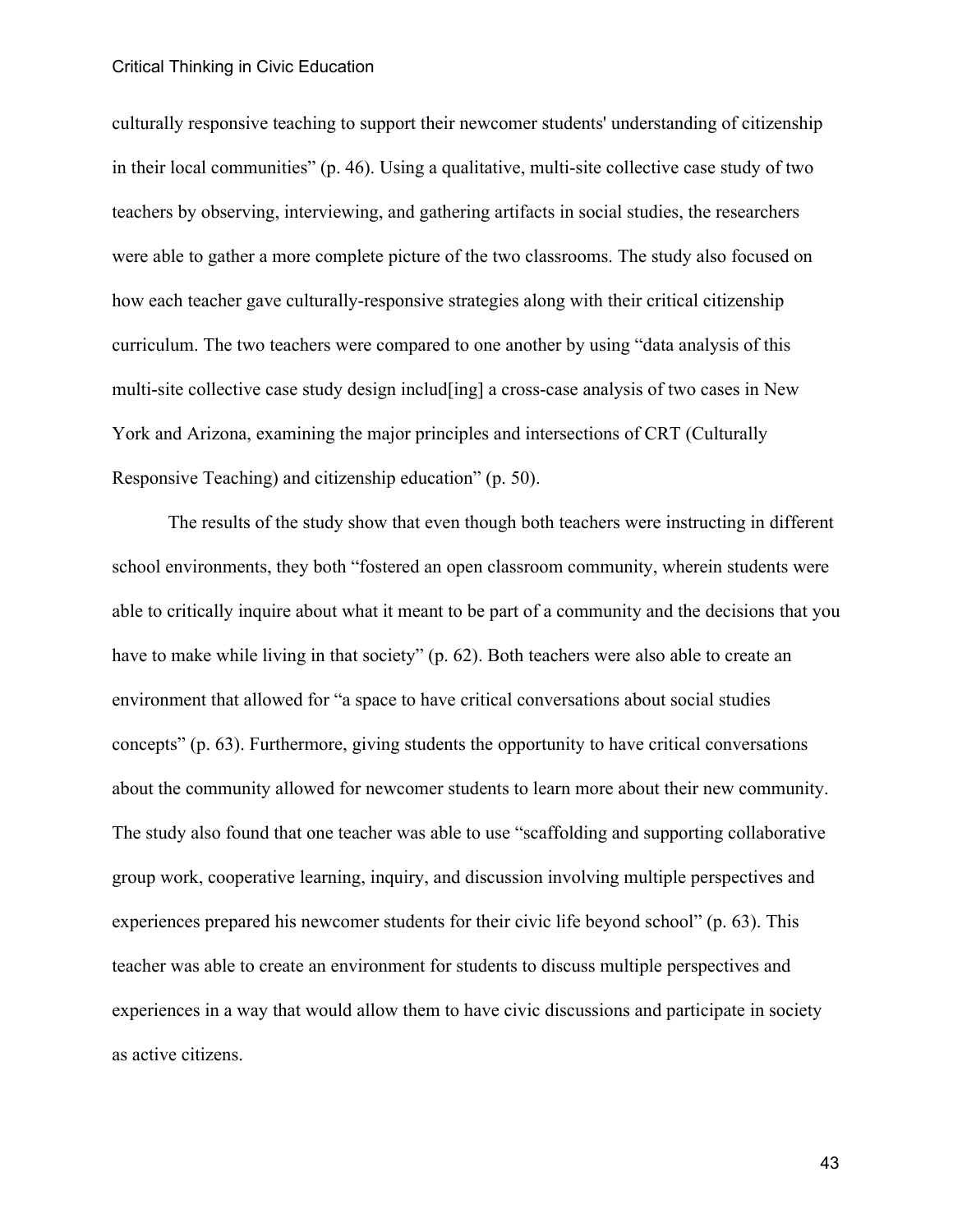culturally responsive teaching to support their newcomer students' understanding of citizenship in their local communities" (p. 46). Using a qualitative, multi-site collective case study of two teachers by observing, interviewing, and gathering artifacts in social studies, the researchers were able to gather a more complete picture of the two classrooms. The study also focused on how each teacher gave culturally-responsive strategies along with their critical citizenship curriculum. The two teachers were compared to one another by using "data analysis of this multi-site collective case study design includ[ing] a cross-case analysis of two cases in New York and Arizona, examining the major principles and intersections of CRT (Culturally Responsive Teaching) and citizenship education" (p. 50).

The results of the study show that even though both teachers were instructing in different school environments, they both "fostered an open classroom community, wherein students were able to critically inquire about what it meant to be part of a community and the decisions that you have to make while living in that society" (p. 62). Both teachers were also able to create an environment that allowed for "a space to have critical conversations about social studies concepts" (p. 63). Furthermore, giving students the opportunity to have critical conversations about the community allowed for newcomer students to learn more about their new community. The study also found that one teacher was able to use "scaffolding and supporting collaborative group work, cooperative learning, inquiry, and discussion involving multiple perspectives and experiences prepared his newcomer students for their civic life beyond school" (p. 63). This teacher was able to create an environment for students to discuss multiple perspectives and experiences in a way that would allow them to have civic discussions and participate in society as active citizens.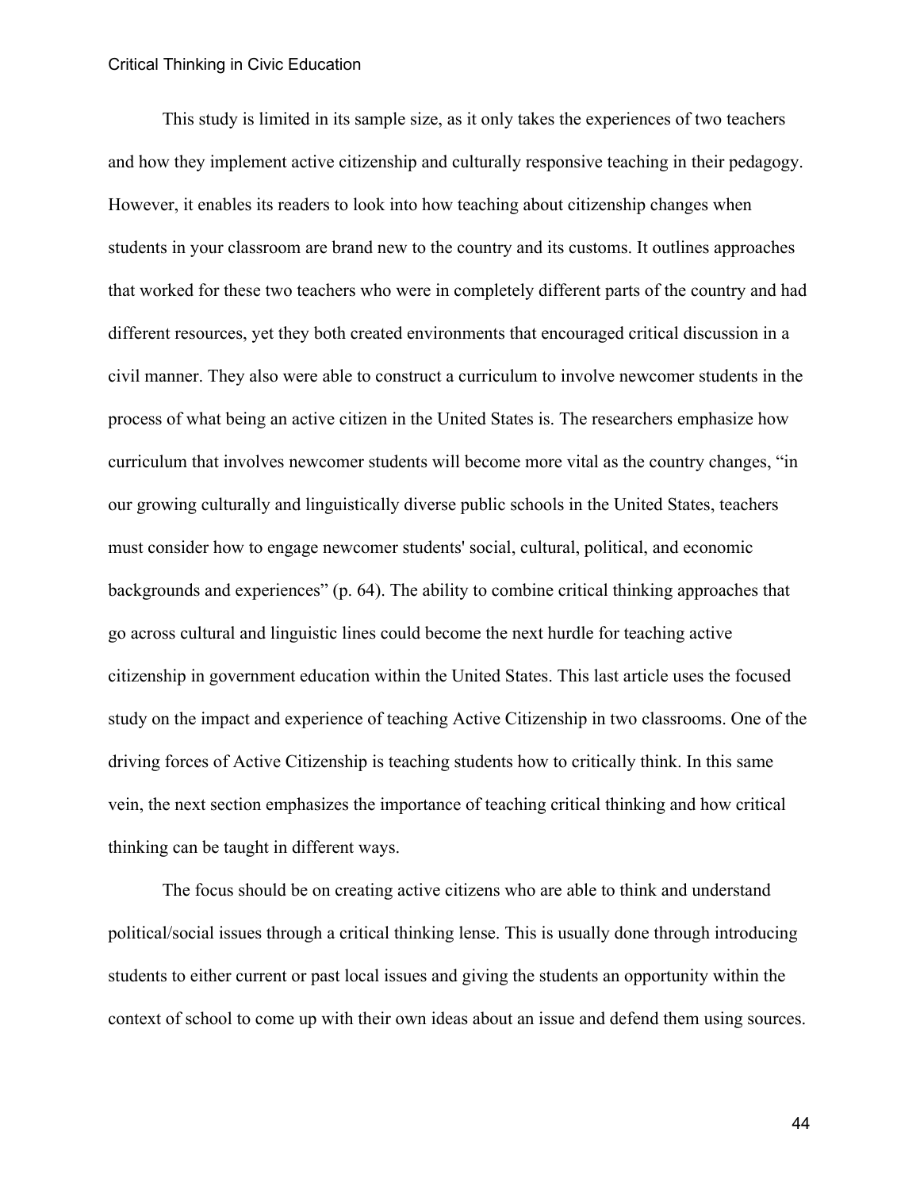This study is limited in its sample size, as it only takes the experiences of two teachers and how they implement active citizenship and culturally responsive teaching in their pedagogy. However, it enables its readers to look into how teaching about citizenship changes when students in your classroom are brand new to the country and its customs. It outlines approaches that worked for these two teachers who were in completely different parts of the country and had different resources, yet they both created environments that encouraged critical discussion in a civil manner. They also were able to construct a curriculum to involve newcomer students in the process of what being an active citizen in the United States is. The researchers emphasize how curriculum that involves newcomer students will become more vital as the country changes, "in our growing culturally and linguistically diverse public schools in the United States, teachers must consider how to engage newcomer students' social, cultural, political, and economic backgrounds and experiences" (p. 64). The ability to combine critical thinking approaches that go across cultural and linguistic lines could become the next hurdle for teaching active citizenship in government education within the United States. This last article uses the focused study on the impact and experience of teaching Active Citizenship in two classrooms. One of the driving forces of Active Citizenship is teaching students how to critically think. In this same vein, the next section emphasizes the importance of teaching critical thinking and how critical thinking can be taught in different ways.

The focus should be on creating active citizens who are able to think and understand political/social issues through a critical thinking lense. This is usually done through introducing students to either current or past local issues and giving the students an opportunity within the context of school to come up with their own ideas about an issue and defend them using sources.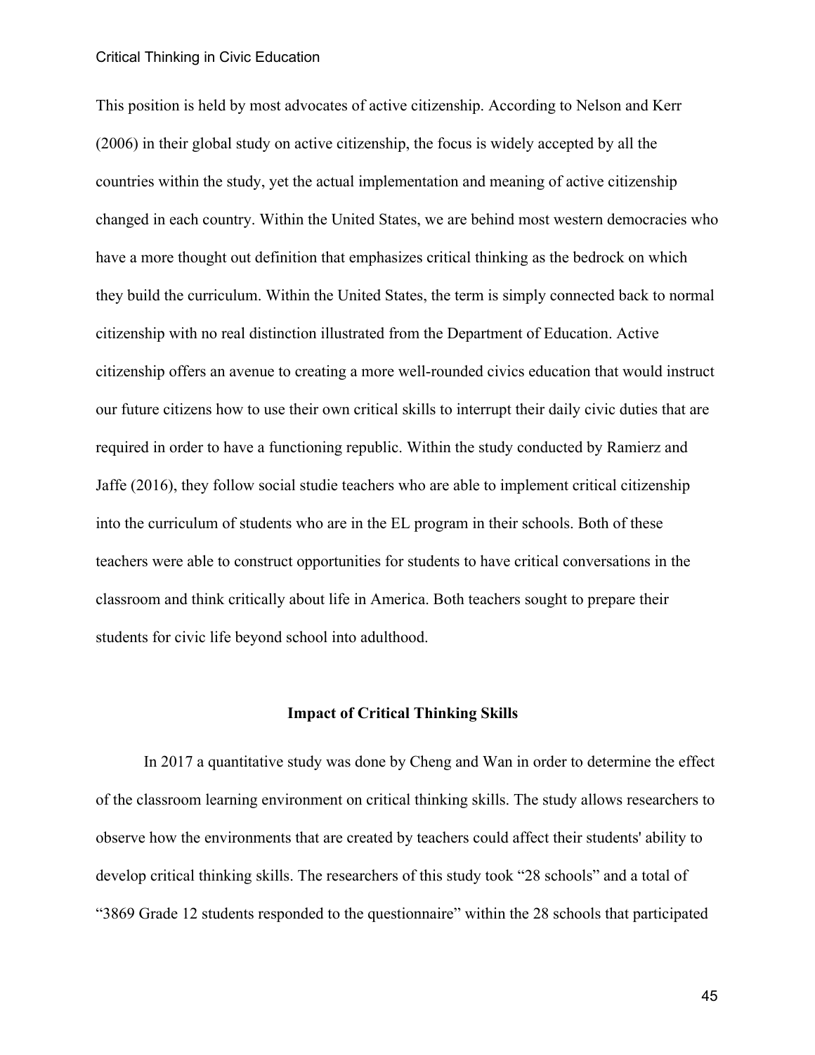This position is held by most advocates of active citizenship. According to Nelson and Kerr (2006) in their global study on active citizenship, the focus is widely accepted by all the countries within the study, yet the actual implementation and meaning of active citizenship changed in each country. Within the United States, we are behind most western democracies who have a more thought out definition that emphasizes critical thinking as the bedrock on which they build the curriculum. Within the United States, the term is simply connected back to normal citizenship with no real distinction illustrated from the Department of Education. Active citizenship offers an avenue to creating a more well-rounded civics education that would instruct our future citizens how to use their own critical skills to interrupt their daily civic duties that are required in order to have a functioning republic. Within the study conducted by Ramierz and Jaffe (2016), they follow social studie teachers who are able to implement critical citizenship into the curriculum of students who are in the EL program in their schools. Both of these teachers were able to construct opportunities for students to have critical conversations in the classroom and think critically about life in America. Both teachers sought to prepare their students for civic life beyond school into adulthood.

## Impact of Critical Thinking Skills

In 2017 a quantitative study was done by Cheng and Wan in order to determine the effect of the classroom learning environment on critical thinking skills. The study allows researchers to observe how the environments that are created by teachers could affect their students' ability to develop critical thinking skills. The researchers of this study took "28 schools" and a total of "3869 Grade 12 students responded to the questionnaire" within the 28 schools that participated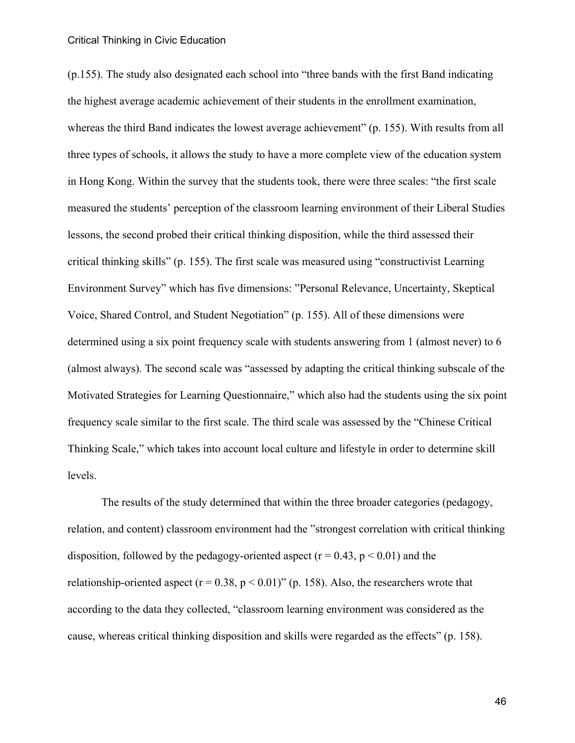(p.155). The study also designated each school into "three bands with the first Band indicating the highest average academic achievement of their students in the enrollment examination, whereas the third Band indicates the lowest average achievement" (p. 155). With results from all three types of schools, it allows the study to have a more complete view of the education system in Hong Kong. Within the survey that the students took, there were three scales: "the first scale measured the students' perception of the classroom learning environment of their Liberal Studies lessons, the second probed their critical thinking disposition, while the third assessed their critical thinking skills" (p. 155). The first scale was measured using "constructivist Learning Environment Survey" which has five dimensions: "Personal Relevance, Uncertainty, Skeptical Voice, Shared Control, and Student Negotiation" (p. 155). All of these dimensions were determined using a six point frequency scale with students answering from 1 (almost never) to 6 (almost always). The second scale was "assessed by adapting the critical thinking subscale of the Motivated Strategies for Learning Questionnaire," which also had the students using the six point frequency scale similar to the first scale. The third scale was assessed by the "Chinese Critical Thinking Scale," which takes into account local culture and lifestyle in order to determine skill levels.

The results of the study determined that within the three broader categories (pedagogy, relation, and content) classroom environment had the "strongest correlation with critical thinking disposition, followed by the pedagogy-oriented aspect ($r = 0.43$, $p < 0.01$) and the relationship-oriented aspect ($r = 0.38$, $p < 0.01$)" (p. 158). Also, the researchers wrote that according to the data they collected, "classroom learning environment was considered as the cause, whereas critical thinking disposition and skills were regarded as the effects" (p. 158).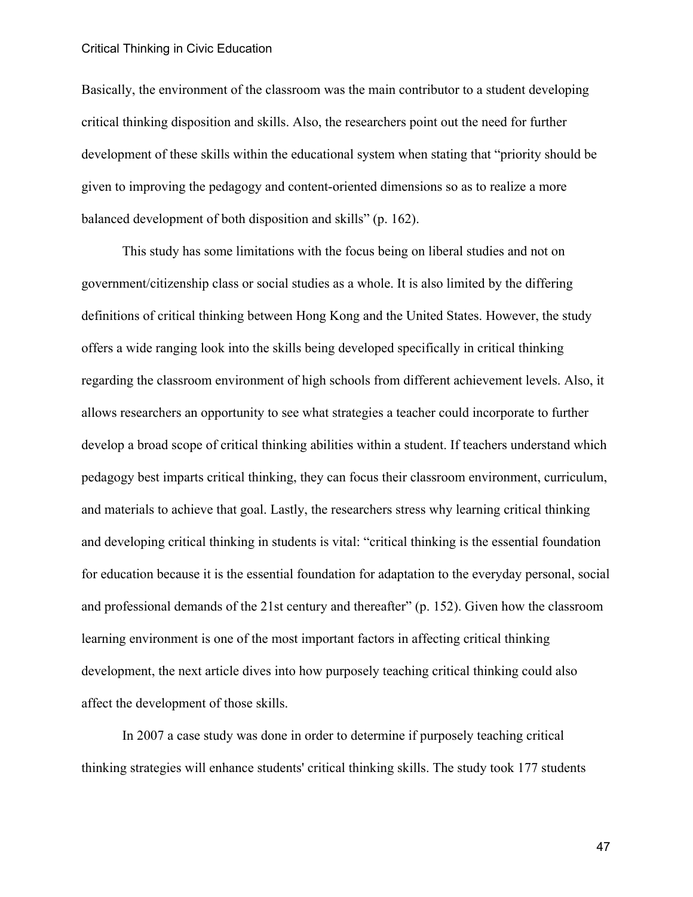Basically, the environment of the classroom was the main contributor to a student developing critical thinking disposition and skills. Also, the researchers point out the need for further development of these skills within the educational system when stating that "priority should be given to improving the pedagogy and content-oriented dimensions so as to realize a more balanced development of both disposition and skills" (p. 162).

This study has some limitations with the focus being on liberal studies and not on government/citizenship class or social studies as a whole. It is also limited by the differing definitions of critical thinking between Hong Kong and the United States. However, the study offers a wide ranging look into the skills being developed specifically in critical thinking regarding the classroom environment of high schools from different achievement levels. Also, it allows researchers an opportunity to see what strategies a teacher could incorporate to further develop a broad scope of critical thinking abilities within a student. If teachers understand which pedagogy best imparts critical thinking, they can focus their classroom environment, curriculum, and materials to achieve that goal. Lastly, the researchers stress why learning critical thinking and developing critical thinking in students is vital: "critical thinking is the essential foundation for education because it is the essential foundation for adaptation to the everyday personal, social and professional demands of the 21st century and thereafter" (p. 152). Given how the classroom learning environment is one of the most important factors in affecting critical thinking development, the next article dives into how purposely teaching critical thinking could also affect the development of those skills.

In 2007 a case study was done in order to determine if purposely teaching critical thinking strategies will enhance students' critical thinking skills. The study took 177 students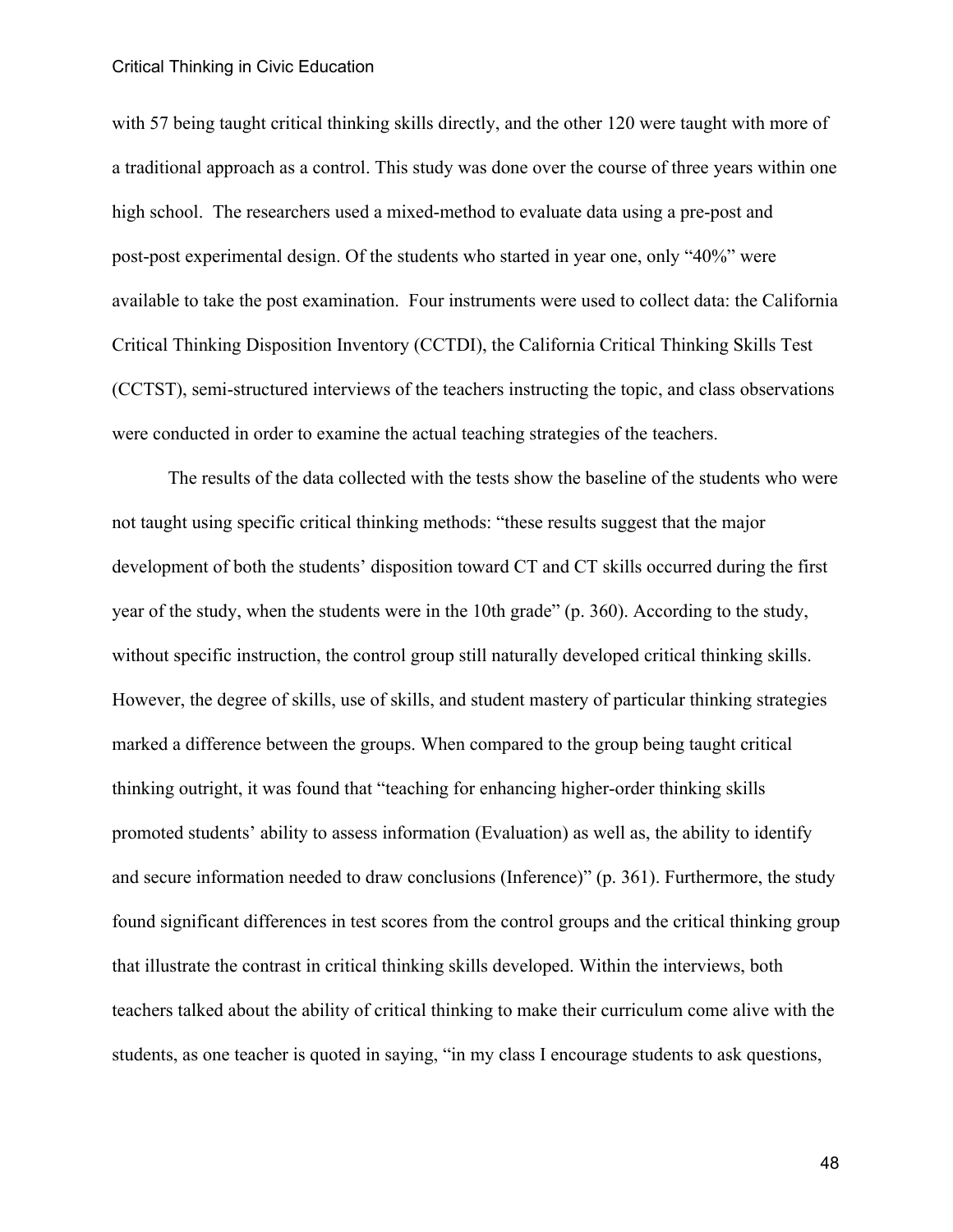with 57 being taught critical thinking skills directly, and the other 120 were taught with more of a traditional approach as a control. This study was done over the course of three years within one high school. The researchers used a mixed-method to evaluate data using a pre-post and post-post experimental design. Of the students who started in year one, only "40%" were available to take the post examination. Four instruments were used to collect data: the California Critical Thinking Disposition Inventory (CCTDI), the California Critical Thinking Skills Test (CCTST), semi-structured interviews of the teachers instructing the topic, and class observations were conducted in order to examine the actual teaching strategies of the teachers.

The results of the data collected with the tests show the baseline of the students who were not taught using specific critical thinking methods: "these results suggest that the major development of both the students' disposition toward CT and CT skills occurred during the first year of the study, when the students were in the 10th grade" (p. 360). According to the study, without specific instruction, the control group still naturally developed critical thinking skills. However, the degree of skills, use of skills, and student mastery of particular thinking strategies marked a difference between the groups. When compared to the group being taught critical thinking outright, it was found that "teaching for enhancing higher-order thinking skills promoted students' ability to assess information (Evaluation) as well as, the ability to identify and secure information needed to draw conclusions (Inference)" (p. 361). Furthermore, the study found significant differences in test scores from the control groups and the critical thinking group that illustrate the contrast in critical thinking skills developed. Within the interviews, both teachers talked about the ability of critical thinking to make their curriculum come alive with the students, as one teacher is quoted in saying, "in my class I encourage students to ask questions,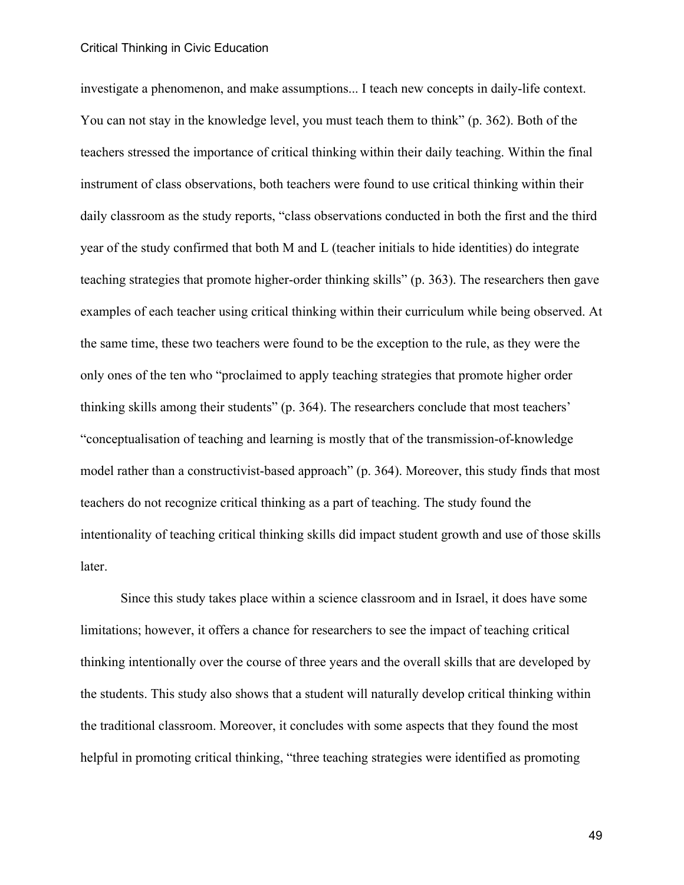investigate a phenomenon, and make assumptions... I teach new concepts in daily-life context. You can not stay in the knowledge level, you must teach them to think" (p. 362). Both of the teachers stressed the importance of critical thinking within their daily teaching. Within the final instrument of class observations, both teachers were found to use critical thinking within their daily classroom as the study reports, "class observations conducted in both the first and the third year of the study confirmed that both M and L (teacher initials to hide identities) do integrate teaching strategies that promote higher-order thinking skills" (p. 363). The researchers then gave examples of each teacher using critical thinking within their curriculum while being observed. At the same time, these two teachers were found to be the exception to the rule, as they were the only ones of the ten who "proclaimed to apply teaching strategies that promote higher order thinking skills among their students" (p. 364). The researchers conclude that most teachers' "conceptualisation of teaching and learning is mostly that of the transmission-of-knowledge model rather than a constructivist-based approach" (p. 364). Moreover, this study finds that most teachers do not recognize critical thinking as a part of teaching. The study found the intentionality of teaching critical thinking skills did impact student growth and use of those skills later.

Since this study takes place within a science classroom and in Israel, it does have some limitations; however, it offers a chance for researchers to see the impact of teaching critical thinking intentionally over the course of three years and the overall skills that are developed by the students. This study also shows that a student will naturally develop critical thinking within the traditional classroom. Moreover, it concludes with some aspects that they found the most helpful in promoting critical thinking, "three teaching strategies were identified as promoting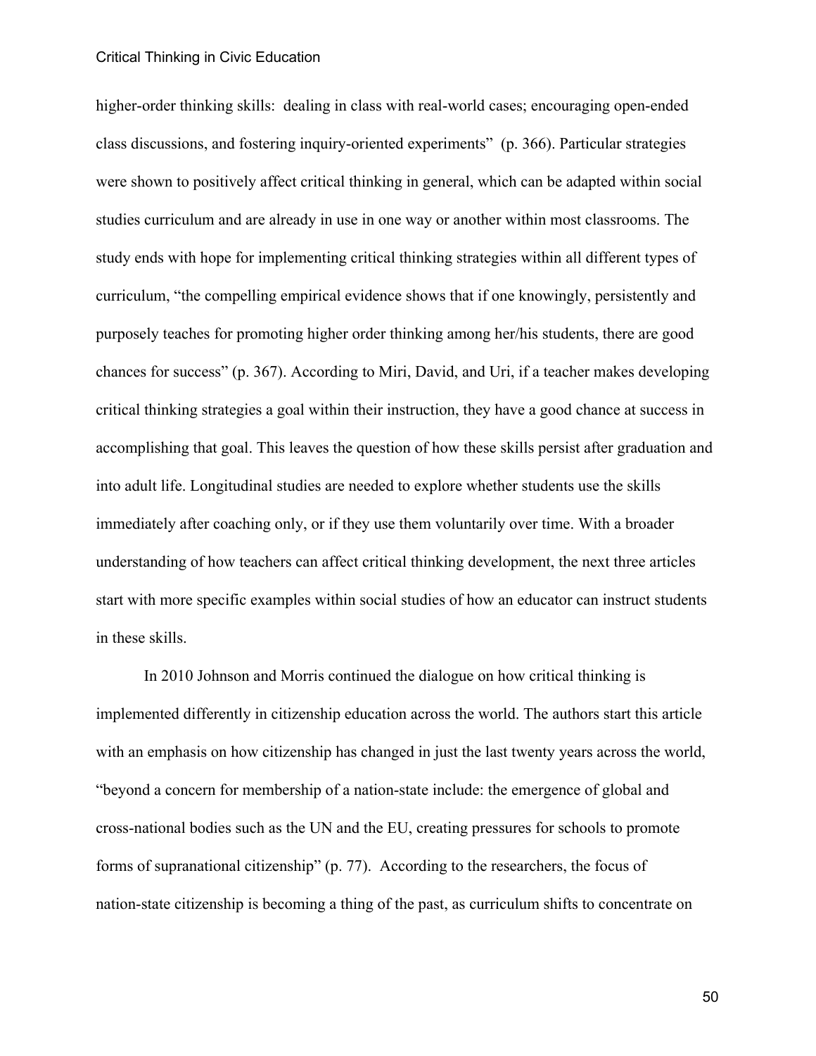higher-order thinking skills:  dealing in class with real-world cases; encouraging open-ended class discussions, and fostering inquiry-oriented experiments"  (p. 366). Particular strategies were shown to positively affect critical thinking in general, which can be adapted within social studies curriculum and are already in use in one way or another within most classrooms. The study ends with hope for implementing critical thinking strategies within all different types of curriculum, "the compelling empirical evidence shows that if one knowingly, persistently and purposely teaches for promoting higher order thinking among her/his students, there are good chances for success" (p. 367). According to Miri, David, and Uri, if a teacher makes developing critical thinking strategies a goal within their instruction, they have a good chance at success in accomplishing that goal. This leaves the question of how these skills persist after graduation and into adult life. Longitudinal studies are needed to explore whether students use the skills immediately after coaching only, or if they use them voluntarily over time. With a broader understanding of how teachers can affect critical thinking development, the next three articles start with more specific examples within social studies of how an educator can instruct students in these skills.

In 2010 Johnson and Morris continued the dialogue on how critical thinking is implemented differently in citizenship education across the world. The authors start this article with an emphasis on how citizenship has changed in just the last twenty years across the world, "beyond a concern for membership of a nation-state include: the emergence of global and cross-national bodies such as the UN and the EU, creating pressures for schools to promote forms of supranational citizenship" (p. 77).  According to the researchers, the focus of nation-state citizenship is becoming a thing of the past, as curriculum shifts to concentrate on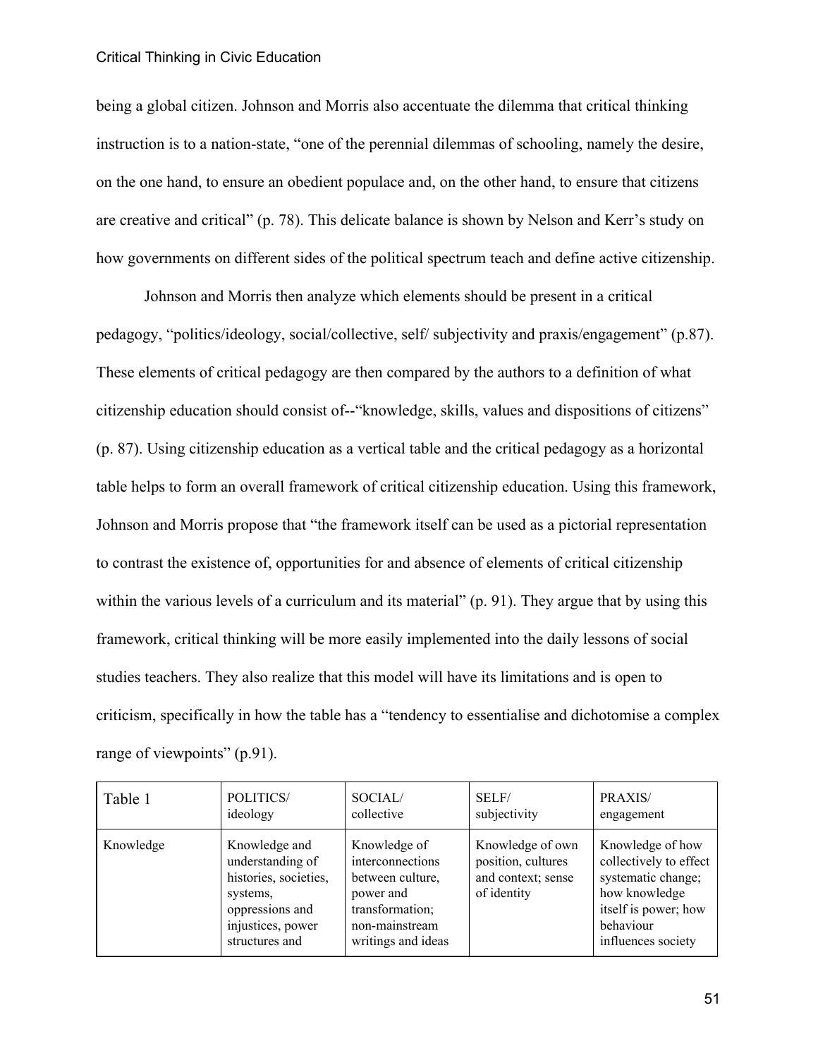being a global citizen. Johnson and Morris also accentuate the dilemma that critical thinking instruction is to a nation-state, "one of the perennial dilemmas of schooling, namely the desire, on the one hand, to ensure an obedient populace and, on the other hand, to ensure that citizens are creative and critical" (p. 78). This delicate balance is shown by Nelson and Kerr's study on how governments on different sides of the political spectrum teach and define active citizenship.

Johnson and Morris then analyze which elements should be present in a critical pedagogy, "politics/ideology, social/collective, self/ subjectivity and praxis/engagement" (p.87). These elements of critical pedagogy are then compared by the authors to a definition of what citizenship education should consist of--"knowledge, skills, values and dispositions of citizens" (p. 87). Using citizenship education as a vertical table and the critical pedagogy as a horizontal table helps to form an overall framework of critical citizenship education. Using this framework, Johnson and Morris propose that "the framework itself can be used as a pictorial representation to contrast the existence of, opportunities for and absence of elements of critical citizenship within the various levels of a curriculum and its material" (p. 91). They argue that by using this framework, critical thinking will be more easily implemented into the daily lessons of social studies teachers. They also realize that this model will have its limitations and is open to criticism, specifically in how the table has a "tendency to essentialise and dichotomise a complex range of viewpoints" (p.91).

| Table 1 | POLITICS/ ideology | SOCIAL/ collective | SELF/ subjectivity | PRAXIS/ engagement |
|---|---|---|---|---|
| Knowledge | Knowledge and understanding of histories, societies, systems, oppressions and injustices, power structures and | Knowledge of interconnections between culture, power and transformation; non-mainstream writings and ideas | Knowledge of own position, cultures and context; sense of identity | Knowledge of how collectively to effect systematic change; how knowledge itself is power; how behaviour influences society |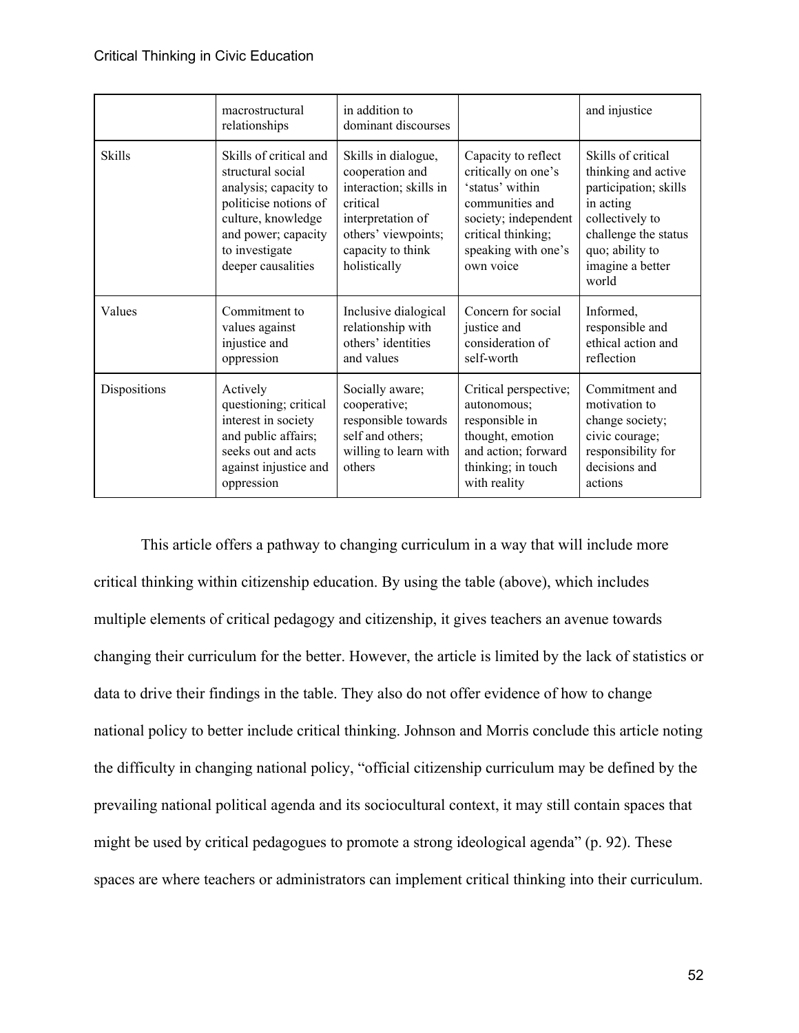| | macrostructural relationships | in addition to dominant discourses | | and injustice |
|---|---|---|---|---|
| Skills | Skills of critical and structural social analysis; capacity to politicise notions of culture, knowledge and power; capacity to investigate deeper causalities | Skills in dialogue, cooperation and interaction; skills in critical interpretation of others' viewpoints; capacity to think holistically | Capacity to reflect critically on one's 'status' within communities and society; independent critical thinking; speaking with one's own voice | Skills of critical thinking and active participation; skills in acting collectively to challenge the status quo; ability to imagine a better world |
| Values | Commitment to values against injustice and oppression | Inclusive dialogical relationship with others' identities and values | Concern for social justice and consideration of self-worth | Informed, responsible and ethical action and reflection |
| Dispositions | Actively questioning; critical interest in society and public affairs; seeks out and acts against injustice and oppression | Socially aware; cooperative; responsible towards self and others; willing to learn with others | Critical perspective; autonomous; responsible in thought, emotion and action; forward thinking; in touch with reality | Commitment and motivation to change society; civic courage; responsibility for decisions and actions |

This article offers a pathway to changing curriculum in a way that will include more critical thinking within citizenship education. By using the table (above), which includes multiple elements of critical pedagogy and citizenship, it gives teachers an avenue towards changing their curriculum for the better. However, the article is limited by the lack of statistics or data to drive their findings in the table. They also do not offer evidence of how to change national policy to better include critical thinking. Johnson and Morris conclude this article noting the difficulty in changing national policy, "official citizenship curriculum may be defined by the prevailing national political agenda and its sociocultural context, it may still contain spaces that might be used by critical pedagogues to promote a strong ideological agenda" (p. 92). These spaces are where teachers or administrators can implement critical thinking into their curriculum.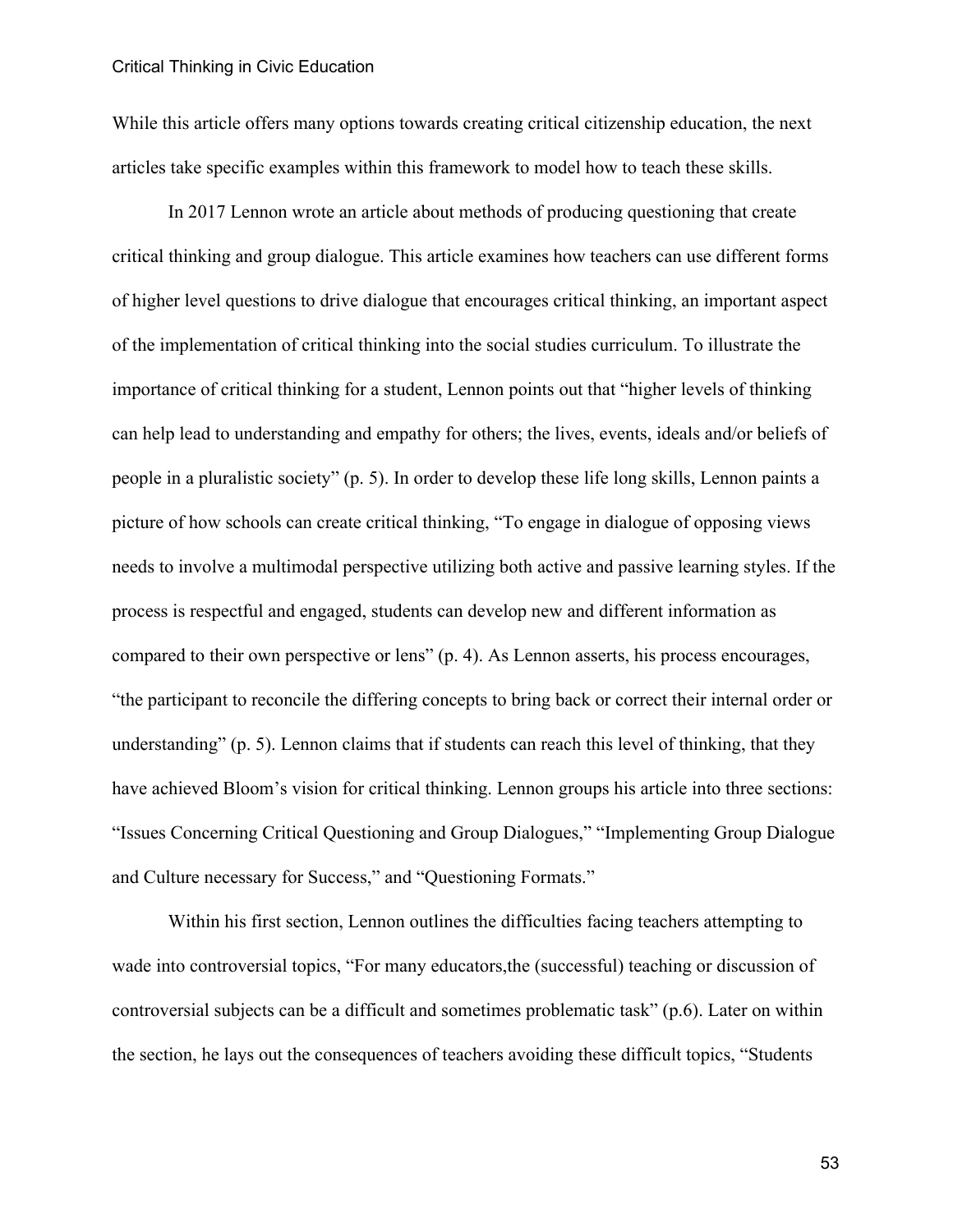While this article offers many options towards creating critical citizenship education, the next articles take specific examples within this framework to model how to teach these skills.

In 2017 Lennon wrote an article about methods of producing questioning that create critical thinking and group dialogue. This article examines how teachers can use different forms of higher level questions to drive dialogue that encourages critical thinking, an important aspect of the implementation of critical thinking into the social studies curriculum. To illustrate the importance of critical thinking for a student, Lennon points out that "higher levels of thinking can help lead to understanding and empathy for others; the lives, events, ideals and/or beliefs of people in a pluralistic society" (p. 5). In order to develop these life long skills, Lennon paints a picture of how schools can create critical thinking, "To engage in dialogue of opposing views needs to involve a multimodal perspective utilizing both active and passive learning styles. If the process is respectful and engaged, students can develop new and different information as compared to their own perspective or lens" (p. 4). As Lennon asserts, his process encourages, "the participant to reconcile the differing concepts to bring back or correct their internal order or understanding" (p. 5). Lennon claims that if students can reach this level of thinking, that they have achieved Bloom's vision for critical thinking. Lennon groups his article into three sections: "Issues Concerning Critical Questioning and Group Dialogues," "Implementing Group Dialogue and Culture necessary for Success," and "Questioning Formats."

Within his first section, Lennon outlines the difficulties facing teachers attempting to wade into controversial topics, "For many educators,the (successful) teaching or discussion of controversial subjects can be a difficult and sometimes problematic task" (p.6). Later on within the section, he lays out the consequences of teachers avoiding these difficult topics, "Students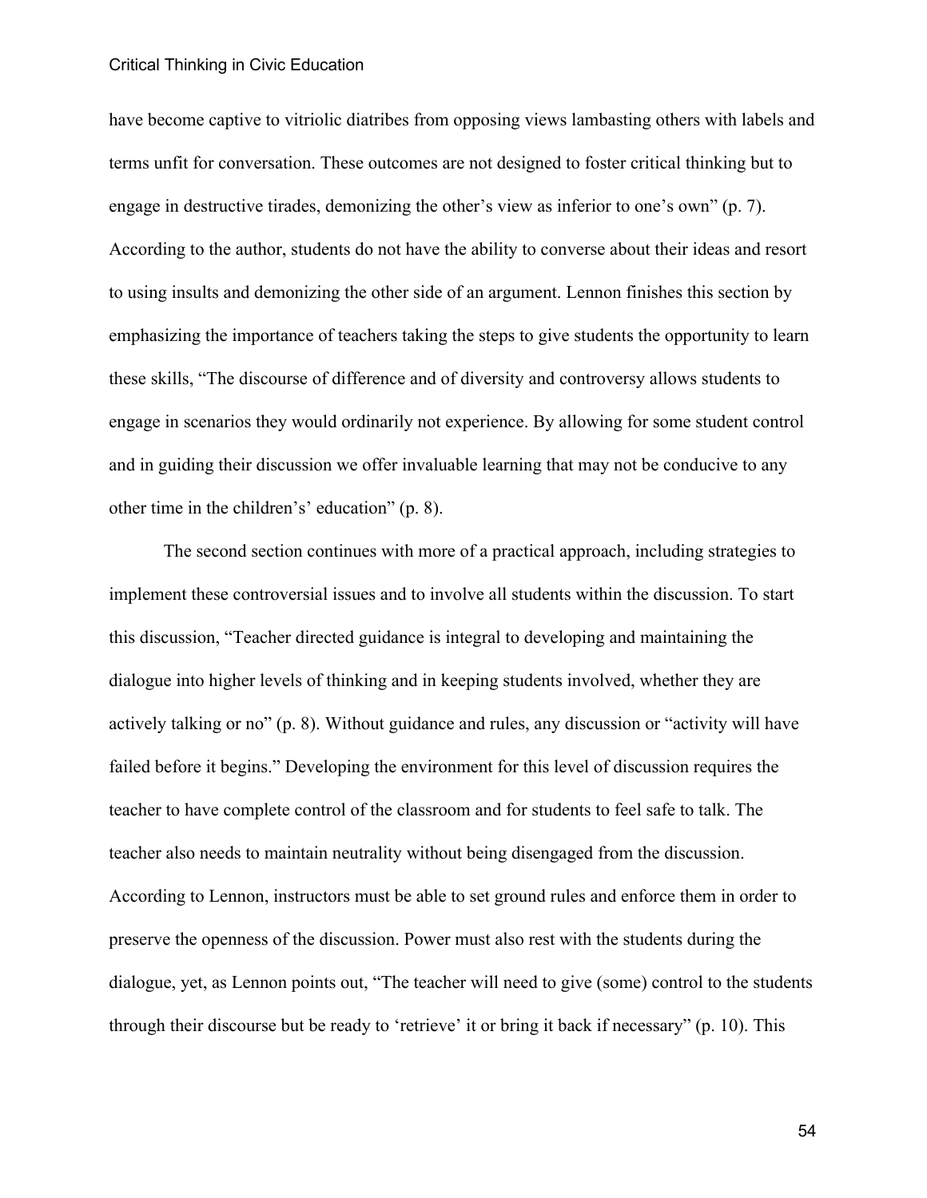have become captive to vitriolic diatribes from opposing views lambasting others with labels and terms unfit for conversation. These outcomes are not designed to foster critical thinking but to engage in destructive tirades, demonizing the other's view as inferior to one's own" (p. 7). According to the author, students do not have the ability to converse about their ideas and resort to using insults and demonizing the other side of an argument. Lennon finishes this section by emphasizing the importance of teachers taking the steps to give students the opportunity to learn these skills, "The discourse of difference and of diversity and controversy allows students to engage in scenarios they would ordinarily not experience. By allowing for some student control and in guiding their discussion we offer invaluable learning that may not be conducive to any other time in the children's' education" (p. 8).

The second section continues with more of a practical approach, including strategies to implement these controversial issues and to involve all students within the discussion. To start this discussion, "Teacher directed guidance is integral to developing and maintaining the dialogue into higher levels of thinking and in keeping students involved, whether they are actively talking or no" (p. 8). Without guidance and rules, any discussion or "activity will have failed before it begins." Developing the environment for this level of discussion requires the teacher to have complete control of the classroom and for students to feel safe to talk. The teacher also needs to maintain neutrality without being disengaged from the discussion. According to Lennon, instructors must be able to set ground rules and enforce them in order to preserve the openness of the discussion. Power must also rest with the students during the dialogue, yet, as Lennon points out, "The teacher will need to give (some) control to the students through their discourse but be ready to 'retrieve' it or bring it back if necessary" (p. 10). This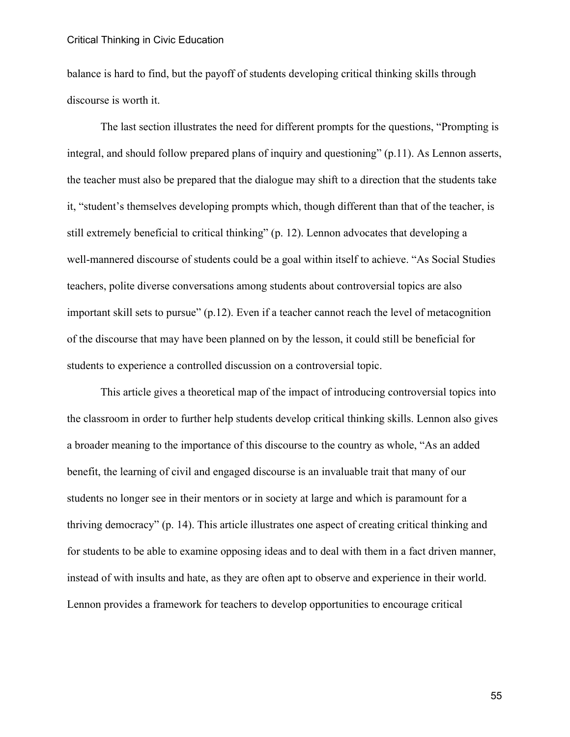balance is hard to find, but the payoff of students developing critical thinking skills through discourse is worth it.

The last section illustrates the need for different prompts for the questions, "Prompting is integral, and should follow prepared plans of inquiry and questioning" (p.11). As Lennon asserts, the teacher must also be prepared that the dialogue may shift to a direction that the students take it, "student's themselves developing prompts which, though different than that of the teacher, is still extremely beneficial to critical thinking" (p. 12). Lennon advocates that developing a well-mannered discourse of students could be a goal within itself to achieve. "As Social Studies teachers, polite diverse conversations among students about controversial topics are also important skill sets to pursue" (p.12). Even if a teacher cannot reach the level of metacognition of the discourse that may have been planned on by the lesson, it could still be beneficial for students to experience a controlled discussion on a controversial topic.

This article gives a theoretical map of the impact of introducing controversial topics into the classroom in order to further help students develop critical thinking skills. Lennon also gives a broader meaning to the importance of this discourse to the country as whole, "As an added benefit, the learning of civil and engaged discourse is an invaluable trait that many of our students no longer see in their mentors or in society at large and which is paramount for a thriving democracy" (p. 14). This article illustrates one aspect of creating critical thinking and for students to be able to examine opposing ideas and to deal with them in a fact driven manner, instead of with insults and hate, as they are often apt to observe and experience in their world. Lennon provides a framework for teachers to develop opportunities to encourage critical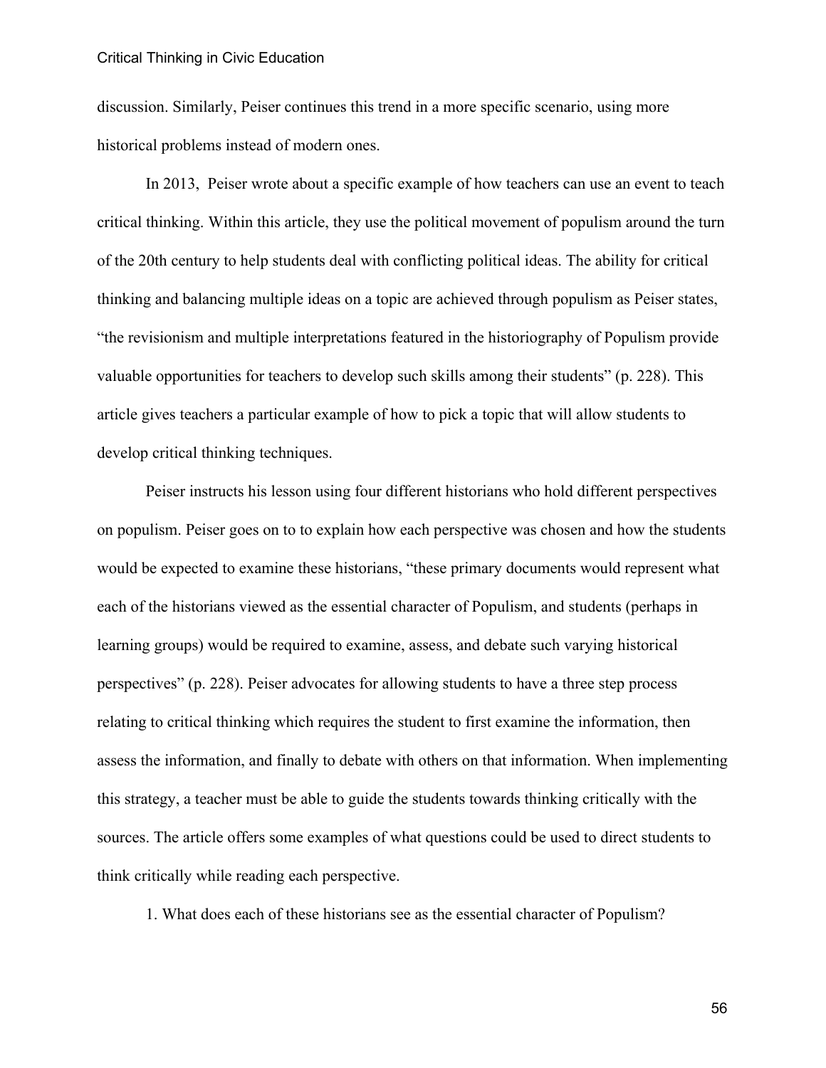discussion. Similarly, Peiser continues this trend in a more specific scenario, using more historical problems instead of modern ones.

In 2013, Peiser wrote about a specific example of how teachers can use an event to teach critical thinking. Within this article, they use the political movement of populism around the turn of the 20th century to help students deal with conflicting political ideas. The ability for critical thinking and balancing multiple ideas on a topic are achieved through populism as Peiser states, "the revisionism and multiple interpretations featured in the historiography of Populism provide valuable opportunities for teachers to develop such skills among their students" (p. 228). This article gives teachers a particular example of how to pick a topic that will allow students to develop critical thinking techniques.

Peiser instructs his lesson using four different historians who hold different perspectives on populism. Peiser goes on to to explain how each perspective was chosen and how the students would be expected to examine these historians, "these primary documents would represent what each of the historians viewed as the essential character of Populism, and students (perhaps in learning groups) would be required to examine, assess, and debate such varying historical perspectives" (p. 228). Peiser advocates for allowing students to have a three step process relating to critical thinking which requires the student to first examine the information, then assess the information, and finally to debate with others on that information. When implementing this strategy, a teacher must be able to guide the students towards thinking critically with the sources. The article offers some examples of what questions could be used to direct students to think critically while reading each perspective.

1. What does each of these historians see as the essential character of Populism?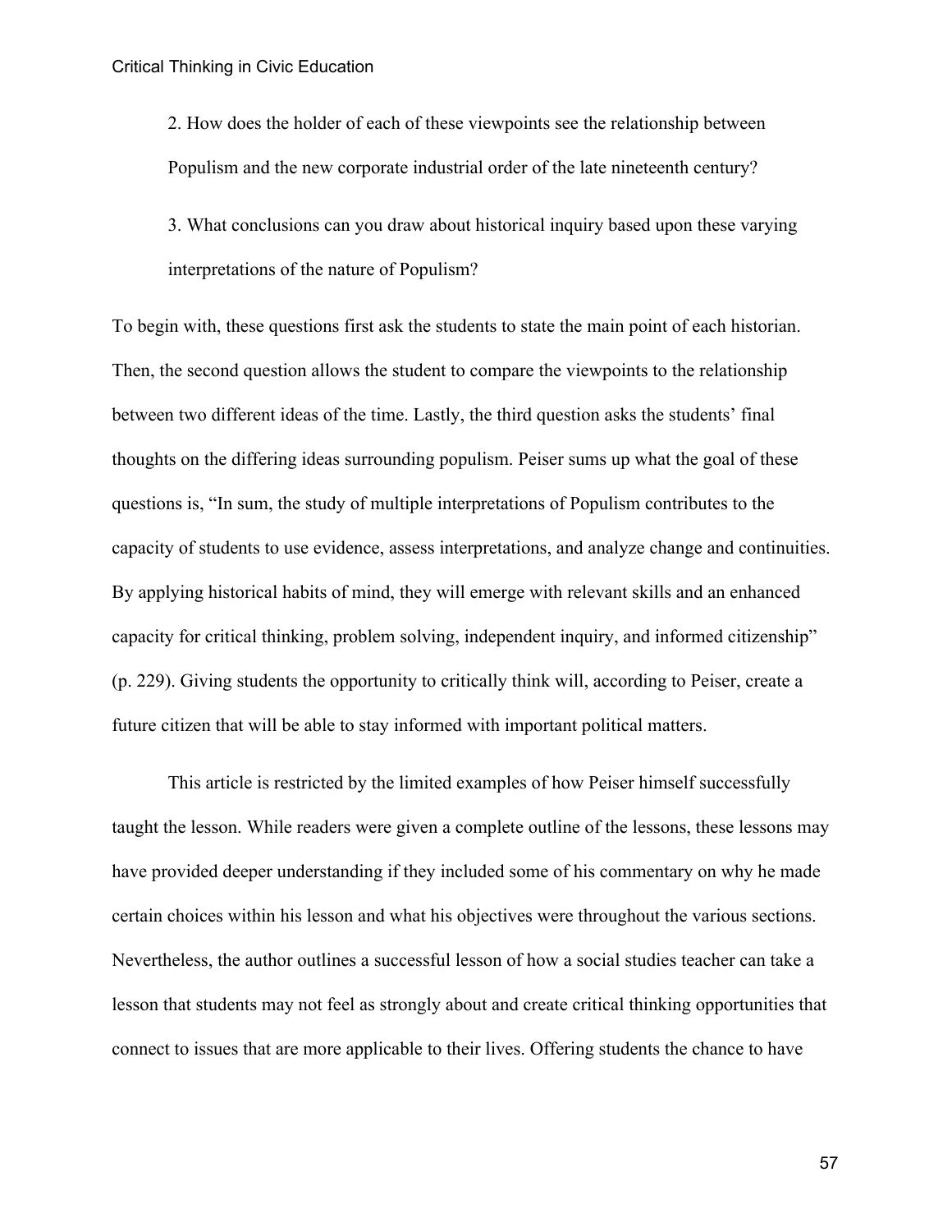2. How does the holder of each of these viewpoints see the relationship between Populism and the new corporate industrial order of the late nineteenth century?

3. What conclusions can you draw about historical inquiry based upon these varying interpretations of the nature of Populism?

To begin with, these questions first ask the students to state the main point of each historian. Then, the second question allows the student to compare the viewpoints to the relationship between two different ideas of the time. Lastly, the third question asks the students' final thoughts on the differing ideas surrounding populism. Peiser sums up what the goal of these questions is, "In sum, the study of multiple interpretations of Populism contributes to the capacity of students to use evidence, assess interpretations, and analyze change and continuities. By applying historical habits of mind, they will emerge with relevant skills and an enhanced capacity for critical thinking, problem solving, independent inquiry, and informed citizenship" (p. 229). Giving students the opportunity to critically think will, according to Peiser, create a future citizen that will be able to stay informed with important political matters.

This article is restricted by the limited examples of how Peiser himself successfully taught the lesson. While readers were given a complete outline of the lessons, these lessons may have provided deeper understanding if they included some of his commentary on why he made certain choices within his lesson and what his objectives were throughout the various sections. Nevertheless, the author outlines a successful lesson of how a social studies teacher can take a lesson that students may not feel as strongly about and create critical thinking opportunities that connect to issues that are more applicable to their lives. Offering students the chance to have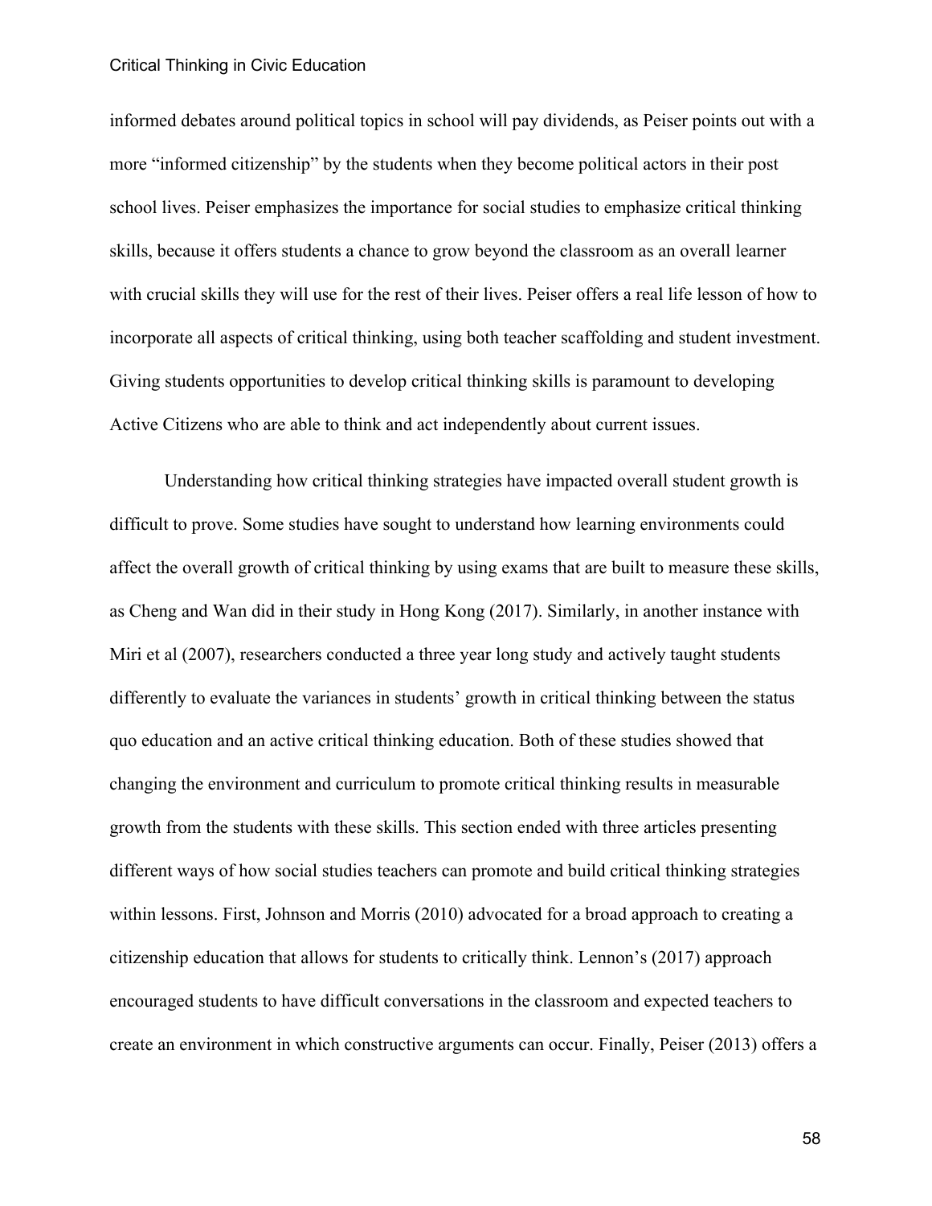informed debates around political topics in school will pay dividends, as Peiser points out with a more "informed citizenship" by the students when they become political actors in their post school lives. Peiser emphasizes the importance for social studies to emphasize critical thinking skills, because it offers students a chance to grow beyond the classroom as an overall learner with crucial skills they will use for the rest of their lives. Peiser offers a real life lesson of how to incorporate all aspects of critical thinking, using both teacher scaffolding and student investment. Giving students opportunities to develop critical thinking skills is paramount to developing Active Citizens who are able to think and act independently about current issues.

Understanding how critical thinking strategies have impacted overall student growth is difficult to prove. Some studies have sought to understand how learning environments could affect the overall growth of critical thinking by using exams that are built to measure these skills, as Cheng and Wan did in their study in Hong Kong (2017). Similarly, in another instance with Miri et al (2007), researchers conducted a three year long study and actively taught students differently to evaluate the variances in students' growth in critical thinking between the status quo education and an active critical thinking education. Both of these studies showed that changing the environment and curriculum to promote critical thinking results in measurable growth from the students with these skills. This section ended with three articles presenting different ways of how social studies teachers can promote and build critical thinking strategies within lessons. First, Johnson and Morris (2010) advocated for a broad approach to creating a citizenship education that allows for students to critically think. Lennon's (2017) approach encouraged students to have difficult conversations in the classroom and expected teachers to create an environment in which constructive arguments can occur. Finally, Peiser (2013) offers a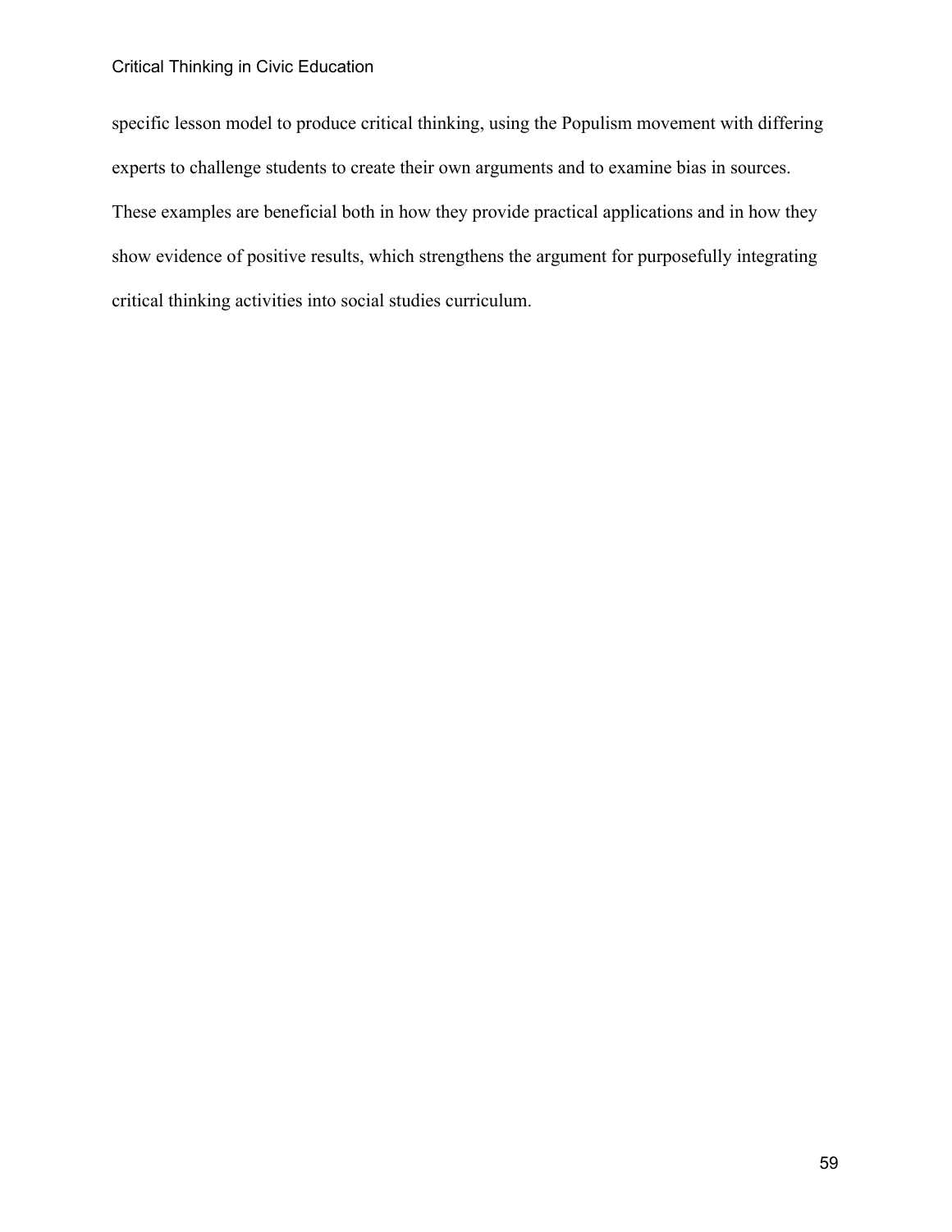specific lesson model to produce critical thinking, using the Populism movement with differing experts to challenge students to create their own arguments and to examine bias in sources. These examples are beneficial both in how they provide practical applications and in how they show evidence of positive results, which strengthens the argument for purposefully integrating critical thinking activities into social studies curriculum.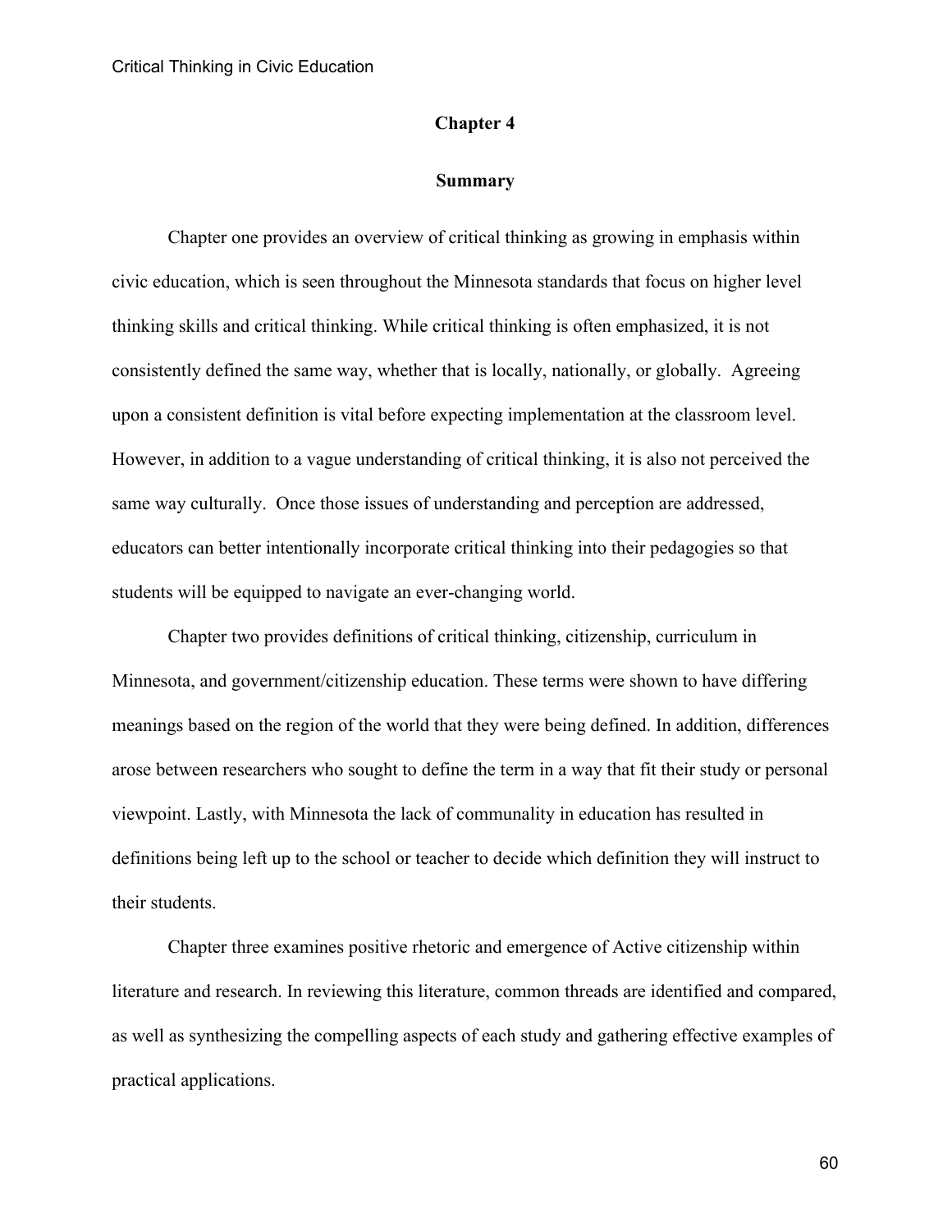# Chapter 4

## Summary

Chapter one provides an overview of critical thinking as growing in emphasis within civic education, which is seen throughout the Minnesota standards that focus on higher level thinking skills and critical thinking. While critical thinking is often emphasized, it is not consistently defined the same way, whether that is locally, nationally, or globally. Agreeing upon a consistent definition is vital before expecting implementation at the classroom level. However, in addition to a vague understanding of critical thinking, it is also not perceived the same way culturally. Once those issues of understanding and perception are addressed, educators can better intentionally incorporate critical thinking into their pedagogies so that students will be equipped to navigate an ever-changing world.

Chapter two provides definitions of critical thinking, citizenship, curriculum in Minnesota, and government/citizenship education. These terms were shown to have differing meanings based on the region of the world that they were being defined. In addition, differences arose between researchers who sought to define the term in a way that fit their study or personal viewpoint. Lastly, with Minnesota the lack of communality in education has resulted in definitions being left up to the school or teacher to decide which definition they will instruct to their students.

Chapter three examines positive rhetoric and emergence of Active citizenship within literature and research. In reviewing this literature, common threads are identified and compared, as well as synthesizing the compelling aspects of each study and gathering effective examples of practical applications.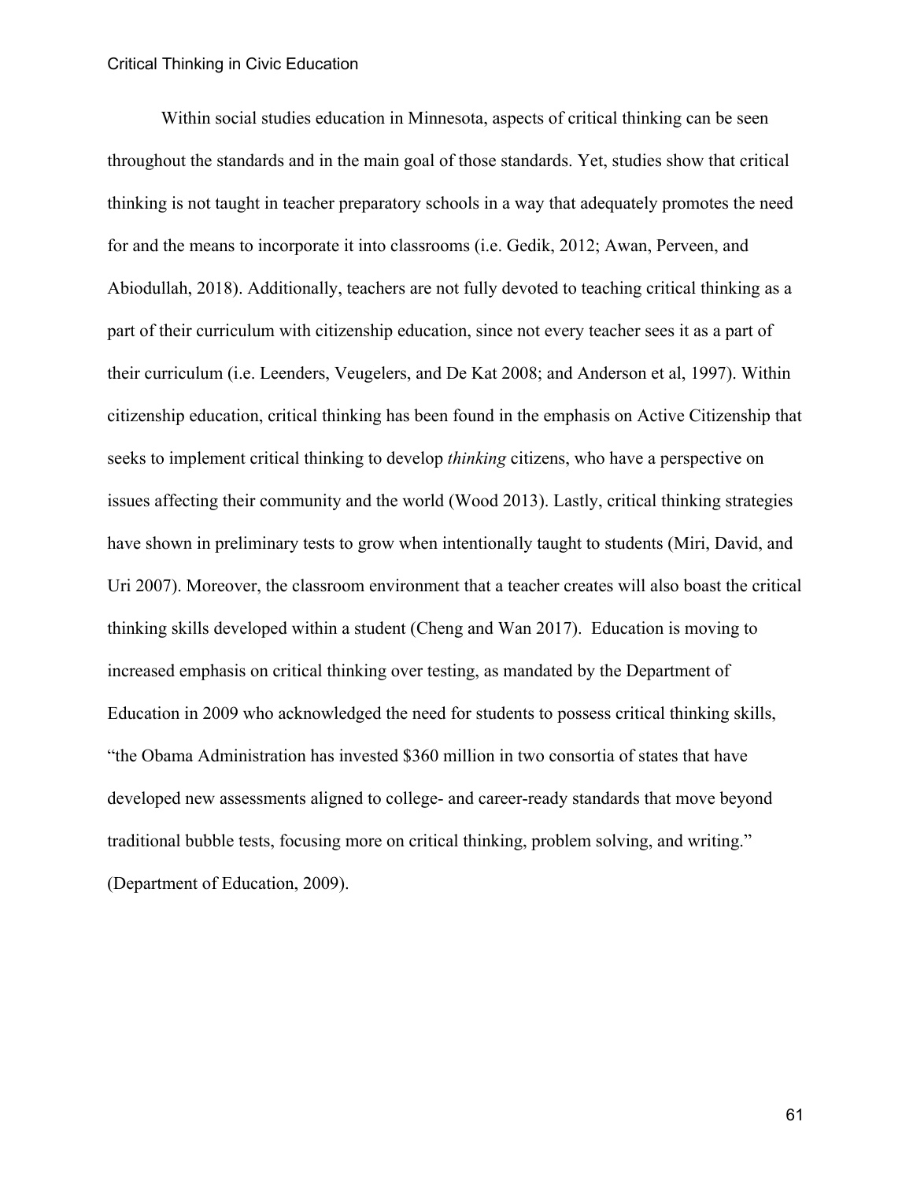Within social studies education in Minnesota, aspects of critical thinking can be seen throughout the standards and in the main goal of those standards. Yet, studies show that critical thinking is not taught in teacher preparatory schools in a way that adequately promotes the need for and the means to incorporate it into classrooms (i.e. Gedik, 2012; Awan, Perveen, and Abiodullah, 2018). Additionally, teachers are not fully devoted to teaching critical thinking as a part of their curriculum with citizenship education, since not every teacher sees it as a part of their curriculum (i.e. Leenders, Veugelers, and De Kat 2008; and Anderson et al, 1997). Within citizenship education, critical thinking has been found in the emphasis on Active Citizenship that seeks to implement critical thinking to develop *thinking* citizens, who have a perspective on issues affecting their community and the world (Wood 2013). Lastly, critical thinking strategies have shown in preliminary tests to grow when intentionally taught to students (Miri, David, and Uri 2007). Moreover, the classroom environment that a teacher creates will also boast the critical thinking skills developed within a student (Cheng and Wan 2017). Education is moving to increased emphasis on critical thinking over testing, as mandated by the Department of Education in 2009 who acknowledged the need for students to possess critical thinking skills, "the Obama Administration has invested $360 million in two consortia of states that have developed new assessments aligned to college- and career-ready standards that move beyond traditional bubble tests, focusing more on critical thinking, problem solving, and writing." (Department of Education, 2009).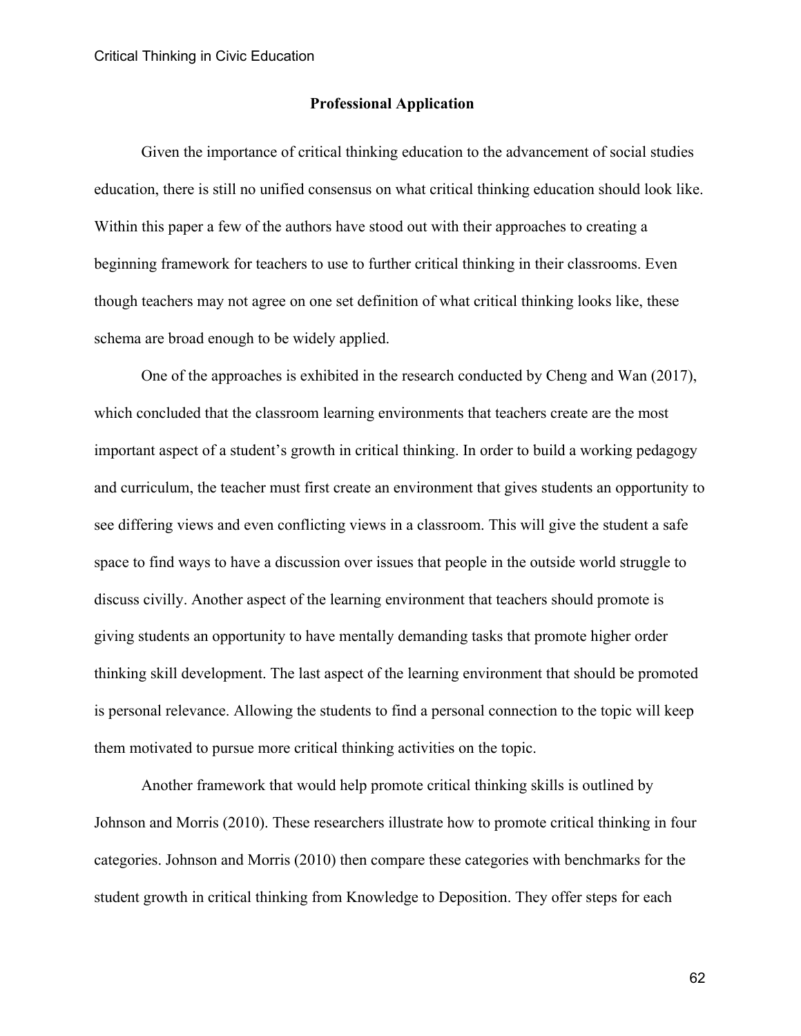## Professional Application

Given the importance of critical thinking education to the advancement of social studies education, there is still no unified consensus on what critical thinking education should look like. Within this paper a few of the authors have stood out with their approaches to creating a beginning framework for teachers to use to further critical thinking in their classrooms. Even though teachers may not agree on one set definition of what critical thinking looks like, these schema are broad enough to be widely applied.

One of the approaches is exhibited in the research conducted by Cheng and Wan (2017), which concluded that the classroom learning environments that teachers create are the most important aspect of a student's growth in critical thinking. In order to build a working pedagogy and curriculum, the teacher must first create an environment that gives students an opportunity to see differing views and even conflicting views in a classroom. This will give the student a safe space to find ways to have a discussion over issues that people in the outside world struggle to discuss civilly. Another aspect of the learning environment that teachers should promote is giving students an opportunity to have mentally demanding tasks that promote higher order thinking skill development. The last aspect of the learning environment that should be promoted is personal relevance. Allowing the students to find a personal connection to the topic will keep them motivated to pursue more critical thinking activities on the topic.

Another framework that would help promote critical thinking skills is outlined by Johnson and Morris (2010). These researchers illustrate how to promote critical thinking in four categories. Johnson and Morris (2010) then compare these categories with benchmarks for the student growth in critical thinking from Knowledge to Deposition. They offer steps for each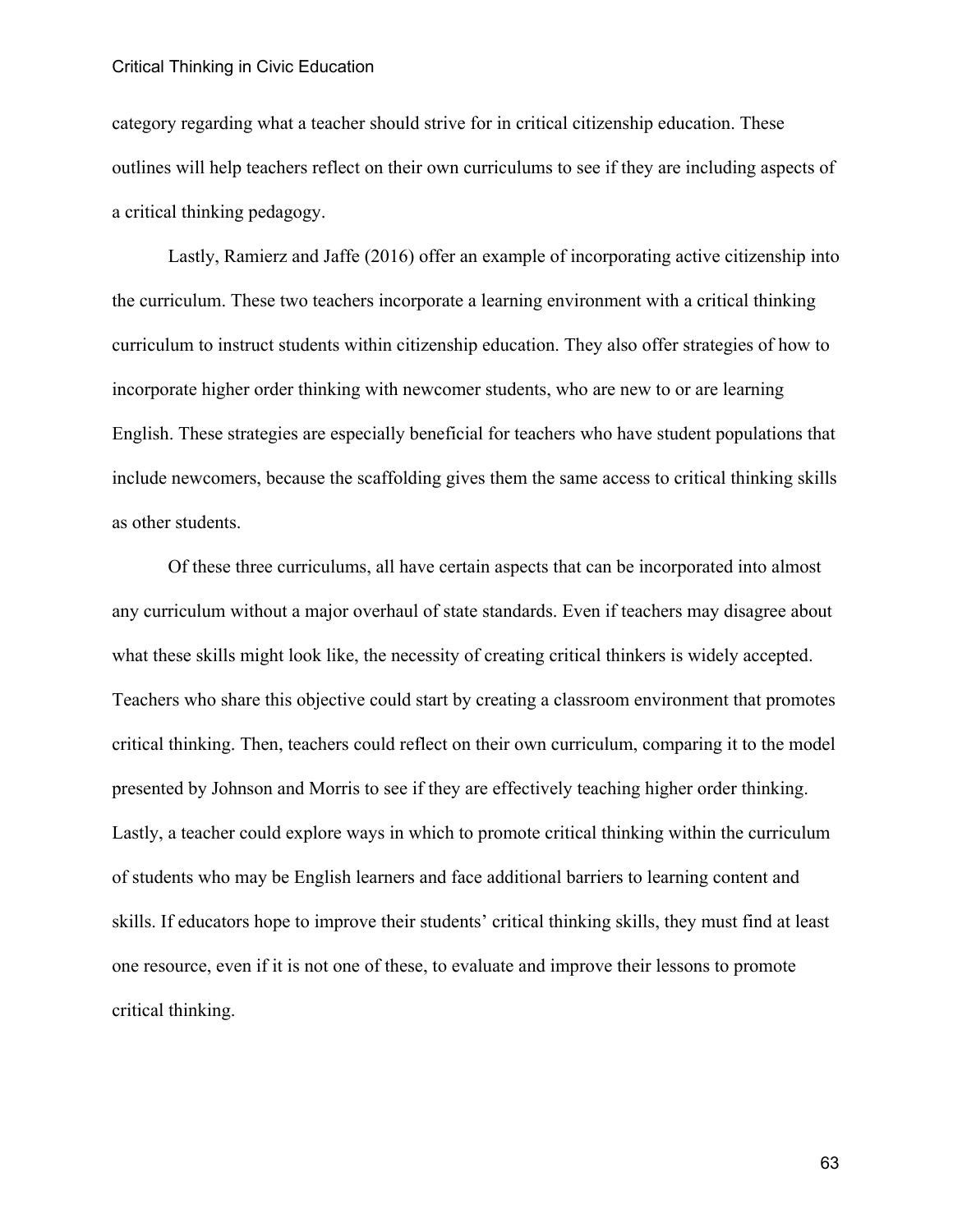category regarding what a teacher should strive for in critical citizenship education. These outlines will help teachers reflect on their own curriculums to see if they are including aspects of a critical thinking pedagogy.

Lastly, Ramierz and Jaffe (2016) offer an example of incorporating active citizenship into the curriculum. These two teachers incorporate a learning environment with a critical thinking curriculum to instruct students within citizenship education. They also offer strategies of how to incorporate higher order thinking with newcomer students, who are new to or are learning English. These strategies are especially beneficial for teachers who have student populations that include newcomers, because the scaffolding gives them the same access to critical thinking skills as other students.

Of these three curriculums, all have certain aspects that can be incorporated into almost any curriculum without a major overhaul of state standards. Even if teachers may disagree about what these skills might look like, the necessity of creating critical thinkers is widely accepted. Teachers who share this objective could start by creating a classroom environment that promotes critical thinking. Then, teachers could reflect on their own curriculum, comparing it to the model presented by Johnson and Morris to see if they are effectively teaching higher order thinking. Lastly, a teacher could explore ways in which to promote critical thinking within the curriculum of students who may be English learners and face additional barriers to learning content and skills. If educators hope to improve their students' critical thinking skills, they must find at least one resource, even if it is not one of these, to evaluate and improve their lessons to promote critical thinking.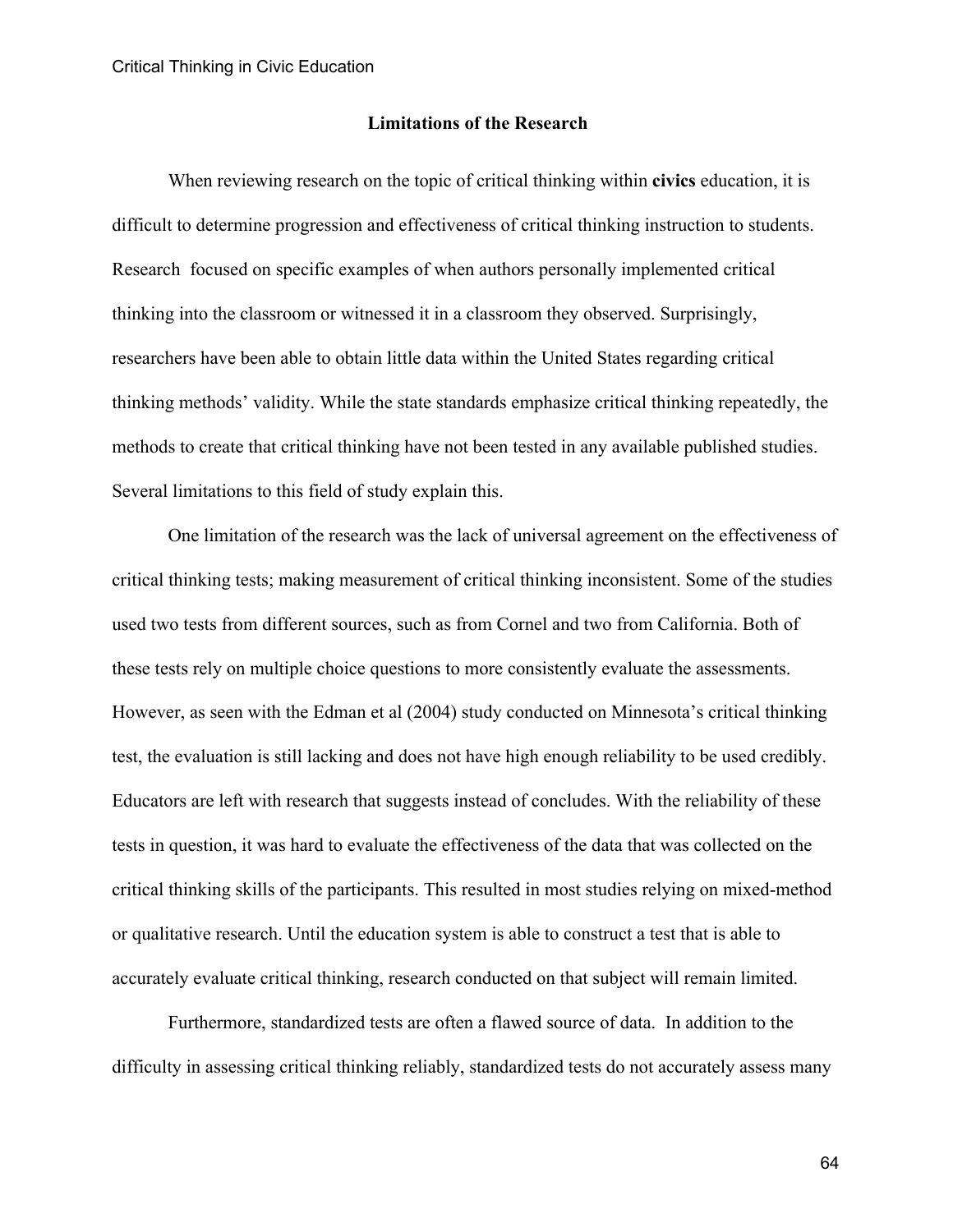## Limitations of the Research

When reviewing research on the topic of critical thinking within **civics** education, it is difficult to determine progression and effectiveness of critical thinking instruction to students. Research focused on specific examples of when authors personally implemented critical thinking into the classroom or witnessed it in a classroom they observed. Surprisingly, researchers have been able to obtain little data within the United States regarding critical thinking methods' validity. While the state standards emphasize critical thinking repeatedly, the methods to create that critical thinking have not been tested in any available published studies. Several limitations to this field of study explain this.

One limitation of the research was the lack of universal agreement on the effectiveness of critical thinking tests; making measurement of critical thinking inconsistent. Some of the studies used two tests from different sources, such as from Cornel and two from California. Both of these tests rely on multiple choice questions to more consistently evaluate the assessments. However, as seen with the Edman et al (2004) study conducted on Minnesota's critical thinking test, the evaluation is still lacking and does not have high enough reliability to be used credibly. Educators are left with research that suggests instead of concludes. With the reliability of these tests in question, it was hard to evaluate the effectiveness of the data that was collected on the critical thinking skills of the participants. This resulted in most studies relying on mixed-method or qualitative research. Until the education system is able to construct a test that is able to accurately evaluate critical thinking, research conducted on that subject will remain limited.

Furthermore, standardized tests are often a flawed source of data. In addition to the difficulty in assessing critical thinking reliably, standardized tests do not accurately assess many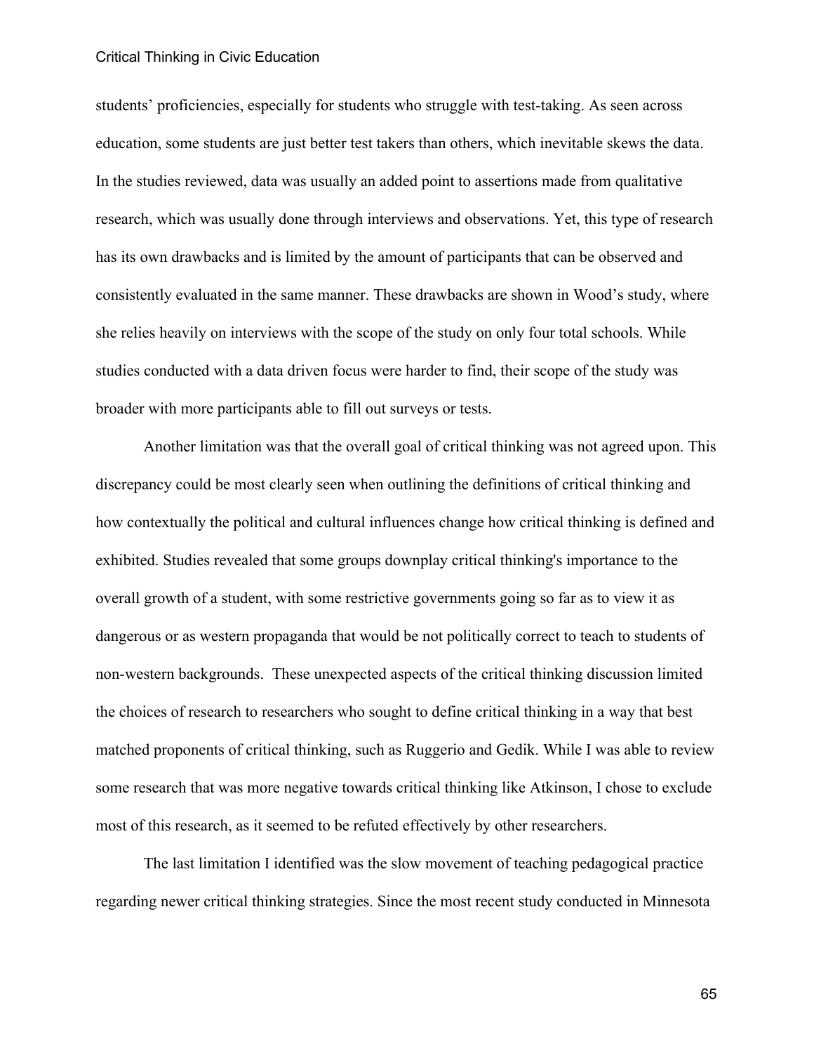students' proficiencies, especially for students who struggle with test-taking. As seen across education, some students are just better test takers than others, which inevitable skews the data. In the studies reviewed, data was usually an added point to assertions made from qualitative research, which was usually done through interviews and observations. Yet, this type of research has its own drawbacks and is limited by the amount of participants that can be observed and consistently evaluated in the same manner. These drawbacks are shown in Wood's study, where she relies heavily on interviews with the scope of the study on only four total schools. While studies conducted with a data driven focus were harder to find, their scope of the study was broader with more participants able to fill out surveys or tests.

Another limitation was that the overall goal of critical thinking was not agreed upon. This discrepancy could be most clearly seen when outlining the definitions of critical thinking and how contextually the political and cultural influences change how critical thinking is defined and exhibited. Studies revealed that some groups downplay critical thinking's importance to the overall growth of a student, with some restrictive governments going so far as to view it as dangerous or as western propaganda that would be not politically correct to teach to students of non-western backgrounds. These unexpected aspects of the critical thinking discussion limited the choices of research to researchers who sought to define critical thinking in a way that best matched proponents of critical thinking, such as Ruggerio and Gedik. While I was able to review some research that was more negative towards critical thinking like Atkinson, I chose to exclude most of this research, as it seemed to be refuted effectively by other researchers.

The last limitation I identified was the slow movement of teaching pedagogical practice regarding newer critical thinking strategies. Since the most recent study conducted in Minnesota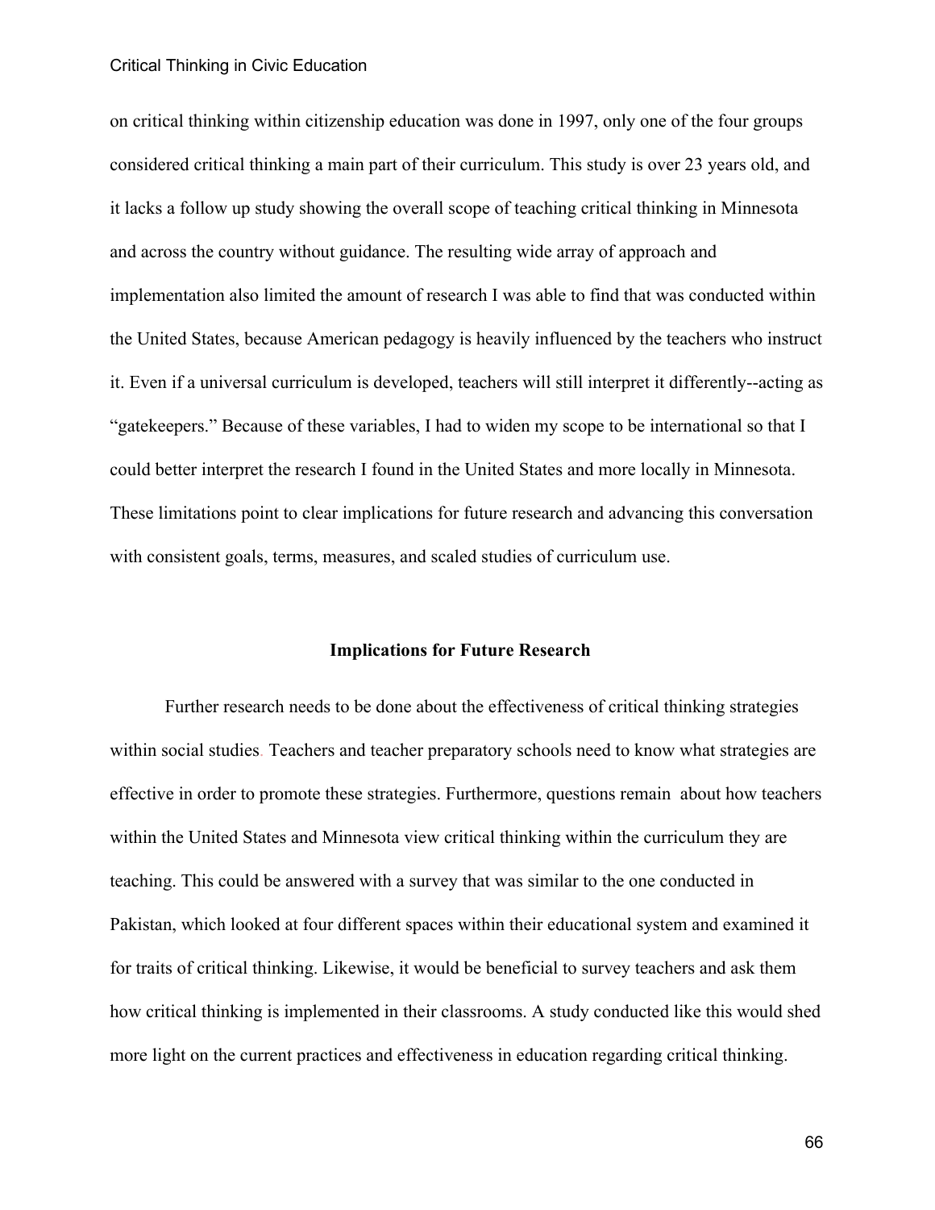on critical thinking within citizenship education was done in 1997, only one of the four groups considered critical thinking a main part of their curriculum. This study is over 23 years old, and it lacks a follow up study showing the overall scope of teaching critical thinking in Minnesota and across the country without guidance. The resulting wide array of approach and implementation also limited the amount of research I was able to find that was conducted within the United States, because American pedagogy is heavily influenced by the teachers who instruct it. Even if a universal curriculum is developed, teachers will still interpret it differently--acting as "gatekeepers." Because of these variables, I had to widen my scope to be international so that I could better interpret the research I found in the United States and more locally in Minnesota. These limitations point to clear implications for future research and advancing this conversation with consistent goals, terms, measures, and scaled studies of curriculum use.

## Implications for Future Research

Further research needs to be done about the effectiveness of critical thinking strategies within social studies. Teachers and teacher preparatory schools need to know what strategies are effective in order to promote these strategies. Furthermore, questions remain about how teachers within the United States and Minnesota view critical thinking within the curriculum they are teaching. This could be answered with a survey that was similar to the one conducted in Pakistan, which looked at four different spaces within their educational system and examined it for traits of critical thinking. Likewise, it would be beneficial to survey teachers and ask them how critical thinking is implemented in their classrooms. A study conducted like this would shed more light on the current practices and effectiveness in education regarding critical thinking.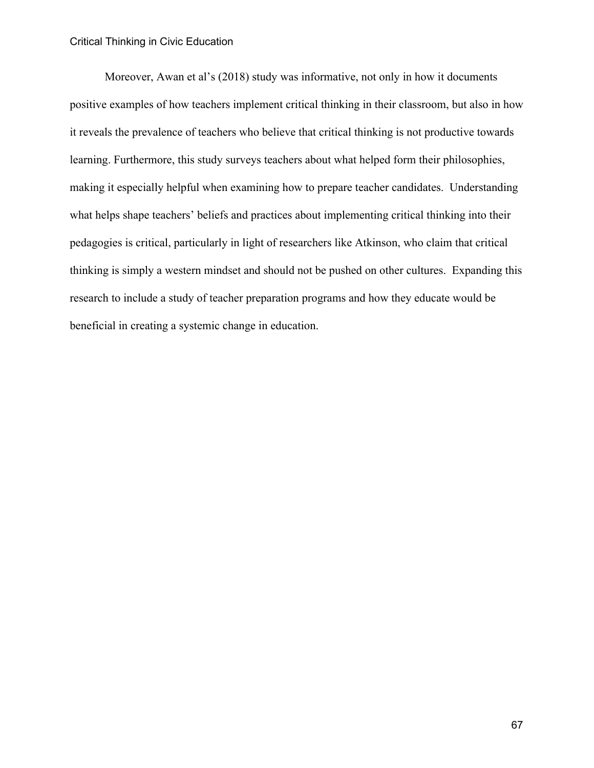Moreover, Awan et al's (2018) study was informative, not only in how it documents positive examples of how teachers implement critical thinking in their classroom, but also in how it reveals the prevalence of teachers who believe that critical thinking is not productive towards learning. Furthermore, this study surveys teachers about what helped form their philosophies, making it especially helpful when examining how to prepare teacher candidates.  Understanding what helps shape teachers' beliefs and practices about implementing critical thinking into their pedagogies is critical, particularly in light of researchers like Atkinson, who claim that critical thinking is simply a western mindset and should not be pushed on other cultures.  Expanding this research to include a study of teacher preparation programs and how they educate would be beneficial in creating a systemic change in education.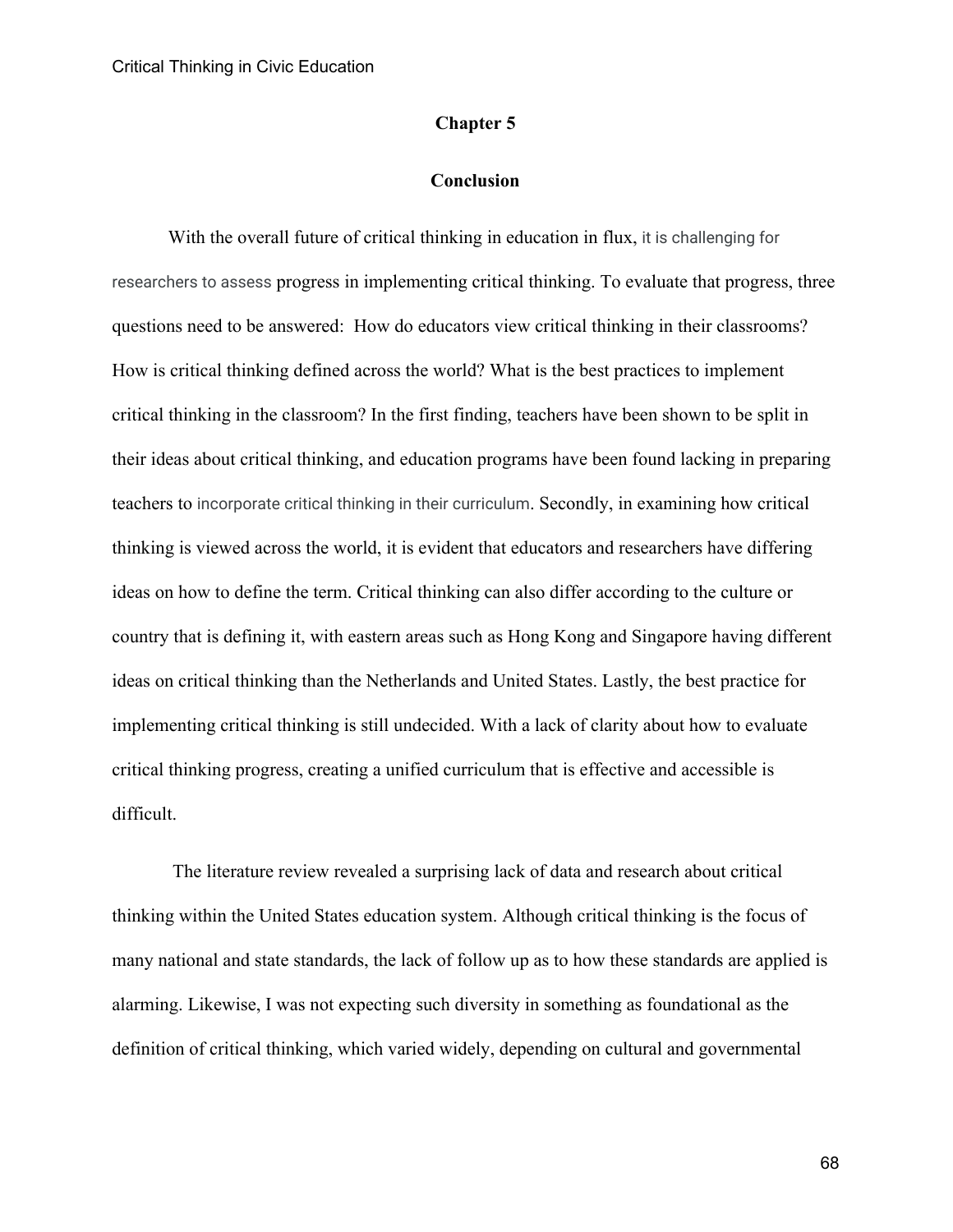# Chapter 5

## Conclusion

With the overall future of critical thinking in education in flux, it is challenging for researchers to assess progress in implementing critical thinking. To evaluate that progress, three questions need to be answered: How do educators view critical thinking in their classrooms? How is critical thinking defined across the world? What is the best practices to implement critical thinking in the classroom? In the first finding, teachers have been shown to be split in their ideas about critical thinking, and education programs have been found lacking in preparing teachers to incorporate critical thinking in their curriculum. Secondly, in examining how critical thinking is viewed across the world, it is evident that educators and researchers have differing ideas on how to define the term. Critical thinking can also differ according to the culture or country that is defining it, with eastern areas such as Hong Kong and Singapore having different ideas on critical thinking than the Netherlands and United States. Lastly, the best practice for implementing critical thinking is still undecided. With a lack of clarity about how to evaluate critical thinking progress, creating a unified curriculum that is effective and accessible is difficult.

The literature review revealed a surprising lack of data and research about critical thinking within the United States education system. Although critical thinking is the focus of many national and state standards, the lack of follow up as to how these standards are applied is alarming. Likewise, I was not expecting such diversity in something as foundational as the definition of critical thinking, which varied widely, depending on cultural and governmental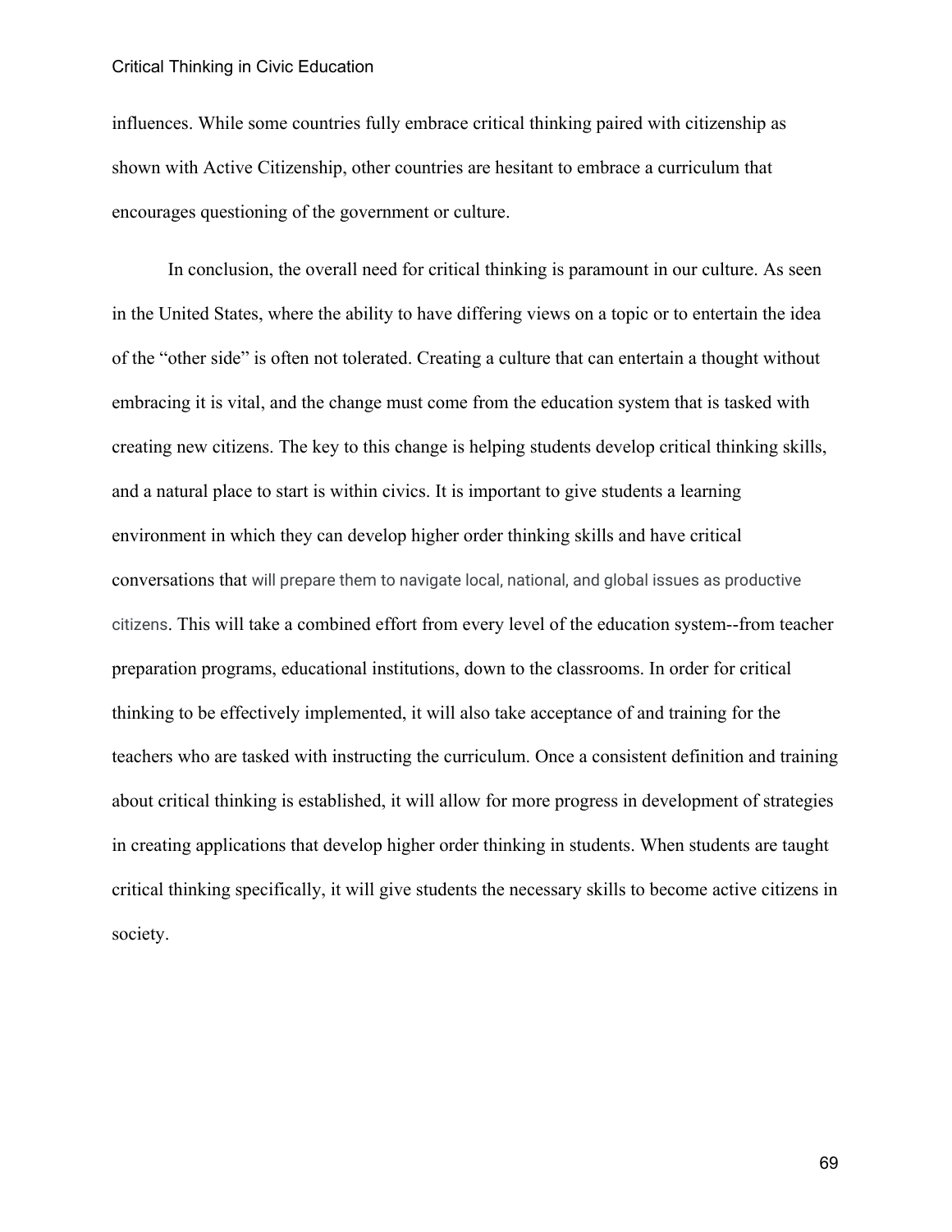influences. While some countries fully embrace critical thinking paired with citizenship as shown with Active Citizenship, other countries are hesitant to embrace a curriculum that encourages questioning of the government or culture.

In conclusion, the overall need for critical thinking is paramount in our culture. As seen in the United States, where the ability to have differing views on a topic or to entertain the idea of the "other side" is often not tolerated. Creating a culture that can entertain a thought without embracing it is vital, and the change must come from the education system that is tasked with creating new citizens. The key to this change is helping students develop critical thinking skills, and a natural place to start is within civics. It is important to give students a learning environment in which they can develop higher order thinking skills and have critical conversations that will prepare them to navigate local, national, and global issues as productive citizens. This will take a combined effort from every level of the education system--from teacher preparation programs, educational institutions, down to the classrooms. In order for critical thinking to be effectively implemented, it will also take acceptance of and training for the teachers who are tasked with instructing the curriculum. Once a consistent definition and training about critical thinking is established, it will allow for more progress in development of strategies in creating applications that develop higher order thinking in students. When students are taught critical thinking specifically, it will give students the necessary skills to become active citizens in society.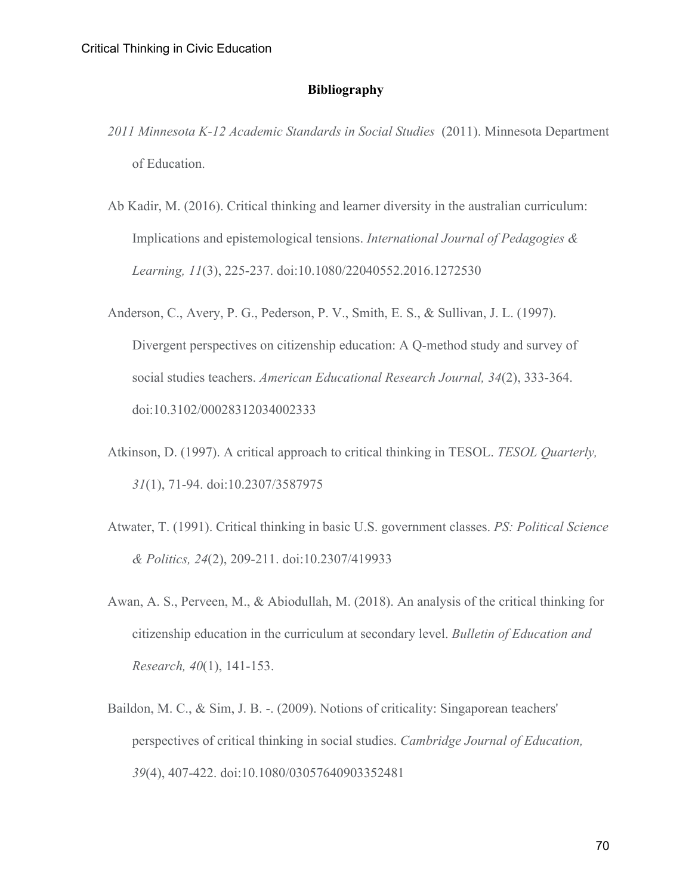# Bibliography

*2011 Minnesota K-12 Academic Standards in Social Studies* (2011). Minnesota Department of Education.

Ab Kadir, M. (2016). Critical thinking and learner diversity in the australian curriculum: Implications and epistemological tensions. *International Journal of Pedagogies & Learning, 11*(3), 225-237. doi:10.1080/22040552.2016.1272530

Anderson, C., Avery, P. G., Pederson, P. V., Smith, E. S., & Sullivan, J. L. (1997). Divergent perspectives on citizenship education: A Q-method study and survey of social studies teachers. *American Educational Research Journal, 34*(2), 333-364. doi:10.3102/00028312034002333

Atkinson, D. (1997). A critical approach to critical thinking in TESOL. *TESOL Quarterly, 31*(1), 71-94. doi:10.2307/3587975

Atwater, T. (1991). Critical thinking in basic U.S. government classes. *PS: Political Science & Politics, 24*(2), 209-211. doi:10.2307/419933

Awan, A. S., Perveen, M., & Abiodullah, M. (2018). An analysis of the critical thinking for citizenship education in the curriculum at secondary level. *Bulletin of Education and Research, 40*(1), 141-153.

Baildon, M. C., & Sim, J. B. -. (2009). Notions of criticality: Singaporean teachers' perspectives of critical thinking in social studies. *Cambridge Journal of Education, 39*(4), 407-422. doi:10.1080/03057640903352481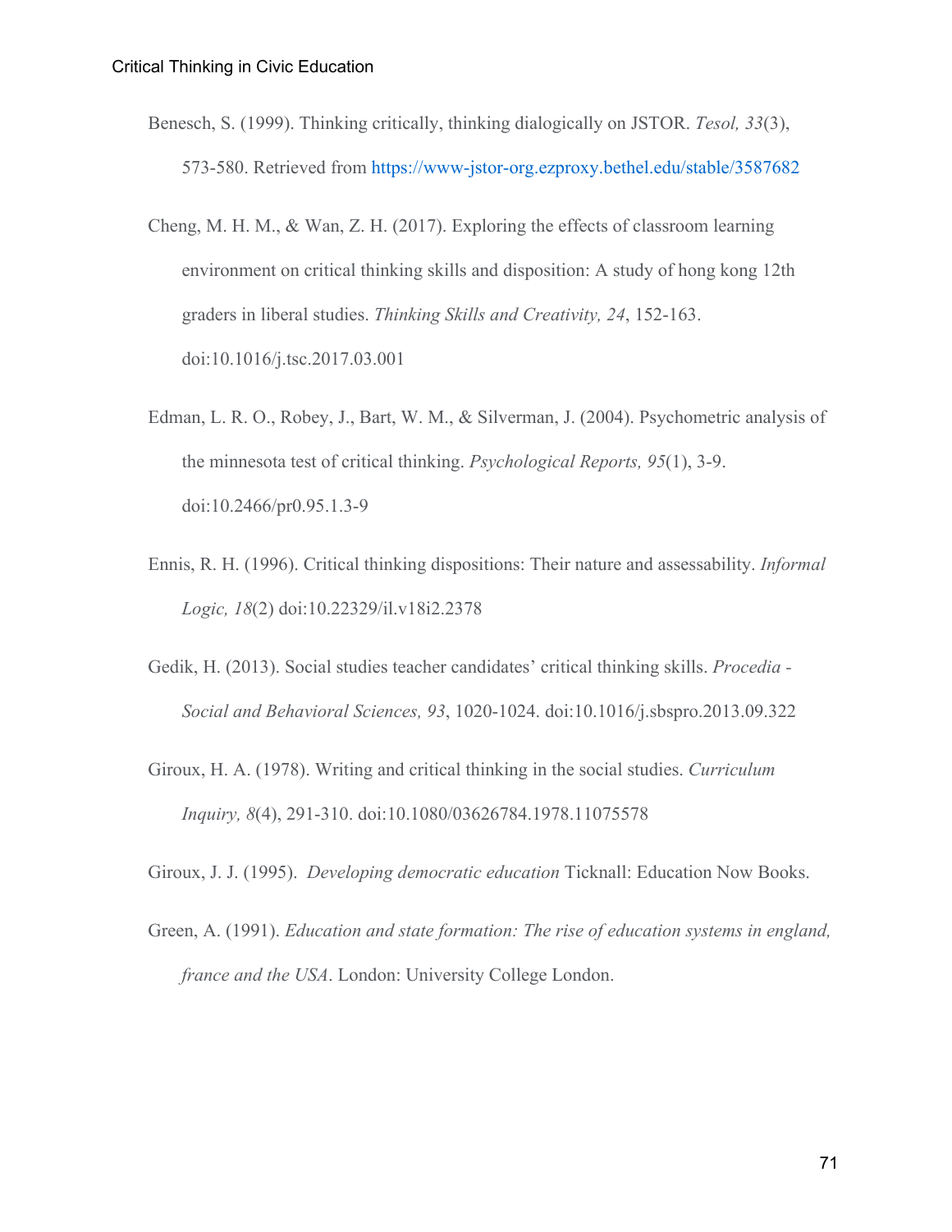Benesch, S. (1999). Thinking critically, thinking dialogically on JSTOR. *Tesol, 33*(3), 573-580. Retrieved from https://www-jstor-org.ezproxy.bethel.edu/stable/3587682

Cheng, M. H. M., & Wan, Z. H. (2017). Exploring the effects of classroom learning environment on critical thinking skills and disposition: A study of hong kong 12th graders in liberal studies. *Thinking Skills and Creativity, 24*, 152-163. doi:10.1016/j.tsc.2017.03.001

Edman, L. R. O., Robey, J., Bart, W. M., & Silverman, J. (2004). Psychometric analysis of the minnesota test of critical thinking. *Psychological Reports, 95*(1), 3-9. doi:10.2466/pr0.95.1.3-9

Ennis, R. H. (1996). Critical thinking dispositions: Their nature and assessability. *Informal Logic, 18*(2) doi:10.22329/il.v18i2.2378

Gedik, H. (2013). Social studies teacher candidates' critical thinking skills. *Procedia - Social and Behavioral Sciences, 93*, 1020-1024. doi:10.1016/j.sbspro.2013.09.322

Giroux, H. A. (1978). Writing and critical thinking in the social studies. *Curriculum Inquiry, 8*(4), 291-310. doi:10.1080/03626784.1978.11075578

Giroux, J. J. (1995). *Developing democratic education* Ticknall: Education Now Books.

Green, A. (1991). *Education and state formation: The rise of education systems in england, france and the USA*. London: University College London.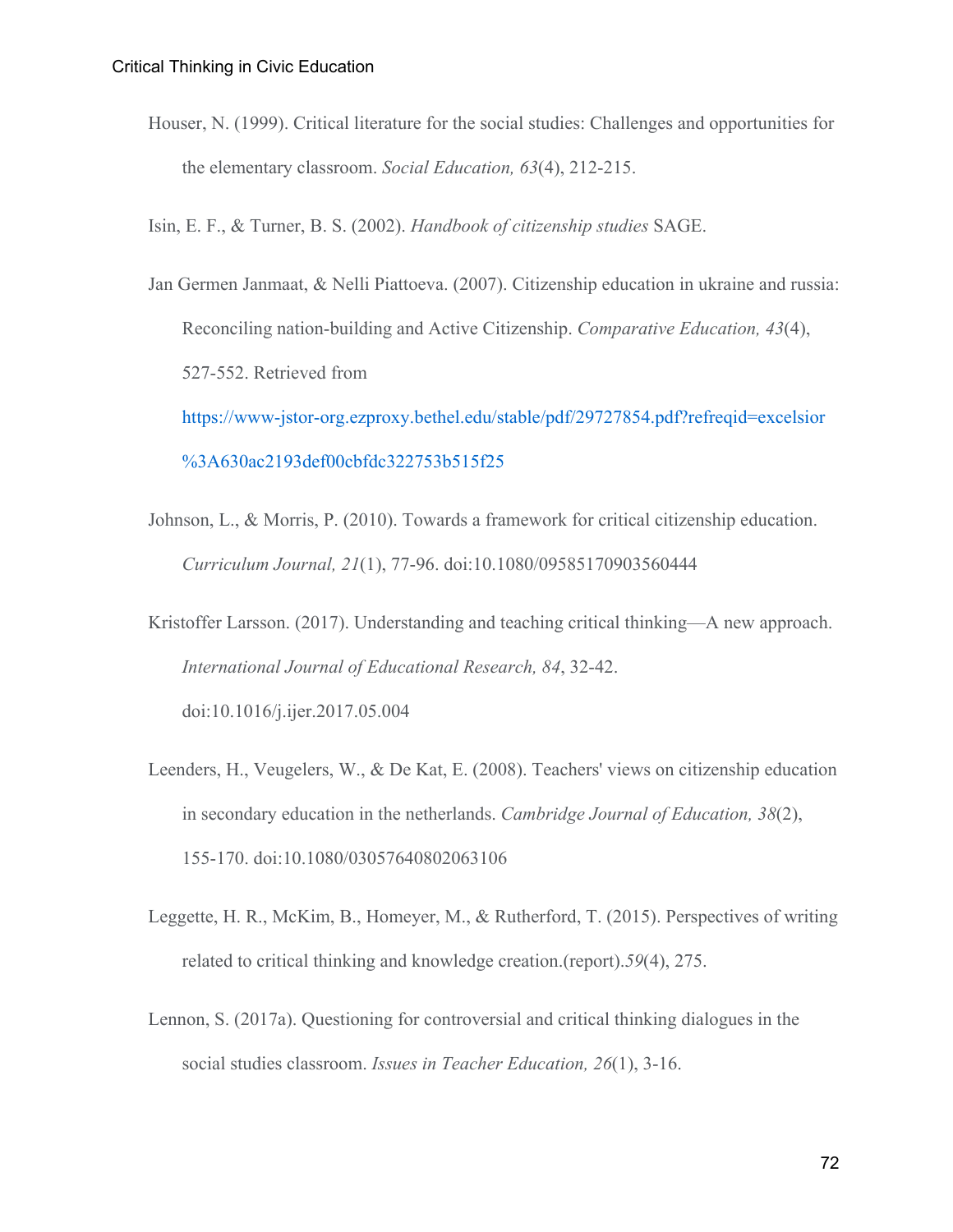Houser, N. (1999). Critical literature for the social studies: Challenges and opportunities for the elementary classroom. *Social Education, 63*(4), 212-215.

Isin, E. F., & Turner, B. S. (2002). *Handbook of citizenship studies* SAGE.

Jan Germen Janmaat, & Nelli Piattoeva. (2007). Citizenship education in ukraine and russia: Reconciling nation-building and Active Citizenship. *Comparative Education, 43*(4), 527-552. Retrieved from https://www-jstor-org.ezproxy.bethel.edu/stable/pdf/29727854.pdf?refreqid=excelsior%3A630ac2193def00cbfdc322753b515f25

Johnson, L., & Morris, P. (2010). Towards a framework for critical citizenship education. *Curriculum Journal, 21*(1), 77-96. doi:10.1080/09585170903560444

Kristoffer Larsson. (2017). Understanding and teaching critical thinking—A new approach. *International Journal of Educational Research, 84*, 32-42. doi:10.1016/j.ijer.2017.05.004

Leenders, H., Veugelers, W., & De Kat, E. (2008). Teachers' views on citizenship education in secondary education in the netherlands. *Cambridge Journal of Education, 38*(2), 155-170. doi:10.1080/03057640802063106

Leggette, H. R., McKim, B., Homeyer, M., & Rutherford, T. (2015). Perspectives of writing related to critical thinking and knowledge creation.(report).*59*(4), 275.

Lennon, S. (2017a). Questioning for controversial and critical thinking dialogues in the social studies classroom. *Issues in Teacher Education, 26*(1), 3-16.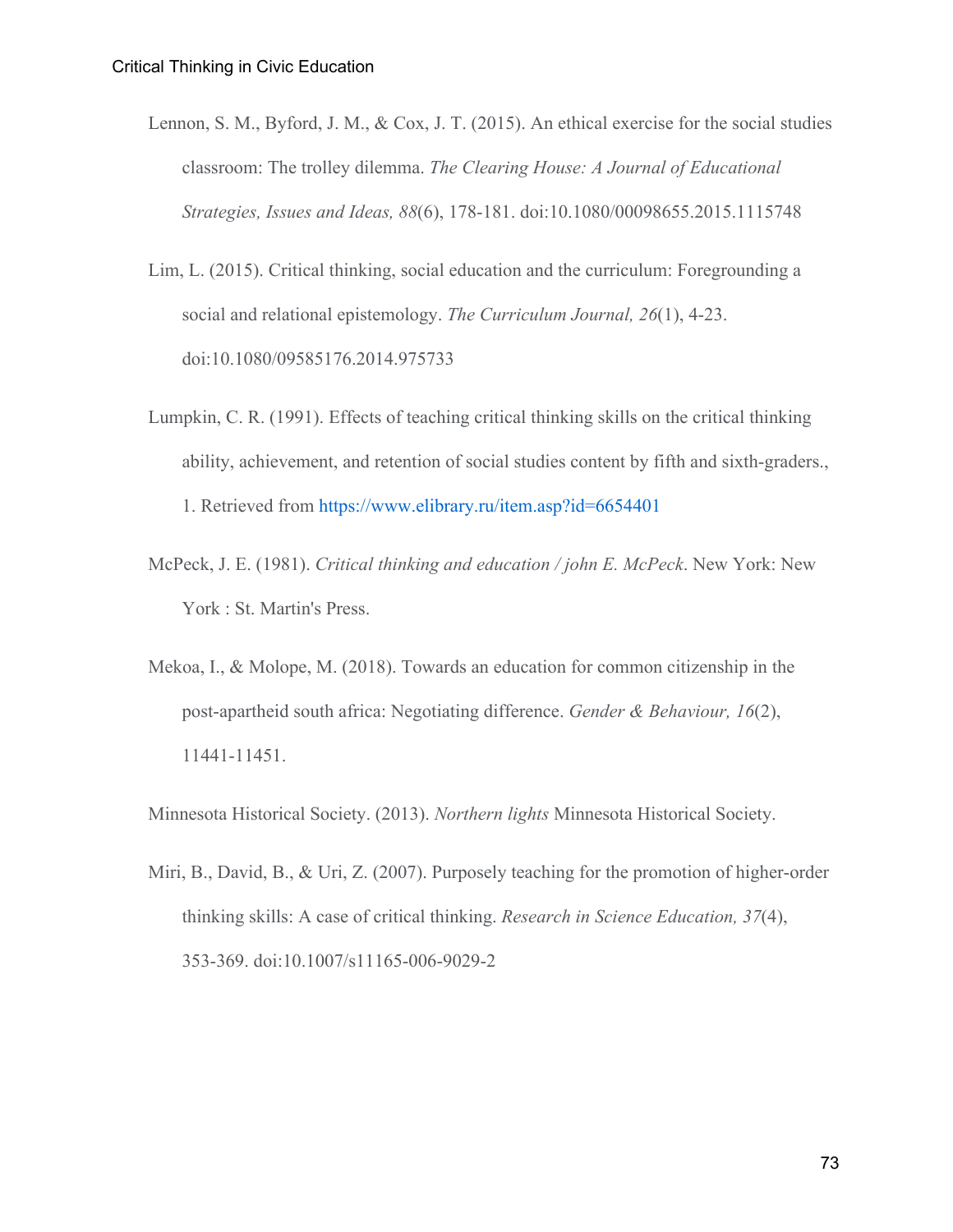Lennon, S. M., Byford, J. M., & Cox, J. T. (2015). An ethical exercise for the social studies classroom: The trolley dilemma. *The Clearing House: A Journal of Educational Strategies, Issues and Ideas, 88*(6), 178-181. doi:10.1080/00098655.2015.1115748

Lim, L. (2015). Critical thinking, social education and the curriculum: Foregrounding a social and relational epistemology. *The Curriculum Journal, 26*(1), 4-23. doi:10.1080/09585176.2014.975733

Lumpkin, C. R. (1991). Effects of teaching critical thinking skills on the critical thinking ability, achievement, and retention of social studies content by fifth and sixth-graders., 1. Retrieved from https://www.elibrary.ru/item.asp?id=6654401

McPeck, J. E. (1981). *Critical thinking and education / john E. McPeck*. New York: New York : St. Martin's Press.

Mekoa, I., & Molope, M. (2018). Towards an education for common citizenship in the post-apartheid south africa: Negotiating difference. *Gender & Behaviour, 16*(2), 11441-11451.

Minnesota Historical Society. (2013). *Northern lights* Minnesota Historical Society.

Miri, B., David, B., & Uri, Z. (2007). Purposely teaching for the promotion of higher-order thinking skills: A case of critical thinking. *Research in Science Education, 37*(4), 353-369. doi:10.1007/s11165-006-9029-2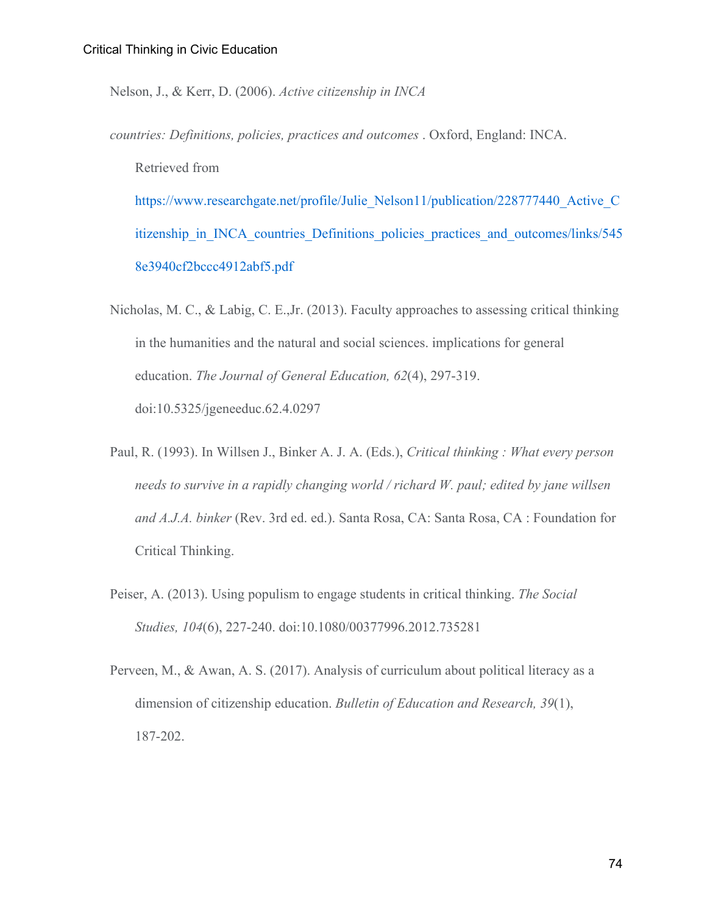Nelson, J., & Kerr, D. (2006). *Active citizenship in INCA countries: Definitions, policies, practices and outcomes* . Oxford, England: INCA. Retrieved from https://www.researchgate.net/profile/Julie_Nelson11/publication/228777440_Active_Citizenship_in_INCA_countries_Definitions_policies_practices_and_outcomes/links/5458e3940cf2bccc4912abf5.pdf

Nicholas, M. C., & Labig, C. E.,Jr. (2013). Faculty approaches to assessing critical thinking in the humanities and the natural and social sciences. implications for general education. *The Journal of General Education, 62*(4), 297-319. doi:10.5325/jgeneeduc.62.4.0297

Paul, R. (1993). In Willsen J., Binker A. J. A. (Eds.), *Critical thinking : What every person needs to survive in a rapidly changing world / richard W. paul; edited by jane willsen and A.J.A. binker* (Rev. 3rd ed. ed.). Santa Rosa, CA: Santa Rosa, CA : Foundation for Critical Thinking.

Peiser, A. (2013). Using populism to engage students in critical thinking. *The Social Studies, 104*(6), 227-240. doi:10.1080/00377996.2012.735281

Perveen, M., & Awan, A. S. (2017). Analysis of curriculum about political literacy as a dimension of citizenship education. *Bulletin of Education and Research, 39*(1), 187-202.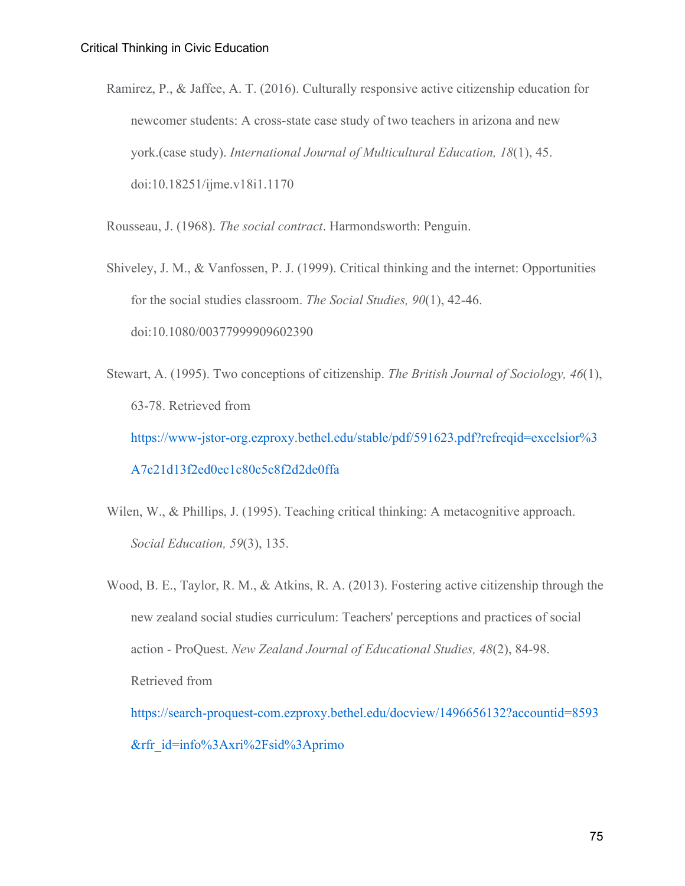Ramirez, P., & Jaffee, A. T. (2016). Culturally responsive active citizenship education for newcomer students: A cross-state case study of two teachers in arizona and new york.(case study). *International Journal of Multicultural Education, 18*(1), 45. doi:10.18251/ijme.v18i1.1170

Rousseau, J. (1968). *The social contract*. Harmondsworth: Penguin.

Shiveley, J. M., & Vanfossen, P. J. (1999). Critical thinking and the internet: Opportunities for the social studies classroom. *The Social Studies, 90*(1), 42-46. doi:10.1080/00377999909602390

Stewart, A. (1995). Two conceptions of citizenship. *The British Journal of Sociology, 46*(1), 63-78. Retrieved from https://www-jstor-org.ezproxy.bethel.edu/stable/pdf/591623.pdf?refreqid=excelsior%3A7c21d13f2ed0ec1c80c5c8f2d2de0ffa

Wilen, W., & Phillips, J. (1995). Teaching critical thinking: A metacognitive approach. *Social Education, 59*(3), 135.

Wood, B. E., Taylor, R. M., & Atkins, R. A. (2013). Fostering active citizenship through the new zealand social studies curriculum: Teachers' perceptions and practices of social action - ProQuest. *New Zealand Journal of Educational Studies, 48*(2), 84-98. Retrieved from https://search-proquest-com.ezproxy.bethel.edu/docview/1496656132?accountid=8593&rfr_id=info%3Axri%2Fsid%3Aprimo